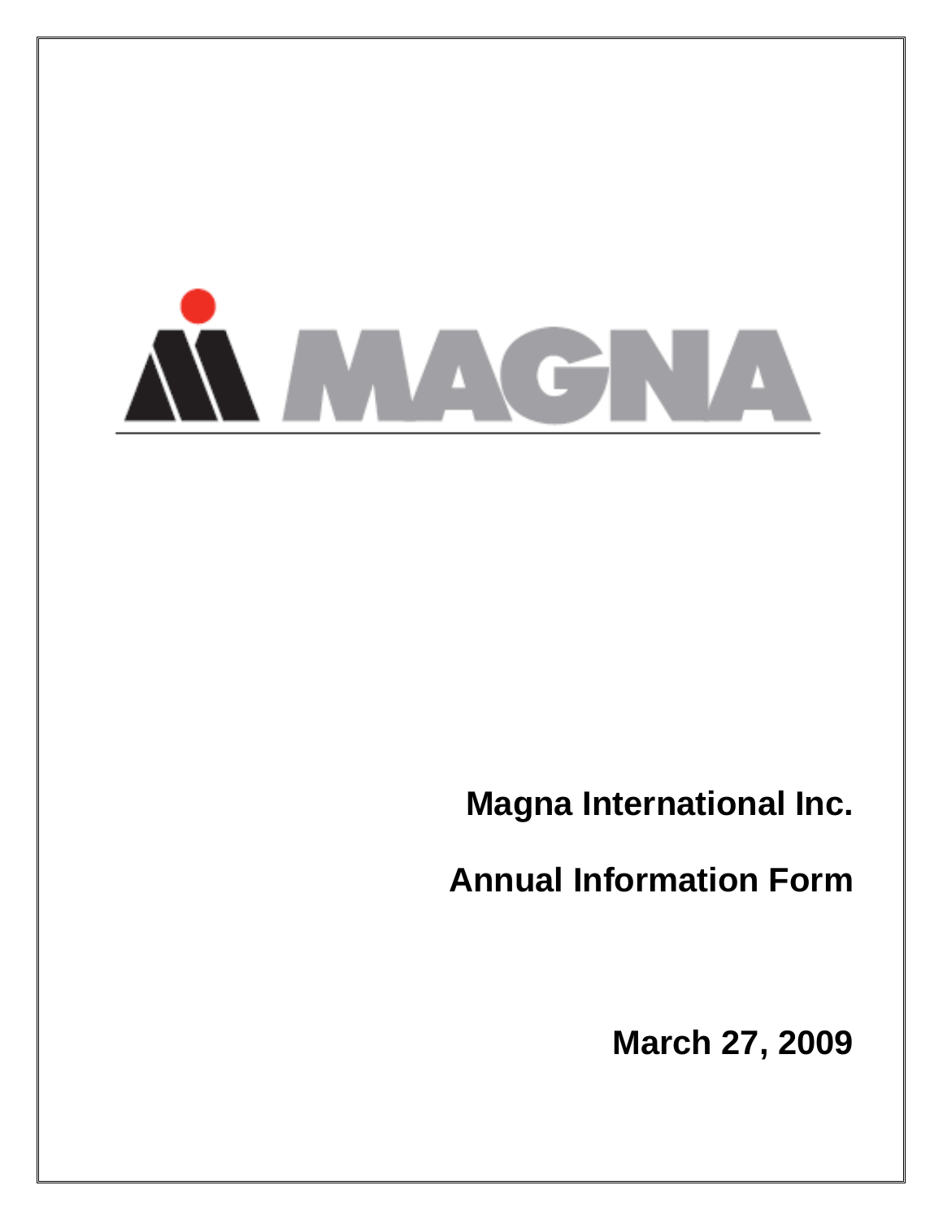MAGNA

**Magna International Inc.**

**Annual Information Form**

**March 27, 2009**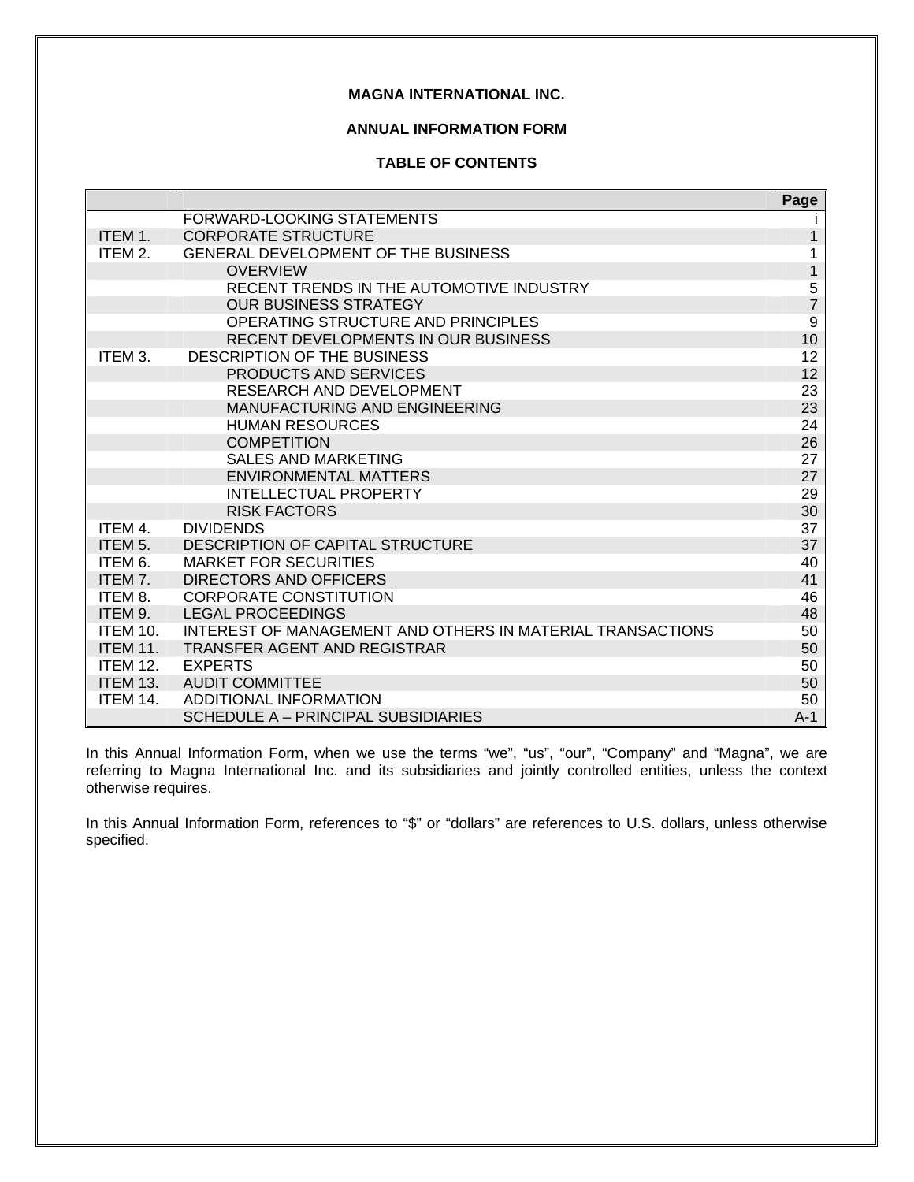**MAGNA INTERNATIONAL INC.**

**ANNUAL INFORMATION FORM**

**TABLE OF CONTENTS**

| | | Page |
|---|---|---|
| | FORWARD-LOOKING STATEMENTS | i |
| ITEM 1. | CORPORATE STRUCTURE | 1 |
| ITEM 2. | GENERAL DEVELOPMENT OF THE BUSINESS | 1 |
| | OVERVIEW | 1 |
| | RECENT TRENDS IN THE AUTOMOTIVE INDUSTRY | 5 |
| | OUR BUSINESS STRATEGY | 7 |
| | OPERATING STRUCTURE AND PRINCIPLES | 9 |
| | RECENT DEVELOPMENTS IN OUR BUSINESS | 10 |
| ITEM 3. | DESCRIPTION OF THE BUSINESS | 12 |
| | PRODUCTS AND SERVICES | 12 |
| | RESEARCH AND DEVELOPMENT | 23 |
| | MANUFACTURING AND ENGINEERING | 23 |
| | HUMAN RESOURCES | 24 |
| | COMPETITION | 26 |
| | SALES AND MARKETING | 27 |
| | ENVIRONMENTAL MATTERS | 27 |
| | INTELLECTUAL PROPERTY | 29 |
| | RISK FACTORS | 30 |
| ITEM 4. | DIVIDENDS | 37 |
| ITEM 5. | DESCRIPTION OF CAPITAL STRUCTURE | 37 |
| ITEM 6. | MARKET FOR SECURITIES | 40 |
| ITEM 7. | DIRECTORS AND OFFICERS | 41 |
| ITEM 8. | CORPORATE CONSTITUTION | 46 |
| ITEM 9. | LEGAL PROCEEDINGS | 48 |
| ITEM 10. | INTEREST OF MANAGEMENT AND OTHERS IN MATERIAL TRANSACTIONS | 50 |
| ITEM 11. | TRANSFER AGENT AND REGISTRAR | 50 |
| ITEM 12. | EXPERTS | 50 |
| ITEM 13. | AUDIT COMMITTEE | 50 |
| ITEM 14. | ADDITIONAL INFORMATION | 50 |
| | SCHEDULE A – PRINCIPAL SUBSIDIARIES | A-1 |

In this Annual Information Form, when we use the terms "we", "us", "our", "Company" and "Magna", we are referring to Magna International Inc. and its subsidiaries and jointly controlled entities, unless the context otherwise requires.

In this Annual Information Form, references to "$" or "dollars" are references to U.S. dollars, unless otherwise specified.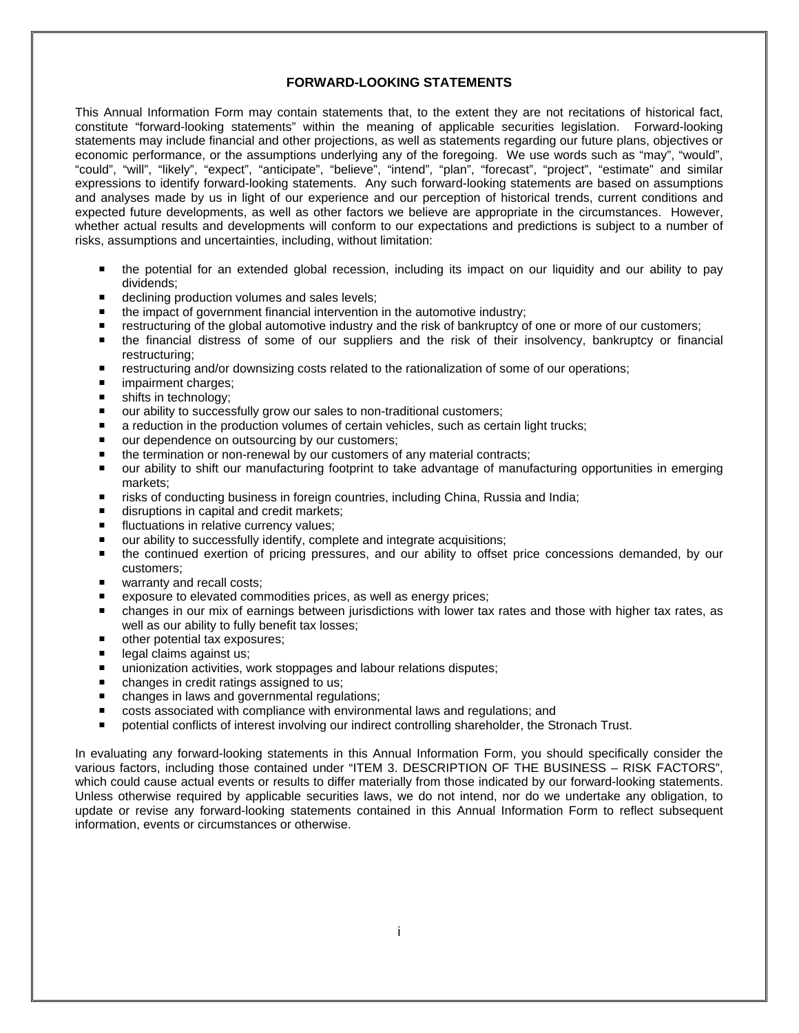## FORWARD-LOOKING STATEMENTS

This Annual Information Form may contain statements that, to the extent they are not recitations of historical fact, constitute "forward-looking statements" within the meaning of applicable securities legislation. Forward-looking statements may include financial and other projections, as well as statements regarding our future plans, objectives or economic performance, or the assumptions underlying any of the foregoing. We use words such as "may", "would", "could", "will", "likely", "expect", "anticipate", "believe", "intend", "plan", "forecast", "project", "estimate" and similar expressions to identify forward-looking statements. Any such forward-looking statements are based on assumptions and analyses made by us in light of our experience and our perception of historical trends, current conditions and expected future developments, as well as other factors we believe are appropriate in the circumstances. However, whether actual results and developments will conform to our expectations and predictions is subject to a number of risks, assumptions and uncertainties, including, without limitation:

- the potential for an extended global recession, including its impact on our liquidity and our ability to pay dividends;
- declining production volumes and sales levels;
- the impact of government financial intervention in the automotive industry;
- restructuring of the global automotive industry and the risk of bankruptcy of one or more of our customers;
- the financial distress of some of our suppliers and the risk of their insolvency, bankruptcy or financial restructuring;
- restructuring and/or downsizing costs related to the rationalization of some of our operations;
- impairment charges;
- shifts in technology;
- our ability to successfully grow our sales to non-traditional customers;
- a reduction in the production volumes of certain vehicles, such as certain light trucks;
- our dependence on outsourcing by our customers;
- the termination or non-renewal by our customers of any material contracts;
- our ability to shift our manufacturing footprint to take advantage of manufacturing opportunities in emerging markets;
- risks of conducting business in foreign countries, including China, Russia and India;
- disruptions in capital and credit markets;
- fluctuations in relative currency values;
- our ability to successfully identify, complete and integrate acquisitions;
- the continued exertion of pricing pressures, and our ability to offset price concessions demanded, by our customers;
- warranty and recall costs;
- exposure to elevated commodities prices, as well as energy prices;
- changes in our mix of earnings between jurisdictions with lower tax rates and those with higher tax rates, as well as our ability to fully benefit tax losses;
- other potential tax exposures;
- legal claims against us;
- unionization activities, work stoppages and labour relations disputes;
- changes in credit ratings assigned to us;
- changes in laws and governmental regulations;
- costs associated with compliance with environmental laws and regulations; and
- potential conflicts of interest involving our indirect controlling shareholder, the Stronach Trust.

In evaluating any forward-looking statements in this Annual Information Form, you should specifically consider the various factors, including those contained under "ITEM 3. DESCRIPTION OF THE BUSINESS – RISK FACTORS", which could cause actual events or results to differ materially from those indicated by our forward-looking statements. Unless otherwise required by applicable securities laws, we do not intend, nor do we undertake any obligation, to update or revise any forward-looking statements contained in this Annual Information Form to reflect subsequent information, events or circumstances or otherwise.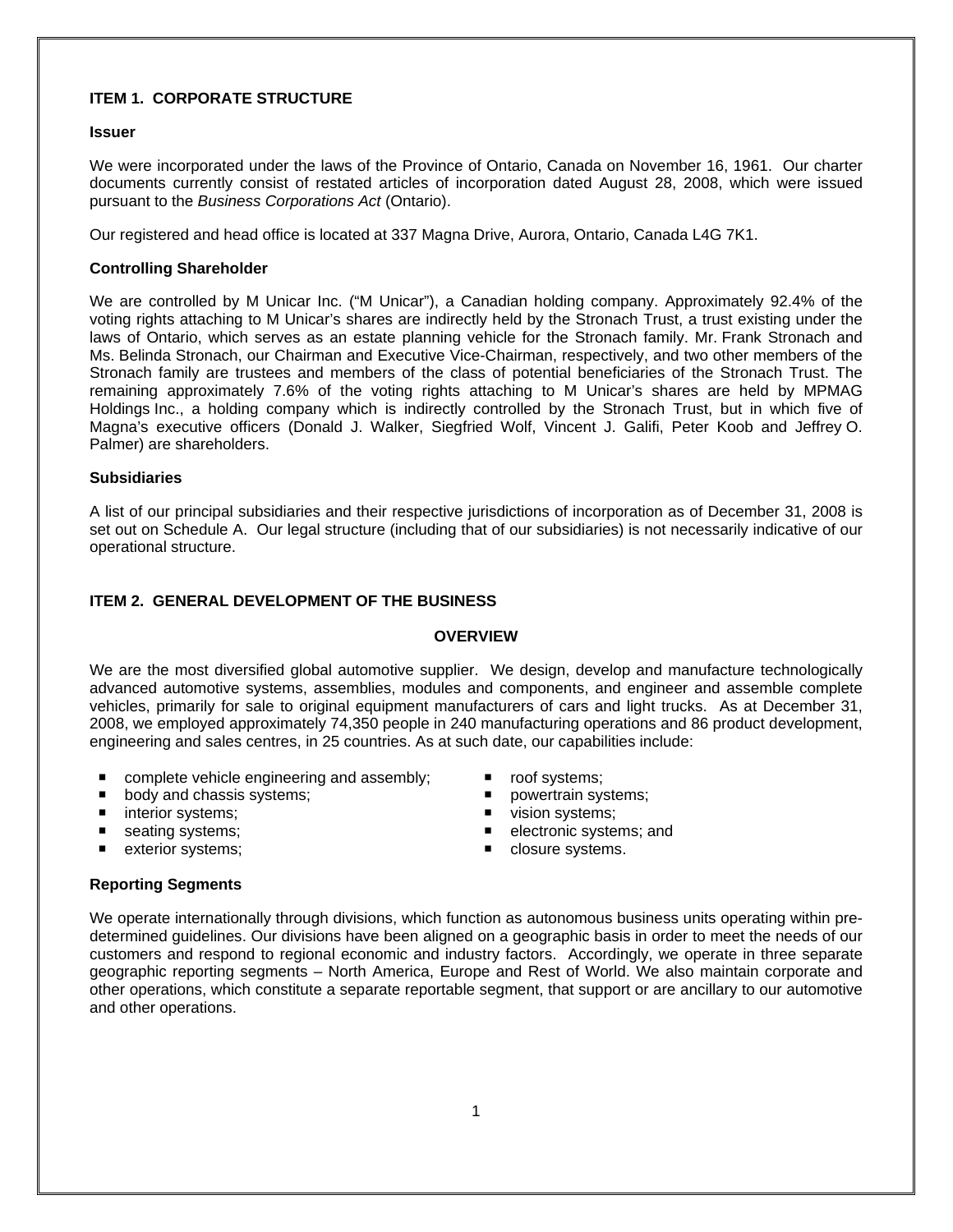## ITEM 1. CORPORATE STRUCTURE

### Issuer

We were incorporated under the laws of the Province of Ontario, Canada on November 16, 1961. Our charter documents currently consist of restated articles of incorporation dated August 28, 2008, which were issued pursuant to the *Business Corporations Act* (Ontario).

Our registered and head office is located at 337 Magna Drive, Aurora, Ontario, Canada L4G 7K1.

### Controlling Shareholder

We are controlled by M Unicar Inc. ("M Unicar"), a Canadian holding company. Approximately 92.4% of the voting rights attaching to M Unicar's shares are indirectly held by the Stronach Trust, a trust existing under the laws of Ontario, which serves as an estate planning vehicle for the Stronach family. Mr. Frank Stronach and Ms. Belinda Stronach, our Chairman and Executive Vice-Chairman, respectively, and two other members of the Stronach family are trustees and members of the class of potential beneficiaries of the Stronach Trust. The remaining approximately 7.6% of the voting rights attaching to M Unicar's shares are held by MPMAG Holdings Inc., a holding company which is indirectly controlled by the Stronach Trust, but in which five of Magna's executive officers (Donald J. Walker, Siegfried Wolf, Vincent J. Galifi, Peter Koob and Jeffrey O. Palmer) are shareholders.

### Subsidiaries

A list of our principal subsidiaries and their respective jurisdictions of incorporation as of December 31, 2008 is set out on Schedule A. Our legal structure (including that of our subsidiaries) is not necessarily indicative of our operational structure.

## ITEM 2. GENERAL DEVELOPMENT OF THE BUSINESS

### OVERVIEW

We are the most diversified global automotive supplier. We design, develop and manufacture technologically advanced automotive systems, assemblies, modules and components, and engineer and assemble complete vehicles, primarily for sale to original equipment manufacturers of cars and light trucks. As at December 31, 2008, we employed approximately 74,350 people in 240 manufacturing operations and 86 product development, engineering and sales centres, in 25 countries. As at such date, our capabilities include:

- complete vehicle engineering and assembly;
- body and chassis systems;
- interior systems;
- seating systems;
- exterior systems;
- roof systems;
- powertrain systems;
- vision systems;
- electronic systems; and
- closure systems.

### Reporting Segments

We operate internationally through divisions, which function as autonomous business units operating within pre-determined guidelines. Our divisions have been aligned on a geographic basis in order to meet the needs of our customers and respond to regional economic and industry factors. Accordingly, we operate in three separate geographic reporting segments – North America, Europe and Rest of World. We also maintain corporate and other operations, which constitute a separate reportable segment, that support or are ancillary to our automotive and other operations.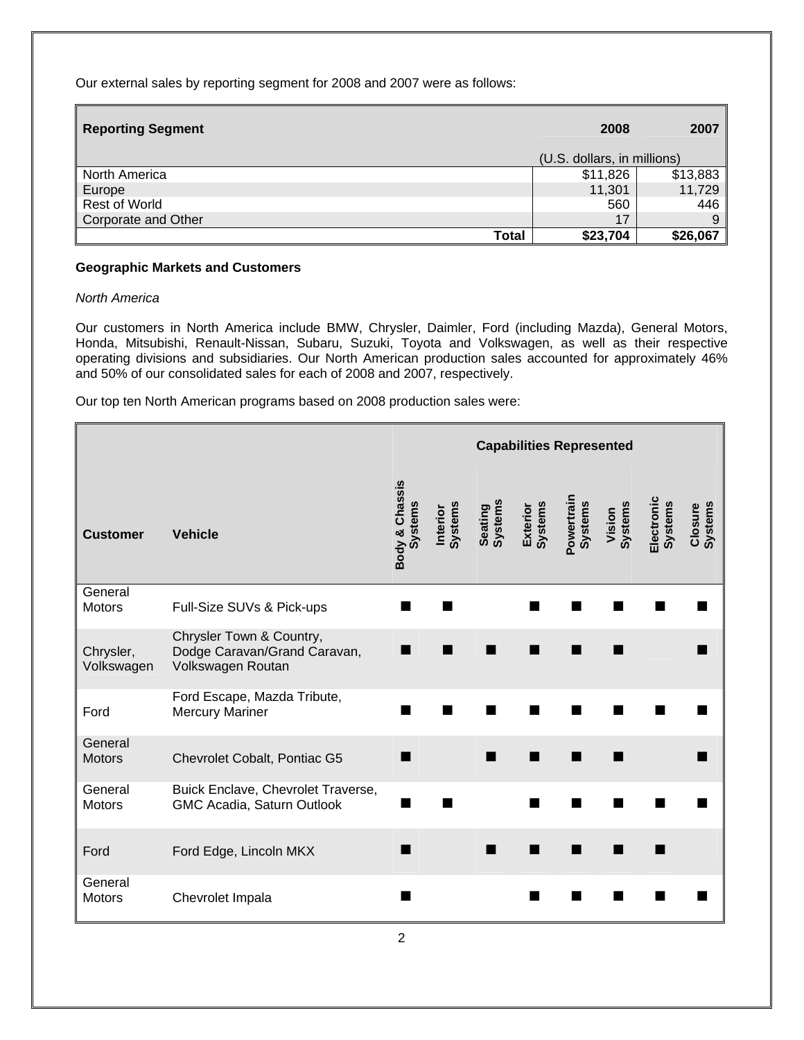Our external sales by reporting segment for 2008 and 2007 were as follows:

| Reporting Segment | 2008 | 2007 |
|---|---|---|
| | (U.S. dollars, in millions) | |
| North America | $11,826 | $13,883 |
| Europe | 11,301 | 11,729 |
| Rest of World | 560 | 446 |
| Corporate and Other | 17 | 9 |
| **Total** | **$23,704** | **$26,067** |

### Geographic Markets and Customers

*North America*

Our customers in North America include BMW, Chrysler, Daimler, Ford (including Mazda), General Motors, Honda, Mitsubishi, Renault-Nissan, Subaru, Suzuki, Toyota and Volkswagen, as well as their respective operating divisions and subsidiaries. Our North American production sales accounted for approximately 46% and 50% of our consolidated sales for each of 2008 and 2007, respectively.

Our top ten North American programs based on 2008 production sales were:

| | | Capabilities Represented | | | | | | | |
|---|---|---|---|---|---|---|---|---|---|
| **Customer** | **Vehicle** | **Body & Chassis Systems** | **Interior Systems** | **Seating Systems** | **Exterior Systems** | **Powertrain Systems** | **Vision Systems** | **Electronic Systems** | **Closure Systems** |
| General Motors | Full-Size SUVs & Pick-ups | ■ | ■ | | ■ | ■ | ■ | ■ | ■ |
| Chrysler, Volkswagen | Chrysler Town & Country, Dodge Caravan/Grand Caravan, Volkswagen Routan | ■ | ■ | ■ | ■ | ■ | ■ | | ■ |
| Ford | Ford Escape, Mazda Tribute, Mercury Mariner | ■ | ■ | ■ | ■ | ■ | ■ | ■ | ■ |
| General Motors | Chevrolet Cobalt, Pontiac G5 | ■ | | ■ | ■ | ■ | ■ | | ■ |
| General Motors | Buick Enclave, Chevrolet Traverse, GMC Acadia, Saturn Outlook | ■ | ■ | | ■ | ■ | ■ | ■ | ■ |
| Ford | Ford Edge, Lincoln MKX | ■ | | ■ | ■ | ■ | ■ | ■ | |
| General Motors | Chevrolet Impala | ■ | | | ■ | ■ | ■ | ■ | ■ |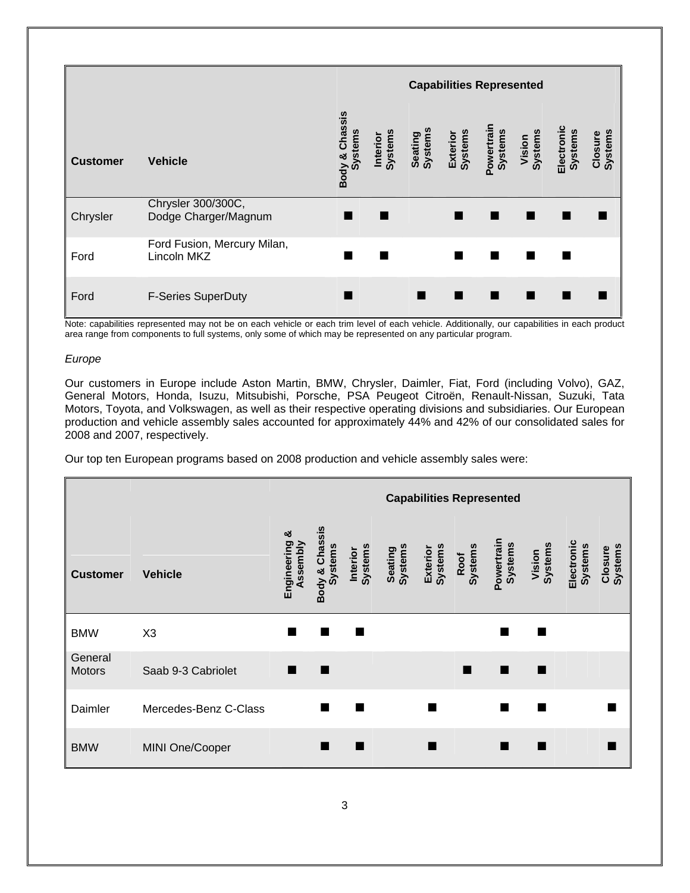| Customer | Vehicle | Capabilities Represented | | | | | | | |
|---|---|---|---|---|---|---|---|---|---|
| | | Body & Chassis Systems | Interior Systems | Seating Systems | Exterior Systems | Powertrain Systems | Vision Systems | Electronic Systems | Closure Systems |
| Chrysler | Chrysler 300/300C, Dodge Charger/Magnum | ■ | ■ | | ■ | ■ | ■ | ■ | ■ |
| Ford | Ford Fusion, Mercury Milan, Lincoln MKZ | ■ | ■ | | ■ | ■ | ■ | ■ | |
| Ford | F-Series SuperDuty | ■ | | ■ | ■ | ■ | ■ | ■ | ■ |

Note: capabilities represented may not be on each vehicle or each trim level of each vehicle. Additionally, our capabilities in each product area range from components to full systems, only some of which may be represented on any particular program.

*Europe*

Our customers in Europe include Aston Martin, BMW, Chrysler, Daimler, Fiat, Ford (including Volvo), GAZ, General Motors, Honda, Isuzu, Mitsubishi, Porsche, PSA Peugeot Citroën, Renault-Nissan, Suzuki, Tata Motors, Toyota, and Volkswagen, as well as their respective operating divisions and subsidiaries. Our European production and vehicle assembly sales accounted for approximately 44% and 42% of our consolidated sales for 2008 and 2007, respectively.

Our top ten European programs based on 2008 production and vehicle assembly sales were:

| Customer | Vehicle | Capabilities Represented | | | | | | | | | |
|---|---|---|---|---|---|---|---|---|---|---|---|
| | | Engineering & Assembly | Body & Chassis Systems | Interior Systems | Seating Systems | Exterior Systems | Roof Systems | Powertrain Systems | Vision Systems | Electronic Systems | Closure Systems |
| BMW | X3 | ■ | ■ | ■ | | | | ■ | ■ | | |
| General Motors | Saab 9-3 Cabriolet | ■ | ■ | | | | ■ | ■ | ■ | | |
| Daimler | Mercedes-Benz C-Class | | ■ | ■ | | ■ | | ■ | ■ | | ■ |
| BMW | MINI One/Cooper | | ■ | ■ | | ■ | | ■ | ■ | | ■ |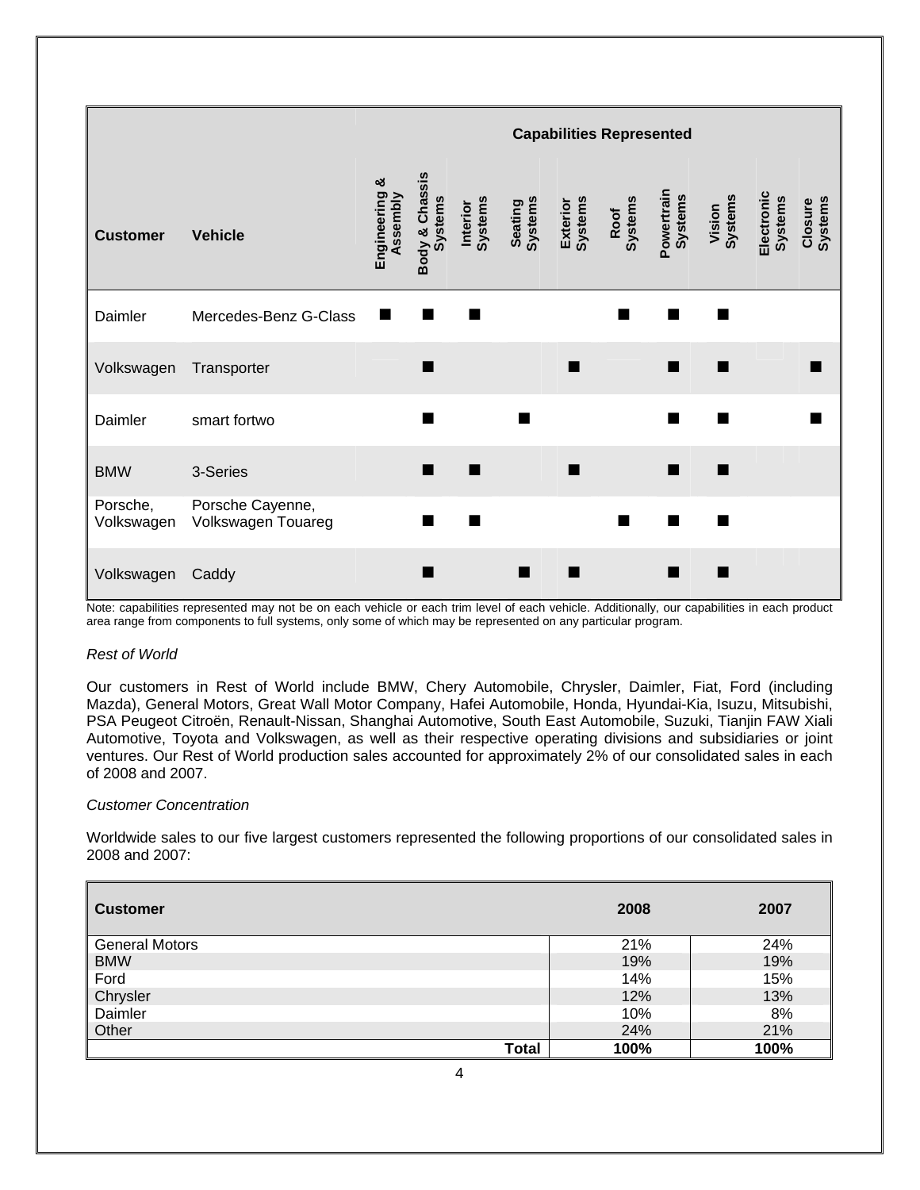| Customer | Vehicle | Capabilities Represented | | | | | | | | | |
|---|---|---|---|---|---|---|---|---|---|---|---|
| | | Engineering & Assembly | Body & Chassis Systems | Interior Systems | Seating Systems | Exterior Systems | Roof Systems | Powertrain Systems | Vision Systems | Electronic Systems | Closure Systems |
| Daimler | Mercedes-Benz G-Class | ■ | ■ | ■ | | | ■ | ■ | ■ | | |
| Volkswagen | Transporter | | ■ | | | ■ | | ■ | ■ | | ■ |
| Daimler | smart fortwo | | ■ | | ■ | | | ■ | ■ | | ■ |
| BMW | 3-Series | | ■ | ■ | | ■ | | ■ | ■ | | |
| Porsche, Volkswagen | Porsche Cayenne, Volkswagen Touareg | | ■ | ■ | | | ■ | ■ | ■ | | |
| Volkswagen | Caddy | | ■ | | ■ | ■ | | ■ | ■ | | |

Note: capabilities represented may not be on each vehicle or each trim level of each vehicle. Additionally, our capabilities in each product area range from components to full systems, only some of which may be represented on any particular program.

*Rest of World*

Our customers in Rest of World include BMW, Chery Automobile, Chrysler, Daimler, Fiat, Ford (including Mazda), General Motors, Great Wall Motor Company, Hafei Automobile, Honda, Hyundai-Kia, Isuzu, Mitsubishi, PSA Peugeot Citroën, Renault-Nissan, Shanghai Automotive, South East Automobile, Suzuki, Tianjin FAW Xiali Automotive, Toyota and Volkswagen, as well as their respective operating divisions and subsidiaries or joint ventures. Our Rest of World production sales accounted for approximately 2% of our consolidated sales in each of 2008 and 2007.

*Customer Concentration*

Worldwide sales to our five largest customers represented the following proportions of our consolidated sales in 2008 and 2007:

| Customer | 2008 | 2007 |
|---|---|---|
| General Motors | 21% | 24% |
| BMW | 19% | 19% |
| Ford | 14% | 15% |
| Chrysler | 12% | 13% |
| Daimler | 10% | 8% |
| Other | 24% | 21% |
| **Total** | **100%** | **100%** |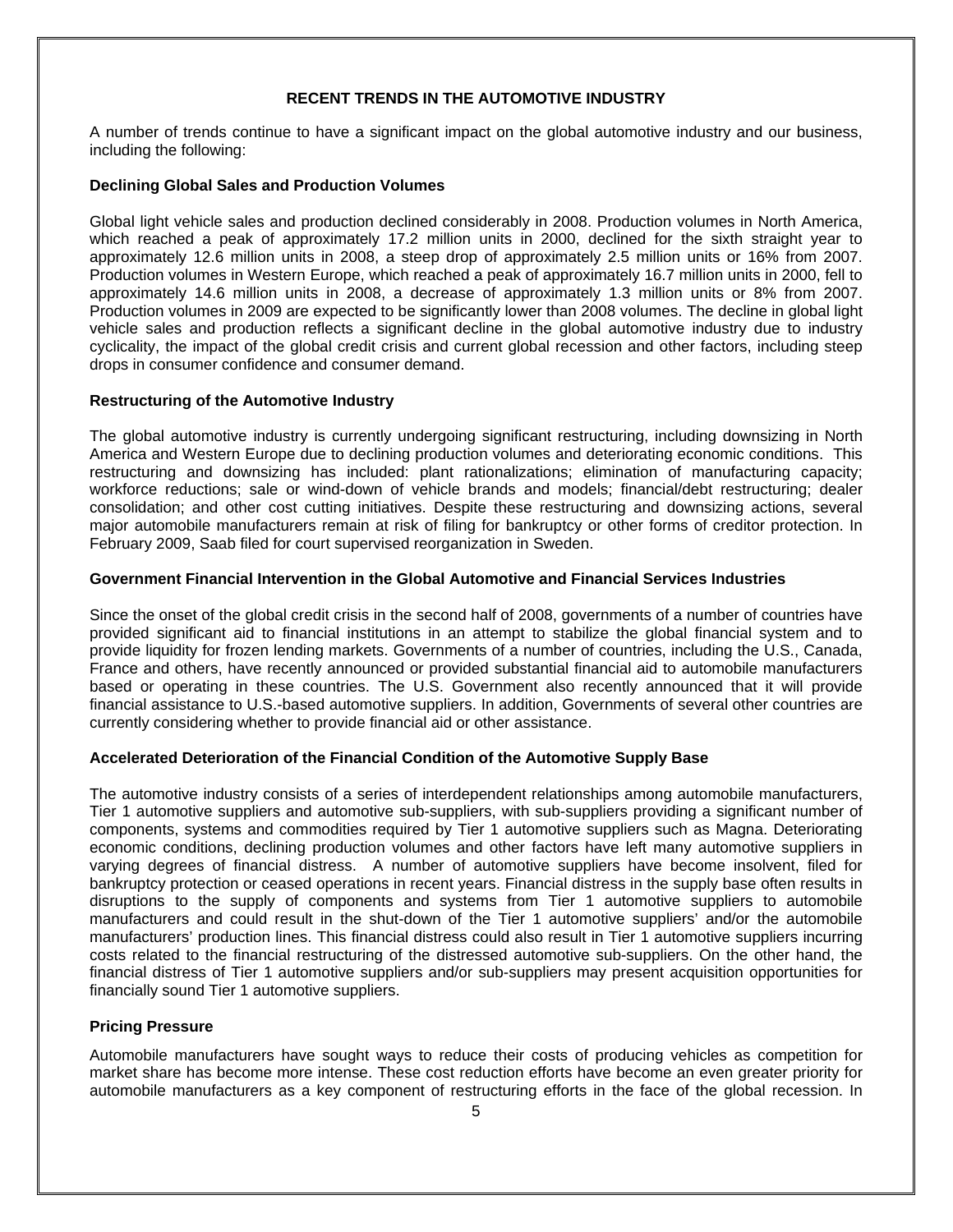## RECENT TRENDS IN THE AUTOMOTIVE INDUSTRY

A number of trends continue to have a significant impact on the global automotive industry and our business, including the following:

### Declining Global Sales and Production Volumes

Global light vehicle sales and production declined considerably in 2008. Production volumes in North America, which reached a peak of approximately 17.2 million units in 2000, declined for the sixth straight year to approximately 12.6 million units in 2008, a steep drop of approximately 2.5 million units or 16% from 2007. Production volumes in Western Europe, which reached a peak of approximately 16.7 million units in 2000, fell to approximately 14.6 million units in 2008, a decrease of approximately 1.3 million units or 8% from 2007. Production volumes in 2009 are expected to be significantly lower than 2008 volumes. The decline in global light vehicle sales and production reflects a significant decline in the global automotive industry due to industry cyclicality, the impact of the global credit crisis and current global recession and other factors, including steep drops in consumer confidence and consumer demand.

### Restructuring of the Automotive Industry

The global automotive industry is currently undergoing significant restructuring, including downsizing in North America and Western Europe due to declining production volumes and deteriorating economic conditions. This restructuring and downsizing has included: plant rationalizations; elimination of manufacturing capacity; workforce reductions; sale or wind-down of vehicle brands and models; financial/debt restructuring; dealer consolidation; and other cost cutting initiatives. Despite these restructuring and downsizing actions, several major automobile manufacturers remain at risk of filing for bankruptcy or other forms of creditor protection. In February 2009, Saab filed for court supervised reorganization in Sweden.

### Government Financial Intervention in the Global Automotive and Financial Services Industries

Since the onset of the global credit crisis in the second half of 2008, governments of a number of countries have provided significant aid to financial institutions in an attempt to stabilize the global financial system and to provide liquidity for frozen lending markets. Governments of a number of countries, including the U.S., Canada, France and others, have recently announced or provided substantial financial aid to automobile manufacturers based or operating in these countries. The U.S. Government also recently announced that it will provide financial assistance to U.S.-based automotive suppliers. In addition, Governments of several other countries are currently considering whether to provide financial aid or other assistance.

### Accelerated Deterioration of the Financial Condition of the Automotive Supply Base

The automotive industry consists of a series of interdependent relationships among automobile manufacturers, Tier 1 automotive suppliers and automotive sub-suppliers, with sub-suppliers providing a significant number of components, systems and commodities required by Tier 1 automotive suppliers such as Magna. Deteriorating economic conditions, declining production volumes and other factors have left many automotive suppliers in varying degrees of financial distress. A number of automotive suppliers have become insolvent, filed for bankruptcy protection or ceased operations in recent years. Financial distress in the supply base often results in disruptions to the supply of components and systems from Tier 1 automotive suppliers to automobile manufacturers and could result in the shut-down of the Tier 1 automotive suppliers' and/or the automobile manufacturers' production lines. This financial distress could also result in Tier 1 automotive suppliers incurring costs related to the financial restructuring of the distressed automotive sub-suppliers. On the other hand, the financial distress of Tier 1 automotive suppliers and/or sub-suppliers may present acquisition opportunities for financially sound Tier 1 automotive suppliers.

### Pricing Pressure

Automobile manufacturers have sought ways to reduce their costs of producing vehicles as competition for market share has become more intense. These cost reduction efforts have become an even greater priority for automobile manufacturers as a key component of restructuring efforts in the face of the global recession. In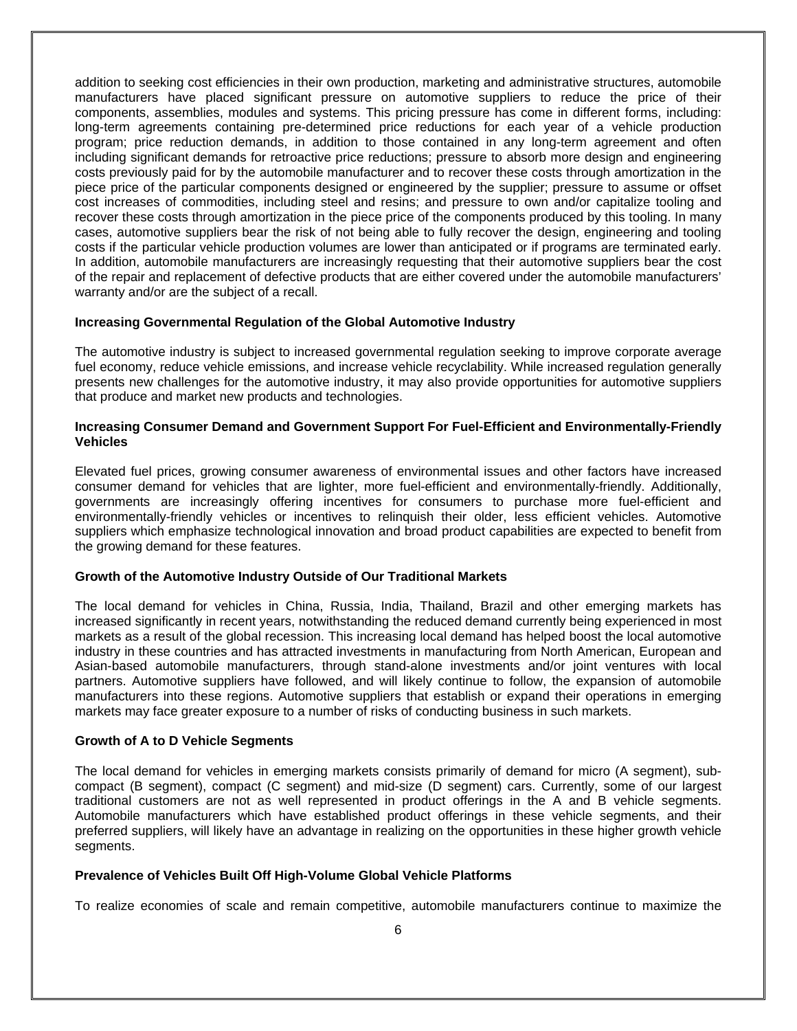addition to seeking cost efficiencies in their own production, marketing and administrative structures, automobile manufacturers have placed significant pressure on automotive suppliers to reduce the price of their components, assemblies, modules and systems. This pricing pressure has come in different forms, including: long-term agreements containing pre-determined price reductions for each year of a vehicle production program; price reduction demands, in addition to those contained in any long-term agreement and often including significant demands for retroactive price reductions; pressure to absorb more design and engineering costs previously paid for by the automobile manufacturer and to recover these costs through amortization in the piece price of the particular components designed or engineered by the supplier; pressure to assume or offset cost increases of commodities, including steel and resins; and pressure to own and/or capitalize tooling and recover these costs through amortization in the piece price of the components produced by this tooling. In many cases, automotive suppliers bear the risk of not being able to fully recover the design, engineering and tooling costs if the particular vehicle production volumes are lower than anticipated or if programs are terminated early. In addition, automobile manufacturers are increasingly requesting that their automotive suppliers bear the cost of the repair and replacement of defective products that are either covered under the automobile manufacturers' warranty and/or are the subject of a recall.

**Increasing Governmental Regulation of the Global Automotive Industry**

The automotive industry is subject to increased governmental regulation seeking to improve corporate average fuel economy, reduce vehicle emissions, and increase vehicle recyclability. While increased regulation generally presents new challenges for the automotive industry, it may also provide opportunities for automotive suppliers that produce and market new products and technologies.

**Increasing Consumer Demand and Government Support For Fuel-Efficient and Environmentally-Friendly Vehicles**

Elevated fuel prices, growing consumer awareness of environmental issues and other factors have increased consumer demand for vehicles that are lighter, more fuel-efficient and environmentally-friendly. Additionally, governments are increasingly offering incentives for consumers to purchase more fuel-efficient and environmentally-friendly vehicles or incentives to relinquish their older, less efficient vehicles. Automotive suppliers which emphasize technological innovation and broad product capabilities are expected to benefit from the growing demand for these features.

**Growth of the Automotive Industry Outside of Our Traditional Markets**

The local demand for vehicles in China, Russia, India, Thailand, Brazil and other emerging markets has increased significantly in recent years, notwithstanding the reduced demand currently being experienced in most markets as a result of the global recession. This increasing local demand has helped boost the local automotive industry in these countries and has attracted investments in manufacturing from North American, European and Asian-based automobile manufacturers, through stand-alone investments and/or joint ventures with local partners. Automotive suppliers have followed, and will likely continue to follow, the expansion of automobile manufacturers into these regions. Automotive suppliers that establish or expand their operations in emerging markets may face greater exposure to a number of risks of conducting business in such markets.

**Growth of A to D Vehicle Segments**

The local demand for vehicles in emerging markets consists primarily of demand for micro (A segment), sub-compact (B segment), compact (C segment) and mid-size (D segment) cars. Currently, some of our largest traditional customers are not as well represented in product offerings in the A and B vehicle segments. Automobile manufacturers which have established product offerings in these vehicle segments, and their preferred suppliers, will likely have an advantage in realizing on the opportunities in these higher growth vehicle segments.

**Prevalence of Vehicles Built Off High-Volume Global Vehicle Platforms**

To realize economies of scale and remain competitive, automobile manufacturers continue to maximize the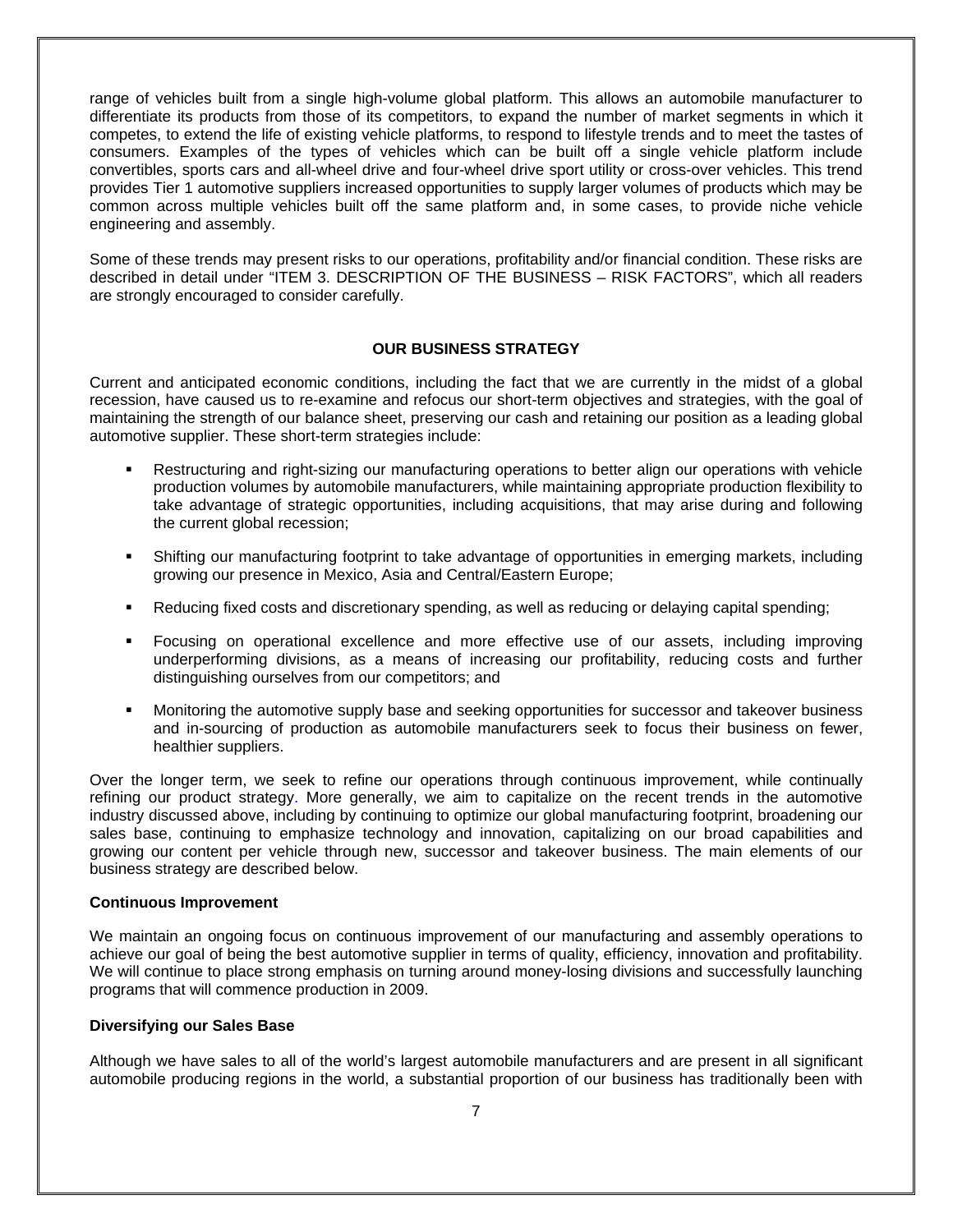range of vehicles built from a single high-volume global platform. This allows an automobile manufacturer to differentiate its products from those of its competitors, to expand the number of market segments in which it competes, to extend the life of existing vehicle platforms, to respond to lifestyle trends and to meet the tastes of consumers. Examples of the types of vehicles which can be built off a single vehicle platform include convertibles, sports cars and all-wheel drive and four-wheel drive sport utility or cross-over vehicles. This trend provides Tier 1 automotive suppliers increased opportunities to supply larger volumes of products which may be common across multiple vehicles built off the same platform and, in some cases, to provide niche vehicle engineering and assembly.

Some of these trends may present risks to our operations, profitability and/or financial condition. These risks are described in detail under "ITEM 3. DESCRIPTION OF THE BUSINESS – RISK FACTORS", which all readers are strongly encouraged to consider carefully.

## OUR BUSINESS STRATEGY

Current and anticipated economic conditions, including the fact that we are currently in the midst of a global recession, have caused us to re-examine and refocus our short-term objectives and strategies, with the goal of maintaining the strength of our balance sheet, preserving our cash and retaining our position as a leading global automotive supplier. These short-term strategies include:

- Restructuring and right-sizing our manufacturing operations to better align our operations with vehicle production volumes by automobile manufacturers, while maintaining appropriate production flexibility to take advantage of strategic opportunities, including acquisitions, that may arise during and following the current global recession;
- Shifting our manufacturing footprint to take advantage of opportunities in emerging markets, including growing our presence in Mexico, Asia and Central/Eastern Europe;
- Reducing fixed costs and discretionary spending, as well as reducing or delaying capital spending;
- Focusing on operational excellence and more effective use of our assets, including improving underperforming divisions, as a means of increasing our profitability, reducing costs and further distinguishing ourselves from our competitors; and
- Monitoring the automotive supply base and seeking opportunities for successor and takeover business and in-sourcing of production as automobile manufacturers seek to focus their business on fewer, healthier suppliers.

Over the longer term, we seek to refine our operations through continuous improvement, while continually refining our product strategy. More generally, we aim to capitalize on the recent trends in the automotive industry discussed above, including by continuing to optimize our global manufacturing footprint, broadening our sales base, continuing to emphasize technology and innovation, capitalizing on our broad capabilities and growing our content per vehicle through new, successor and takeover business. The main elements of our business strategy are described below.

**Continuous Improvement**

We maintain an ongoing focus on continuous improvement of our manufacturing and assembly operations to achieve our goal of being the best automotive supplier in terms of quality, efficiency, innovation and profitability. We will continue to place strong emphasis on turning around money-losing divisions and successfully launching programs that will commence production in 2009.

**Diversifying our Sales Base**

Although we have sales to all of the world's largest automobile manufacturers and are present in all significant automobile producing regions in the world, a substantial proportion of our business has traditionally been with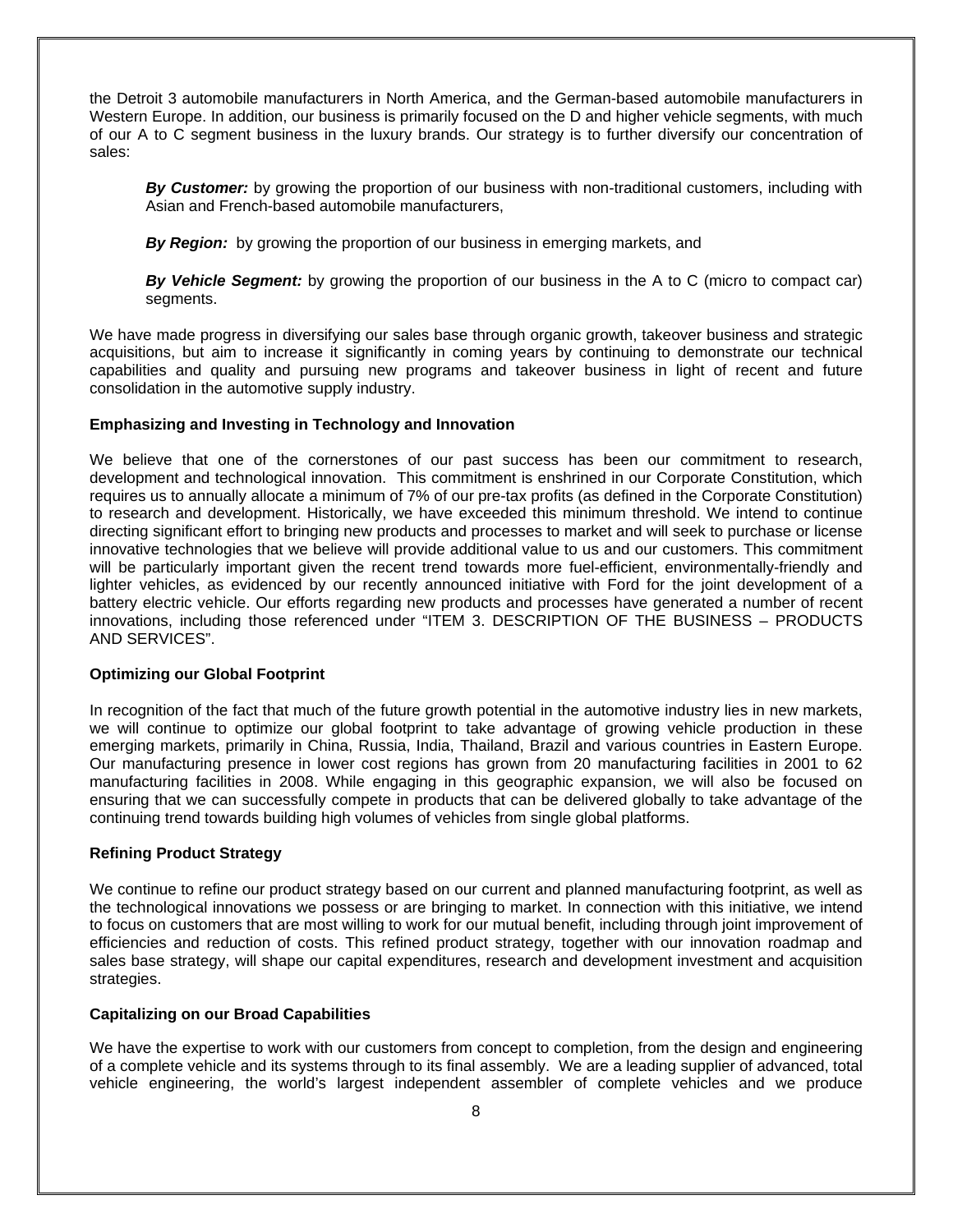the Detroit 3 automobile manufacturers in North America, and the German-based automobile manufacturers in Western Europe. In addition, our business is primarily focused on the D and higher vehicle segments, with much of our A to C segment business in the luxury brands. Our strategy is to further diversify our concentration of sales:

***By Customer:*** by growing the proportion of our business with non-traditional customers, including with Asian and French-based automobile manufacturers,

***By Region:*** by growing the proportion of our business in emerging markets, and

***By Vehicle Segment:*** by growing the proportion of our business in the A to C (micro to compact car) segments.

We have made progress in diversifying our sales base through organic growth, takeover business and strategic acquisitions, but aim to increase it significantly in coming years by continuing to demonstrate our technical capabilities and quality and pursuing new programs and takeover business in light of recent and future consolidation in the automotive supply industry.

**Emphasizing and Investing in Technology and Innovation**

We believe that one of the cornerstones of our past success has been our commitment to research, development and technological innovation. This commitment is enshrined in our Corporate Constitution, which requires us to annually allocate a minimum of 7% of our pre-tax profits (as defined in the Corporate Constitution) to research and development. Historically, we have exceeded this minimum threshold. We intend to continue directing significant effort to bringing new products and processes to market and will seek to purchase or license innovative technologies that we believe will provide additional value to us and our customers. This commitment will be particularly important given the recent trend towards more fuel-efficient, environmentally-friendly and lighter vehicles, as evidenced by our recently announced initiative with Ford for the joint development of a battery electric vehicle. Our efforts regarding new products and processes have generated a number of recent innovations, including those referenced under "ITEM 3. DESCRIPTION OF THE BUSINESS – PRODUCTS AND SERVICES".

**Optimizing our Global Footprint**

In recognition of the fact that much of the future growth potential in the automotive industry lies in new markets, we will continue to optimize our global footprint to take advantage of growing vehicle production in these emerging markets, primarily in China, Russia, India, Thailand, Brazil and various countries in Eastern Europe. Our manufacturing presence in lower cost regions has grown from 20 manufacturing facilities in 2001 to 62 manufacturing facilities in 2008. While engaging in this geographic expansion, we will also be focused on ensuring that we can successfully compete in products that can be delivered globally to take advantage of the continuing trend towards building high volumes of vehicles from single global platforms.

**Refining Product Strategy**

We continue to refine our product strategy based on our current and planned manufacturing footprint, as well as the technological innovations we possess or are bringing to market. In connection with this initiative, we intend to focus on customers that are most willing to work for our mutual benefit, including through joint improvement of efficiencies and reduction of costs. This refined product strategy, together with our innovation roadmap and sales base strategy, will shape our capital expenditures, research and development investment and acquisition strategies.

**Capitalizing on our Broad Capabilities**

We have the expertise to work with our customers from concept to completion, from the design and engineering of a complete vehicle and its systems through to its final assembly. We are a leading supplier of advanced, total vehicle engineering, the world's largest independent assembler of complete vehicles and we produce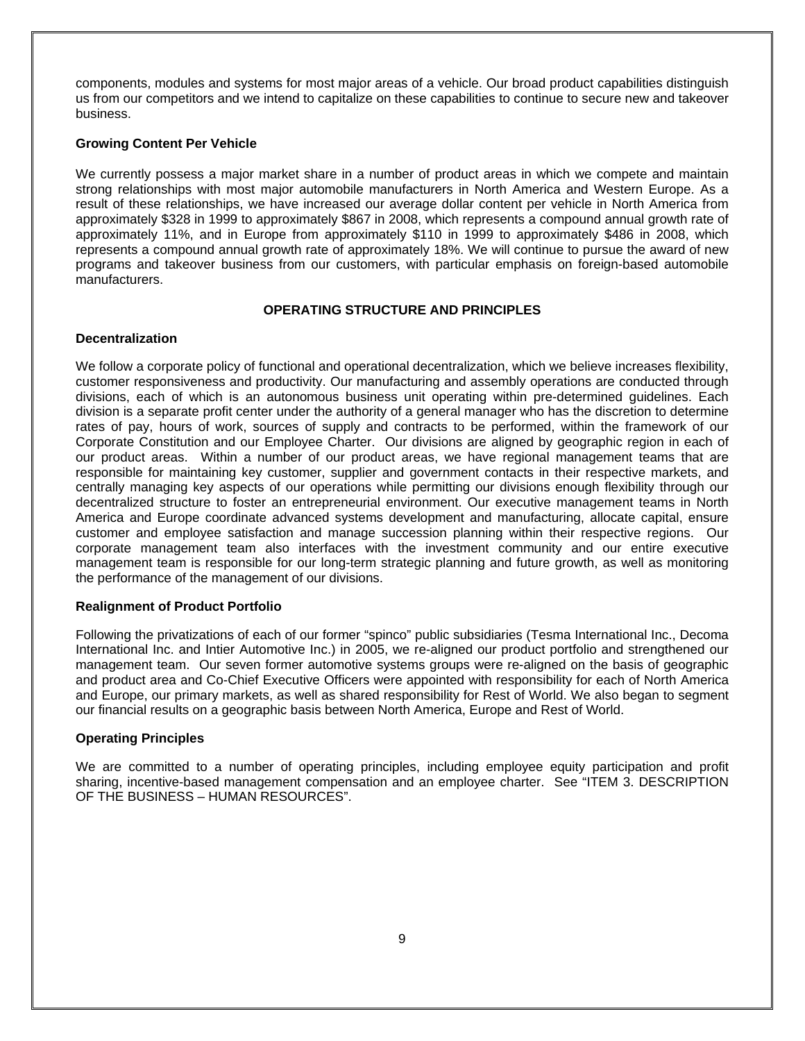components, modules and systems for most major areas of a vehicle. Our broad product capabilities distinguish us from our competitors and we intend to capitalize on these capabilities to continue to secure new and takeover business.

**Growing Content Per Vehicle**

We currently possess a major market share in a number of product areas in which we compete and maintain strong relationships with most major automobile manufacturers in North America and Western Europe. As a result of these relationships, we have increased our average dollar content per vehicle in North America from approximately $328 in 1999 to approximately $867 in 2008, which represents a compound annual growth rate of approximately 11%, and in Europe from approximately $110 in 1999 to approximately $486 in 2008, which represents a compound annual growth rate of approximately 18%. We will continue to pursue the award of new programs and takeover business from our customers, with particular emphasis on foreign-based automobile manufacturers.

## OPERATING STRUCTURE AND PRINCIPLES

**Decentralization**

We follow a corporate policy of functional and operational decentralization, which we believe increases flexibility, customer responsiveness and productivity. Our manufacturing and assembly operations are conducted through divisions, each of which is an autonomous business unit operating within pre-determined guidelines. Each division is a separate profit center under the authority of a general manager who has the discretion to determine rates of pay, hours of work, sources of supply and contracts to be performed, within the framework of our Corporate Constitution and our Employee Charter. Our divisions are aligned by geographic region in each of our product areas. Within a number of our product areas, we have regional management teams that are responsible for maintaining key customer, supplier and government contacts in their respective markets, and centrally managing key aspects of our operations while permitting our divisions enough flexibility through our decentralized structure to foster an entrepreneurial environment. Our executive management teams in North America and Europe coordinate advanced systems development and manufacturing, allocate capital, ensure customer and employee satisfaction and manage succession planning within their respective regions. Our corporate management team also interfaces with the investment community and our entire executive management team is responsible for our long-term strategic planning and future growth, as well as monitoring the performance of the management of our divisions.

**Realignment of Product Portfolio**

Following the privatizations of each of our former "spinco" public subsidiaries (Tesma International Inc., Decoma International Inc. and Intier Automotive Inc.) in 2005, we re-aligned our product portfolio and strengthened our management team. Our seven former automotive systems groups were re-aligned on the basis of geographic and product area and Co-Chief Executive Officers were appointed with responsibility for each of North America and Europe, our primary markets, as well as shared responsibility for Rest of World. We also began to segment our financial results on a geographic basis between North America, Europe and Rest of World.

**Operating Principles**

We are committed to a number of operating principles, including employee equity participation and profit sharing, incentive-based management compensation and an employee charter. See "ITEM 3. DESCRIPTION OF THE BUSINESS – HUMAN RESOURCES".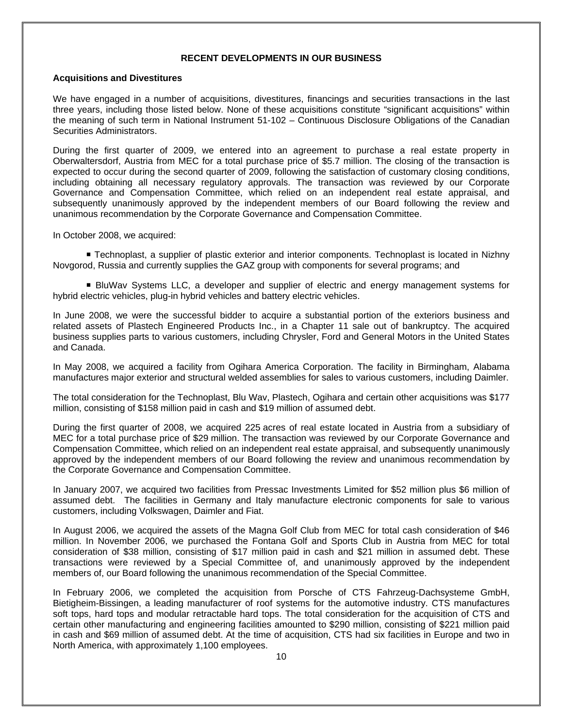## RECENT DEVELOPMENTS IN OUR BUSINESS

### Acquisitions and Divestitures

We have engaged in a number of acquisitions, divestitures, financings and securities transactions in the last three years, including those listed below. None of these acquisitions constitute "significant acquisitions" within the meaning of such term in National Instrument 51-102 – Continuous Disclosure Obligations of the Canadian Securities Administrators.

During the first quarter of 2009, we entered into an agreement to purchase a real estate property in Oberwaltersdorf, Austria from MEC for a total purchase price of $5.7 million. The closing of the transaction is expected to occur during the second quarter of 2009, following the satisfaction of customary closing conditions, including obtaining all necessary regulatory approvals. The transaction was reviewed by our Corporate Governance and Compensation Committee, which relied on an independent real estate appraisal, and subsequently unanimously approved by the independent members of our Board following the review and unanimous recommendation by the Corporate Governance and Compensation Committee.

In October 2008, we acquired:

- Technoplast, a supplier of plastic exterior and interior components. Technoplast is located in Nizhny Novgorod, Russia and currently supplies the GAZ group with components for several programs; and
- BluWav Systems LLC, a developer and supplier of electric and energy management systems for hybrid electric vehicles, plug-in hybrid vehicles and battery electric vehicles.

In June 2008, we were the successful bidder to acquire a substantial portion of the exteriors business and related assets of Plastech Engineered Products Inc., in a Chapter 11 sale out of bankruptcy. The acquired business supplies parts to various customers, including Chrysler, Ford and General Motors in the United States and Canada.

In May 2008, we acquired a facility from Ogihara America Corporation. The facility in Birmingham, Alabama manufactures major exterior and structural welded assemblies for sales to various customers, including Daimler.

The total consideration for the Technoplast, Blu Wav, Plastech, Ogihara and certain other acquisitions was $177 million, consisting of $158 million paid in cash and $19 million of assumed debt.

During the first quarter of 2008, we acquired 225 acres of real estate located in Austria from a subsidiary of MEC for a total purchase price of $29 million. The transaction was reviewed by our Corporate Governance and Compensation Committee, which relied on an independent real estate appraisal, and subsequently unanimously approved by the independent members of our Board following the review and unanimous recommendation by the Corporate Governance and Compensation Committee.

In January 2007, we acquired two facilities from Pressac Investments Limited for $52 million plus $6 million of assumed debt. The facilities in Germany and Italy manufacture electronic components for sale to various customers, including Volkswagen, Daimler and Fiat.

In August 2006, we acquired the assets of the Magna Golf Club from MEC for total cash consideration of $46 million. In November 2006, we purchased the Fontana Golf and Sports Club in Austria from MEC for total consideration of $38 million, consisting of $17 million paid in cash and $21 million in assumed debt. These transactions were reviewed by a Special Committee of, and unanimously approved by the independent members of, our Board following the unanimous recommendation of the Special Committee.

In February 2006, we completed the acquisition from Porsche of CTS Fahrzeug-Dachsysteme GmbH, Bietigheim-Bissingen, a leading manufacturer of roof systems for the automotive industry. CTS manufactures soft tops, hard tops and modular retractable hard tops. The total consideration for the acquisition of CTS and certain other manufacturing and engineering facilities amounted to $290 million, consisting of $221 million paid in cash and $69 million of assumed debt. At the time of acquisition, CTS had six facilities in Europe and two in North America, with approximately 1,100 employees.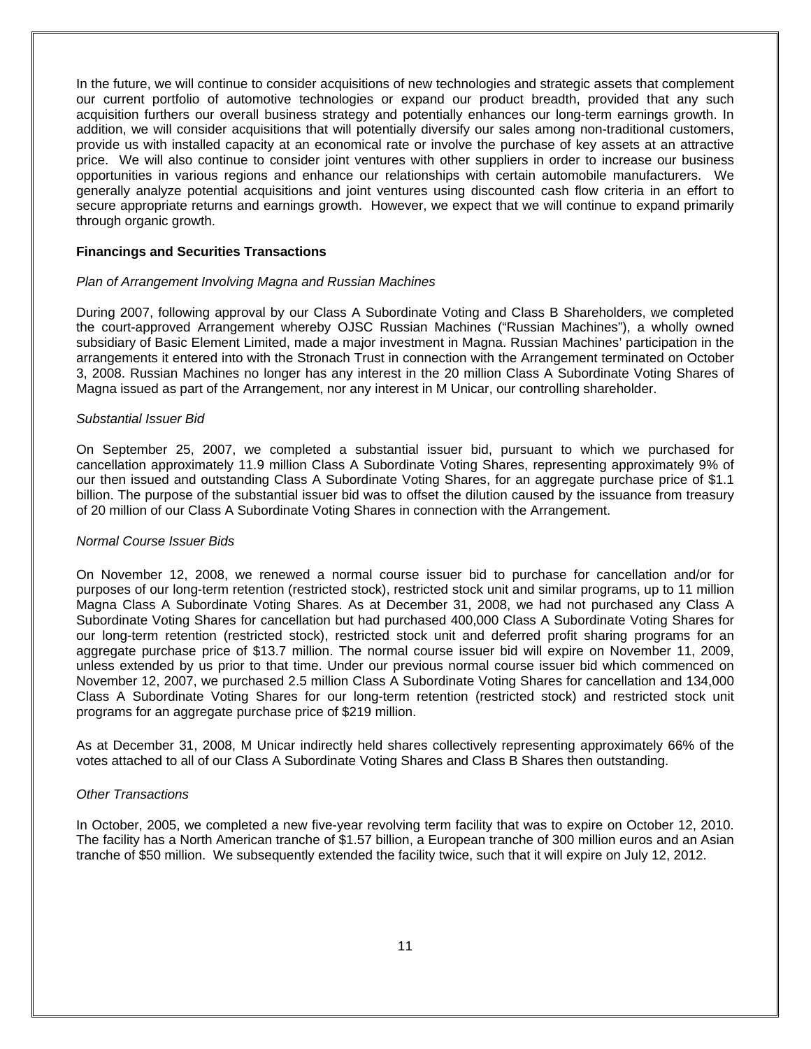In the future, we will continue to consider acquisitions of new technologies and strategic assets that complement our current portfolio of automotive technologies or expand our product breadth, provided that any such acquisition furthers our overall business strategy and potentially enhances our long-term earnings growth. In addition, we will consider acquisitions that will potentially diversify our sales among non-traditional customers, provide us with installed capacity at an economical rate or involve the purchase of key assets at an attractive price. We will also continue to consider joint ventures with other suppliers in order to increase our business opportunities in various regions and enhance our relationships with certain automobile manufacturers. We generally analyze potential acquisitions and joint ventures using discounted cash flow criteria in an effort to secure appropriate returns and earnings growth. However, we expect that we will continue to expand primarily through organic growth.

**Financings and Securities Transactions**

*Plan of Arrangement Involving Magna and Russian Machines*

During 2007, following approval by our Class A Subordinate Voting and Class B Shareholders, we completed the court-approved Arrangement whereby OJSC Russian Machines ("Russian Machines"), a wholly owned subsidiary of Basic Element Limited, made a major investment in Magna. Russian Machines' participation in the arrangements it entered into with the Stronach Trust in connection with the Arrangement terminated on October 3, 2008. Russian Machines no longer has any interest in the 20 million Class A Subordinate Voting Shares of Magna issued as part of the Arrangement, nor any interest in M Unicar, our controlling shareholder.

*Substantial Issuer Bid*

On September 25, 2007, we completed a substantial issuer bid, pursuant to which we purchased for cancellation approximately 11.9 million Class A Subordinate Voting Shares, representing approximately 9% of our then issued and outstanding Class A Subordinate Voting Shares, for an aggregate purchase price of $1.1 billion. The purpose of the substantial issuer bid was to offset the dilution caused by the issuance from treasury of 20 million of our Class A Subordinate Voting Shares in connection with the Arrangement.

*Normal Course Issuer Bids*

On November 12, 2008, we renewed a normal course issuer bid to purchase for cancellation and/or for purposes of our long-term retention (restricted stock), restricted stock unit and similar programs, up to 11 million Magna Class A Subordinate Voting Shares. As at December 31, 2008, we had not purchased any Class A Subordinate Voting Shares for cancellation but had purchased 400,000 Class A Subordinate Voting Shares for our long-term retention (restricted stock), restricted stock unit and deferred profit sharing programs for an aggregate purchase price of $13.7 million. The normal course issuer bid will expire on November 11, 2009, unless extended by us prior to that time. Under our previous normal course issuer bid which commenced on November 12, 2007, we purchased 2.5 million Class A Subordinate Voting Shares for cancellation and 134,000 Class A Subordinate Voting Shares for our long-term retention (restricted stock) and restricted stock unit programs for an aggregate purchase price of $219 million.

As at December 31, 2008, M Unicar indirectly held shares collectively representing approximately 66% of the votes attached to all of our Class A Subordinate Voting Shares and Class B Shares then outstanding.

*Other Transactions*

In October, 2005, we completed a new five-year revolving term facility that was to expire on October 12, 2010. The facility has a North American tranche of $1.57 billion, a European tranche of 300 million euros and an Asian tranche of $50 million. We subsequently extended the facility twice, such that it will expire on July 12, 2012.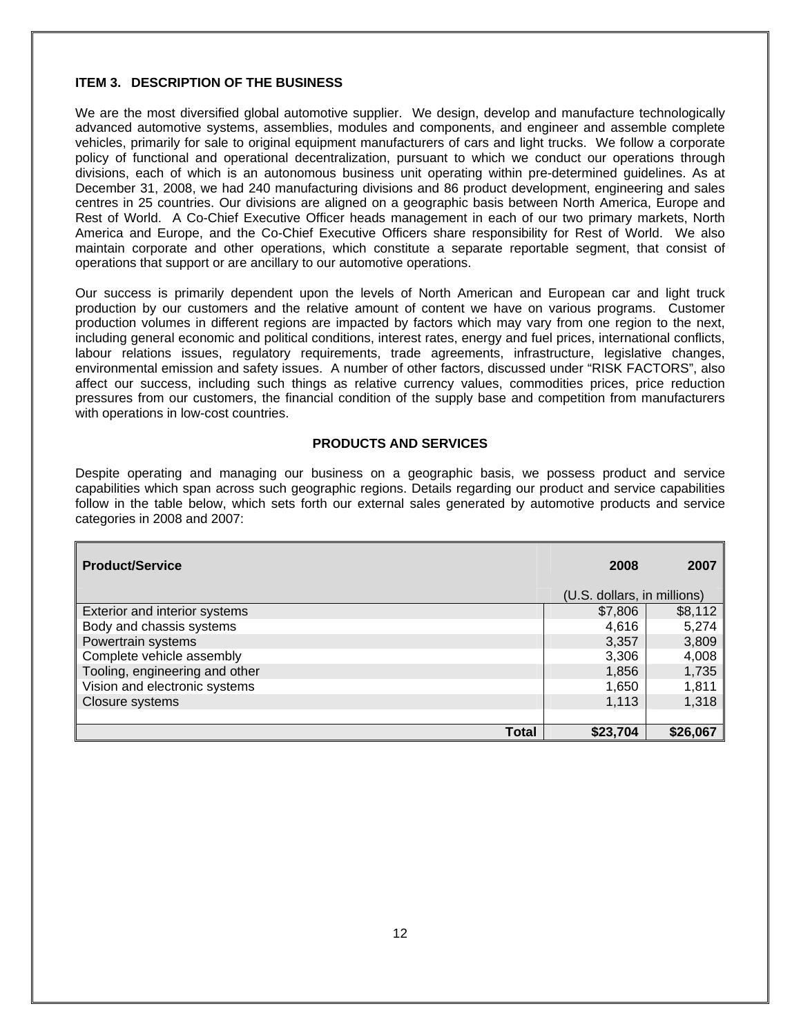## ITEM 3. DESCRIPTION OF THE BUSINESS

We are the most diversified global automotive supplier. We design, develop and manufacture technologically advanced automotive systems, assemblies, modules and components, and engineer and assemble complete vehicles, primarily for sale to original equipment manufacturers of cars and light trucks. We follow a corporate policy of functional and operational decentralization, pursuant to which we conduct our operations through divisions, each of which is an autonomous business unit operating within pre-determined guidelines. As at December 31, 2008, we had 240 manufacturing divisions and 86 product development, engineering and sales centres in 25 countries. Our divisions are aligned on a geographic basis between North America, Europe and Rest of World. A Co-Chief Executive Officer heads management in each of our two primary markets, North America and Europe, and the Co-Chief Executive Officers share responsibility for Rest of World. We also maintain corporate and other operations, which constitute a separate reportable segment, that consist of operations that support or are ancillary to our automotive operations.

Our success is primarily dependent upon the levels of North American and European car and light truck production by our customers and the relative amount of content we have on various programs. Customer production volumes in different regions are impacted by factors which may vary from one region to the next, including general economic and political conditions, interest rates, energy and fuel prices, international conflicts, labour relations issues, regulatory requirements, trade agreements, infrastructure, legislative changes, environmental emission and safety issues. A number of other factors, discussed under "RISK FACTORS", also affect our success, including such things as relative currency values, commodities prices, price reduction pressures from our customers, the financial condition of the supply base and competition from manufacturers with operations in low-cost countries.

### PRODUCTS AND SERVICES

Despite operating and managing our business on a geographic basis, we possess product and service capabilities which span across such geographic regions. Details regarding our product and service capabilities follow in the table below, which sets forth our external sales generated by automotive products and service categories in 2008 and 2007:

| Product/Service | 2008 | 2007 |
|---|---|---|
| | (U.S. dollars, in millions) | |
| Exterior and interior systems | $7,806 | $8,112 |
| Body and chassis systems | 4,616 | 5,274 |
| Powertrain systems | 3,357 | 3,809 |
| Complete vehicle assembly | 3,306 | 4,008 |
| Tooling, engineering and other | 1,856 | 1,735 |
| Vision and electronic systems | 1,650 | 1,811 |
| Closure systems | 1,113 | 1,318 |
| **Total** | **$23,704** | **$26,067** |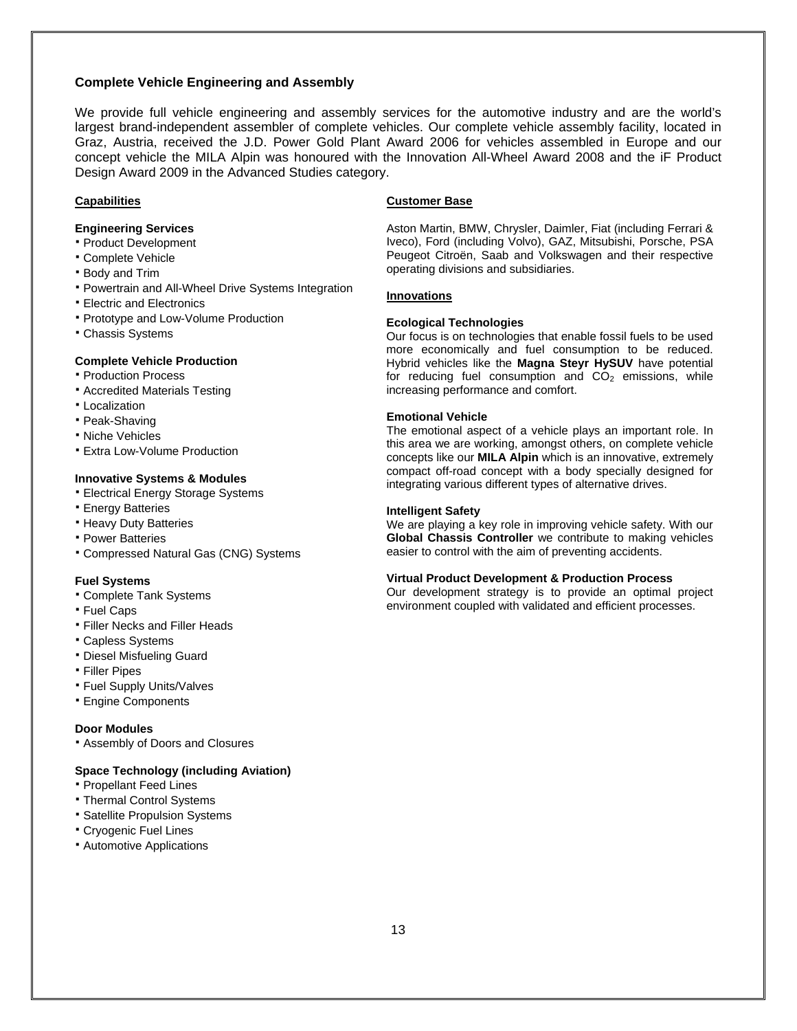## Complete Vehicle Engineering and Assembly

We provide full vehicle engineering and assembly services for the automotive industry and are the world's largest brand-independent assembler of complete vehicles. Our complete vehicle assembly facility, located in Graz, Austria, received the J.D. Power Gold Plant Award 2006 for vehicles assembled in Europe and our concept vehicle the MILA Alpin was honoured with the Innovation All-Wheel Award 2008 and the iF Product Design Award 2009 in the Advanced Studies category.

### Capabilities

**Engineering Services**

- Product Development
- Complete Vehicle
- Body and Trim
- Powertrain and All-Wheel Drive Systems Integration
- Electric and Electronics
- Prototype and Low-Volume Production
- Chassis Systems

**Complete Vehicle Production**

- Production Process
- Accredited Materials Testing
- Localization
- Peak-Shaving
- Niche Vehicles
- Extra Low-Volume Production

**Innovative Systems & Modules**

- Electrical Energy Storage Systems
- Energy Batteries
- Heavy Duty Batteries
- Power Batteries
- Compressed Natural Gas (CNG) Systems

**Fuel Systems**

- Complete Tank Systems
- Fuel Caps
- Filler Necks and Filler Heads
- Capless Systems
- Diesel Misfueling Guard
- Filler Pipes
- Fuel Supply Units/Valves
- Engine Components

**Door Modules**

- Assembly of Doors and Closures

**Space Technology (including Aviation)**

- Propellant Feed Lines
- Thermal Control Systems
- Satellite Propulsion Systems
- Cryogenic Fuel Lines
- Automotive Applications

### Customer Base

Aston Martin, BMW, Chrysler, Daimler, Fiat (including Ferrari & Iveco), Ford (including Volvo), GAZ, Mitsubishi, Porsche, PSA Peugeot Citroën, Saab and Volkswagen and their respective operating divisions and subsidiaries.

### Innovations

**Ecological Technologies**

Our focus is on technologies that enable fossil fuels to be used more economically and fuel consumption to be reduced. Hybrid vehicles like the **Magna Steyr HySUV** have potential for reducing fuel consumption and $CO_2$ emissions, while increasing performance and comfort.

**Emotional Vehicle**

The emotional aspect of a vehicle plays an important role. In this area we are working, amongst others, on complete vehicle concepts like our **MILA Alpin** which is an innovative, extremely compact off-road concept with a body specially designed for integrating various different types of alternative drives.

**Intelligent Safety**

We are playing a key role in improving vehicle safety. With our **Global Chassis Controller** we contribute to making vehicles easier to control with the aim of preventing accidents.

**Virtual Product Development & Production Process**

Our development strategy is to provide an optimal project environment coupled with validated and efficient processes.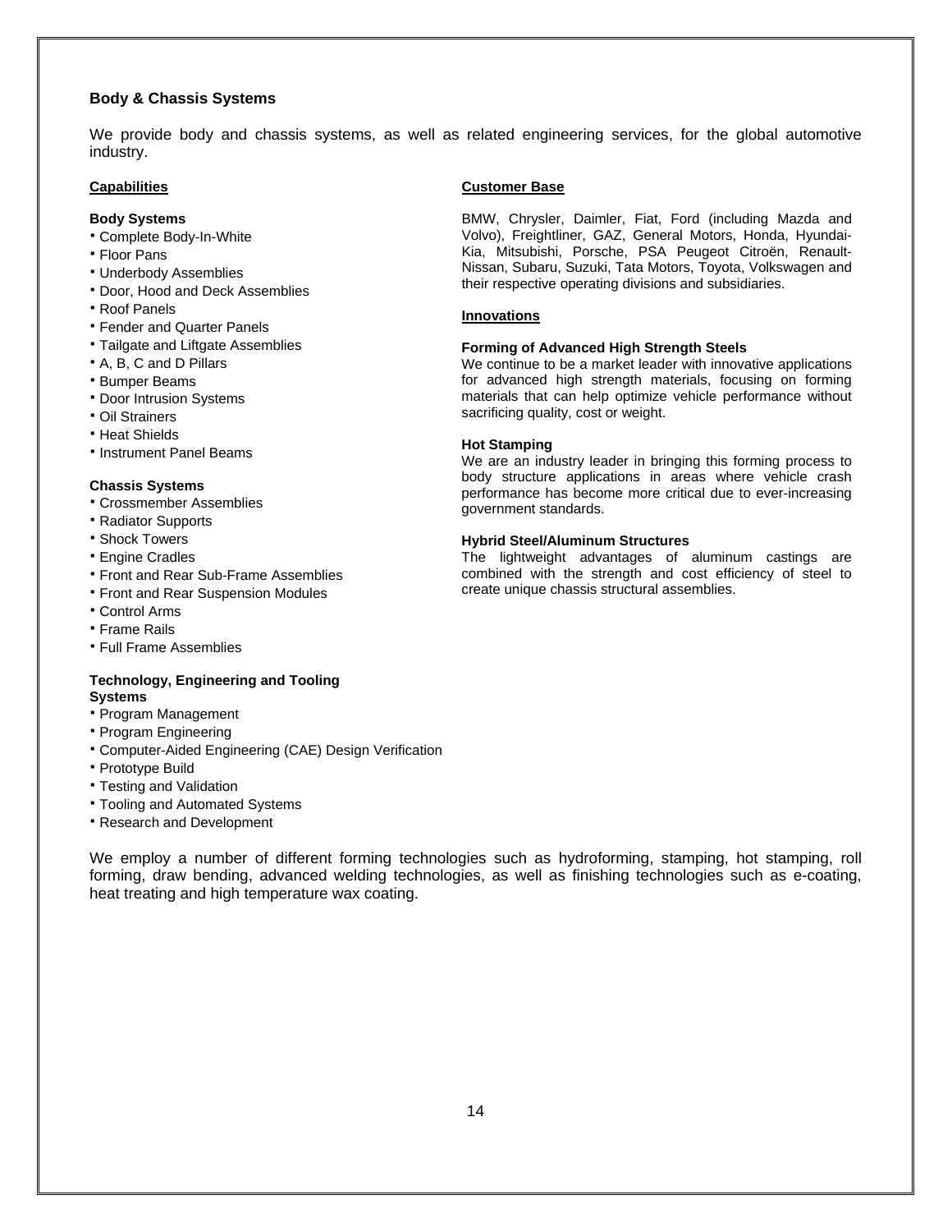## Body & Chassis Systems

We provide body and chassis systems, as well as related engineering services, for the global automotive industry.

### Capabilities

**Body Systems**

- Complete Body-In-White
- Floor Pans
- Underbody Assemblies
- Door, Hood and Deck Assemblies
- Roof Panels
- Fender and Quarter Panels
- Tailgate and Liftgate Assemblies
- A, B, C and D Pillars
- Bumper Beams
- Door Intrusion Systems
- Oil Strainers
- Heat Shields
- Instrument Panel Beams

**Chassis Systems**

- Crossmember Assemblies
- Radiator Supports
- Shock Towers
- Engine Cradles
- Front and Rear Sub-Frame Assemblies
- Front and Rear Suspension Modules
- Control Arms
- Frame Rails
- Full Frame Assemblies

**Technology, Engineering and Tooling Systems**

- Program Management
- Program Engineering
- Computer-Aided Engineering (CAE) Design Verification
- Prototype Build
- Testing and Validation
- Tooling and Automated Systems
- Research and Development

### Customer Base

BMW, Chrysler, Daimler, Fiat, Ford (including Mazda and Volvo), Freightliner, GAZ, General Motors, Honda, Hyundai-Kia, Mitsubishi, Porsche, PSA Peugeot Citroën, Renault-Nissan, Subaru, Suzuki, Tata Motors, Toyota, Volkswagen and their respective operating divisions and subsidiaries.

### Innovations

**Forming of Advanced High Strength Steels**

We continue to be a market leader with innovative applications for advanced high strength materials, focusing on forming materials that can help optimize vehicle performance without sacrificing quality, cost or weight.

**Hot Stamping**

We are an industry leader in bringing this forming process to body structure applications in areas where vehicle crash performance has become more critical due to ever-increasing government standards.

**Hybrid Steel/Aluminum Structures**

The lightweight advantages of aluminum castings are combined with the strength and cost efficiency of steel to create unique chassis structural assemblies.

We employ a number of different forming technologies such as hydroforming, stamping, hot stamping, roll forming, draw bending, advanced welding technologies, as well as finishing technologies such as e-coating, heat treating and high temperature wax coating.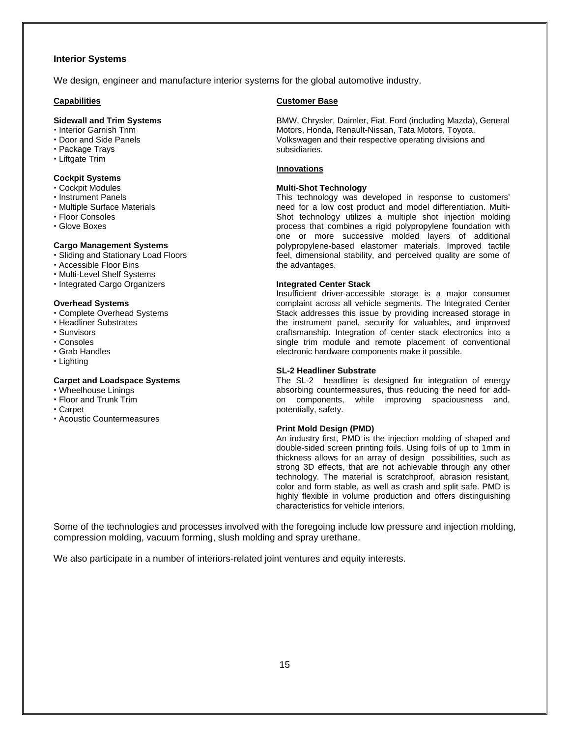## Interior Systems

We design, engineer and manufacture interior systems for the global automotive industry.

### Capabilities

**Sidewall and Trim Systems**
- Interior Garnish Trim
- Door and Side Panels
- Package Trays
- Liftgate Trim

**Cockpit Systems**
- Cockpit Modules
- Instrument Panels
- Multiple Surface Materials
- Floor Consoles
- Glove Boxes

**Cargo Management Systems**
- Sliding and Stationary Load Floors
- Accessible Floor Bins
- Multi-Level Shelf Systems
- Integrated Cargo Organizers

**Overhead Systems**
- Complete Overhead Systems
- Headliner Substrates
- Sunvisors
- Consoles
- Grab Handles
- Lighting

**Carpet and Loadspace Systems**
- Wheelhouse Linings
- Floor and Trunk Trim
- Carpet
- Acoustic Countermeasures

### Customer Base

BMW, Chrysler, Daimler, Fiat, Ford (including Mazda), General Motors, Honda, Renault-Nissan, Tata Motors, Toyota, Volkswagen and their respective operating divisions and subsidiaries.

### Innovations

**Multi-Shot Technology**
This technology was developed in response to customers' need for a low cost product and model differentiation. Multi-Shot technology utilizes a multiple shot injection molding process that combines a rigid polypropylene foundation with one or more successive molded layers of additional polypropylene-based elastomer materials. Improved tactile feel, dimensional stability, and perceived quality are some of the advantages.

**Integrated Center Stack**
Insufficient driver-accessible storage is a major consumer complaint across all vehicle segments. The Integrated Center Stack addresses this issue by providing increased storage in the instrument panel, security for valuables, and improved craftsmanship. Integration of center stack electronics into a single trim module and remote placement of conventional electronic hardware components make it possible.

**SL-2 Headliner Substrate**
The SL-2 headliner is designed for integration of energy absorbing countermeasures, thus reducing the need for add-on components, while improving spaciousness and, potentially, safety.

**Print Mold Design (PMD)**
An industry first, PMD is the injection molding of shaped and double-sided screen printing foils. Using foils of up to 1mm in thickness allows for an array of design possibilities, such as strong 3D effects, that are not achievable through any other technology. The material is scratchproof, abrasion resistant, color and form stable, as well as crash and split safe. PMD is highly flexible in volume production and offers distinguishing characteristics for vehicle interiors.

Some of the technologies and processes involved with the foregoing include low pressure and injection molding, compression molding, vacuum forming, slush molding and spray urethane.

We also participate in a number of interiors-related joint ventures and equity interests.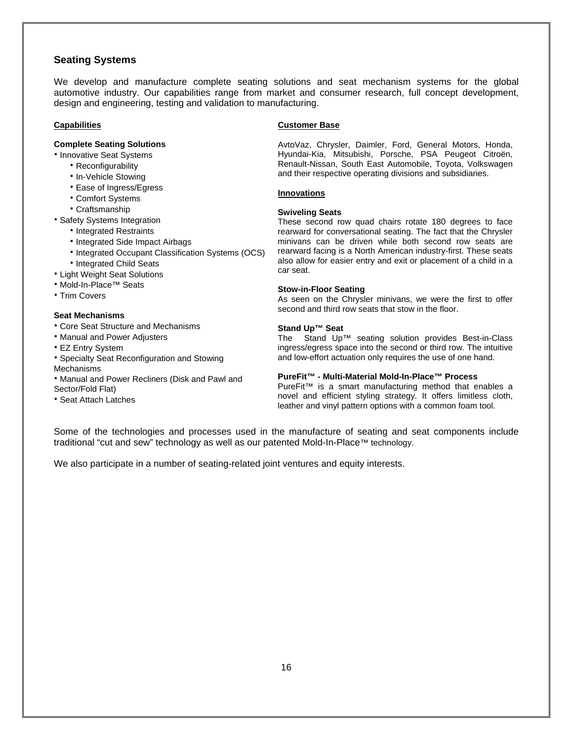## Seating Systems

We develop and manufacture complete seating solutions and seat mechanism systems for the global automotive industry. Our capabilities range from market and consumer research, full concept development, design and engineering, testing and validation to manufacturing.

### Capabilities

**Complete Seating Solutions**

- Innovative Seat Systems
  - Reconfigurability
  - In-Vehicle Stowing
  - Ease of Ingress/Egress
  - Comfort Systems
  - Craftsmanship
- Safety Systems Integration
  - Integrated Restraints
  - Integrated Side Impact Airbags
  - Integrated Occupant Classification Systems (OCS)
  - Integrated Child Seats
- Light Weight Seat Solutions
- Mold-In-Place™ Seats
- Trim Covers

**Seat Mechanisms**

- Core Seat Structure and Mechanisms
- Manual and Power Adjusters
- EZ Entry System
- Specialty Seat Reconfiguration and Stowing Mechanisms
- Manual and Power Recliners (Disk and Pawl and Sector/Fold Flat)
- Seat Attach Latches

### Customer Base

AvtoVaz, Chrysler, Daimler, Ford, General Motors, Honda, Hyundai-Kia, Mitsubishi, Porsche, PSA Peugeot Citroën, Renault-Nissan, South East Automobile, Toyota, Volkswagen and their respective operating divisions and subsidiaries.

### Innovations

**Swiveling Seats**
These second row quad chairs rotate 180 degrees to face rearward for conversational seating. The fact that the Chrysler minivans can be driven while both second row seats are rearward facing is a North American industry-first. These seats also allow for easier entry and exit or placement of a child in a car seat.

**Stow-in-Floor Seating**
As seen on the Chrysler minivans, we were the first to offer second and third row seats that stow in the floor.

**Stand Up™ Seat**
The Stand Up™ seating solution provides Best-in-Class ingress/egress space into the second or third row. The intuitive and low-effort actuation only requires the use of one hand.

**PureFit™ - Multi-Material Mold-In-Place™ Process**
PureFit™ is a smart manufacturing method that enables a novel and efficient styling strategy. It offers limitless cloth, leather and vinyl pattern options with a common foam tool.

Some of the technologies and processes used in the manufacture of seating and seat components include traditional "cut and sew" technology as well as our patented Mold-In-Place™ technology.

We also participate in a number of seating-related joint ventures and equity interests.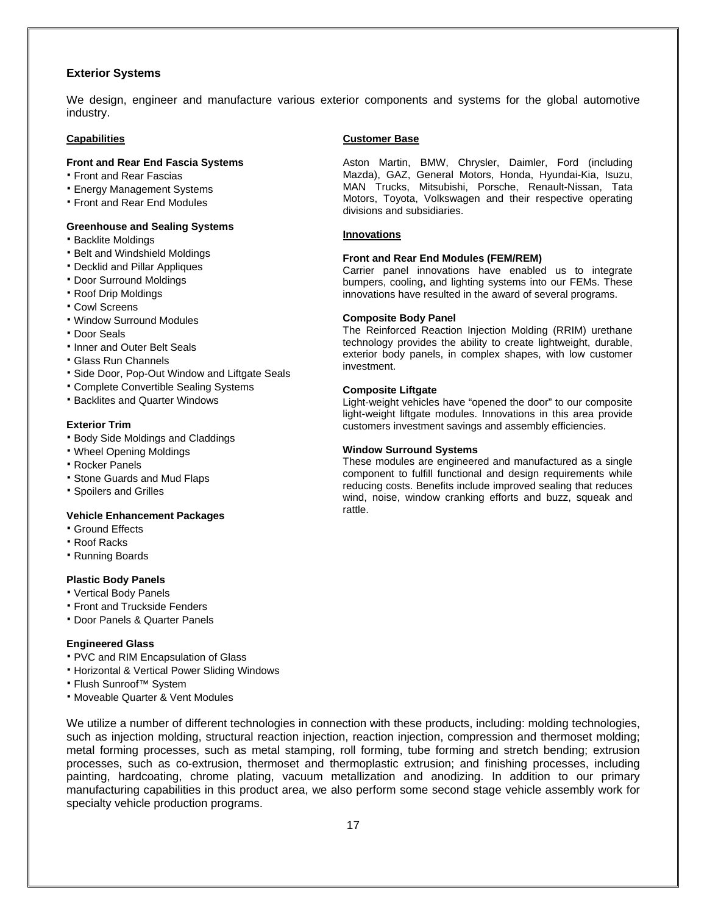## Exterior Systems

We design, engineer and manufacture various exterior components and systems for the global automotive industry.

### Capabilities

**Front and Rear End Fascia Systems**
- Front and Rear Fascias
- Energy Management Systems
- Front and Rear End Modules

**Greenhouse and Sealing Systems**
- Backlite Moldings
- Belt and Windshield Moldings
- Decklid and Pillar Appliques
- Door Surround Moldings
- Roof Drip Moldings
- Cowl Screens
- Window Surround Modules
- Door Seals
- Inner and Outer Belt Seals
- Glass Run Channels
- Side Door, Pop-Out Window and Liftgate Seals
- Complete Convertible Sealing Systems
- Backlites and Quarter Windows

**Exterior Trim**
- Body Side Moldings and Claddings
- Wheel Opening Moldings
- Rocker Panels
- Stone Guards and Mud Flaps
- Spoilers and Grilles

**Vehicle Enhancement Packages**
- Ground Effects
- Roof Racks
- Running Boards

**Plastic Body Panels**
- Vertical Body Panels
- Front and Truckside Fenders
- Door Panels & Quarter Panels

**Engineered Glass**
- PVC and RIM Encapsulation of Glass
- Horizontal & Vertical Power Sliding Windows
- Flush Sunroof™ System
- Moveable Quarter & Vent Modules

### Customer Base

Aston Martin, BMW, Chrysler, Daimler, Ford (including Mazda), GAZ, General Motors, Honda, Hyundai-Kia, Isuzu, MAN Trucks, Mitsubishi, Porsche, Renault-Nissan, Tata Motors, Toyota, Volkswagen and their respective operating divisions and subsidiaries.

### Innovations

**Front and Rear End Modules (FEM/REM)**
Carrier panel innovations have enabled us to integrate bumpers, cooling, and lighting systems into our FEMs. These innovations have resulted in the award of several programs.

**Composite Body Panel**
The Reinforced Reaction Injection Molding (RRIM) urethane technology provides the ability to create lightweight, durable, exterior body panels, in complex shapes, with low customer investment.

**Composite Liftgate**
Light-weight vehicles have "opened the door" to our composite light-weight liftgate modules. Innovations in this area provide customers investment savings and assembly efficiencies.

**Window Surround Systems**
These modules are engineered and manufactured as a single component to fulfill functional and design requirements while reducing costs. Benefits include improved sealing that reduces wind, noise, window cranking efforts and buzz, squeak and rattle.

We utilize a number of different technologies in connection with these products, including: molding technologies, such as injection molding, structural reaction injection, reaction injection, compression and thermoset molding; metal forming processes, such as metal stamping, roll forming, tube forming and stretch bending; extrusion processes, such as co-extrusion, thermoset and thermoplastic extrusion; and finishing processes, including painting, hardcoating, chrome plating, vacuum metallization and anodizing. In addition to our primary manufacturing capabilities in this product area, we also perform some second stage vehicle assembly work for specialty vehicle production programs.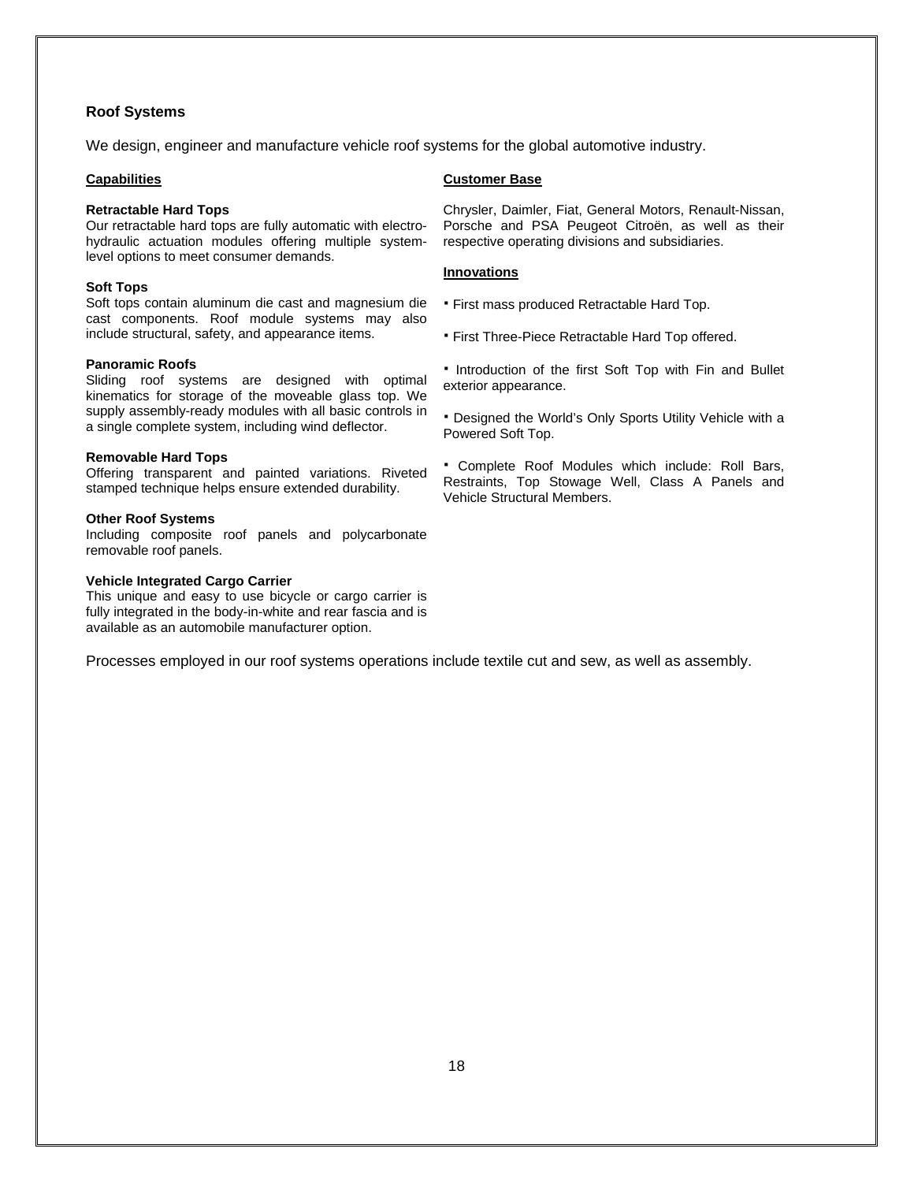## Roof Systems

We design, engineer and manufacture vehicle roof systems for the global automotive industry.

### Capabilities

**Retractable Hard Tops**
Our retractable hard tops are fully automatic with electro-hydraulic actuation modules offering multiple system-level options to meet consumer demands.

**Soft Tops**
Soft tops contain aluminum die cast and magnesium die cast components. Roof module systems may also include structural, safety, and appearance items.

**Panoramic Roofs**
Sliding roof systems are designed with optimal kinematics for storage of the moveable glass top. We supply assembly-ready modules with all basic controls in a single complete system, including wind deflector.

**Removable Hard Tops**
Offering transparent and painted variations. Riveted stamped technique helps ensure extended durability.

**Other Roof Systems**
Including composite roof panels and polycarbonate removable roof panels.

**Vehicle Integrated Cargo Carrier**
This unique and easy to use bicycle or cargo carrier is fully integrated in the body-in-white and rear fascia and is available as an automobile manufacturer option.

### Customer Base

Chrysler, Daimler, Fiat, General Motors, Renault-Nissan, Porsche and PSA Peugeot Citroën, as well as their respective operating divisions and subsidiaries.

### Innovations

- First mass produced Retractable Hard Top.
- First Three-Piece Retractable Hard Top offered.
- Introduction of the first Soft Top with Fin and Bullet exterior appearance.
- Designed the World's Only Sports Utility Vehicle with a Powered Soft Top.
- Complete Roof Modules which include: Roll Bars, Restraints, Top Stowage Well, Class A Panels and Vehicle Structural Members.

Processes employed in our roof systems operations include textile cut and sew, as well as assembly.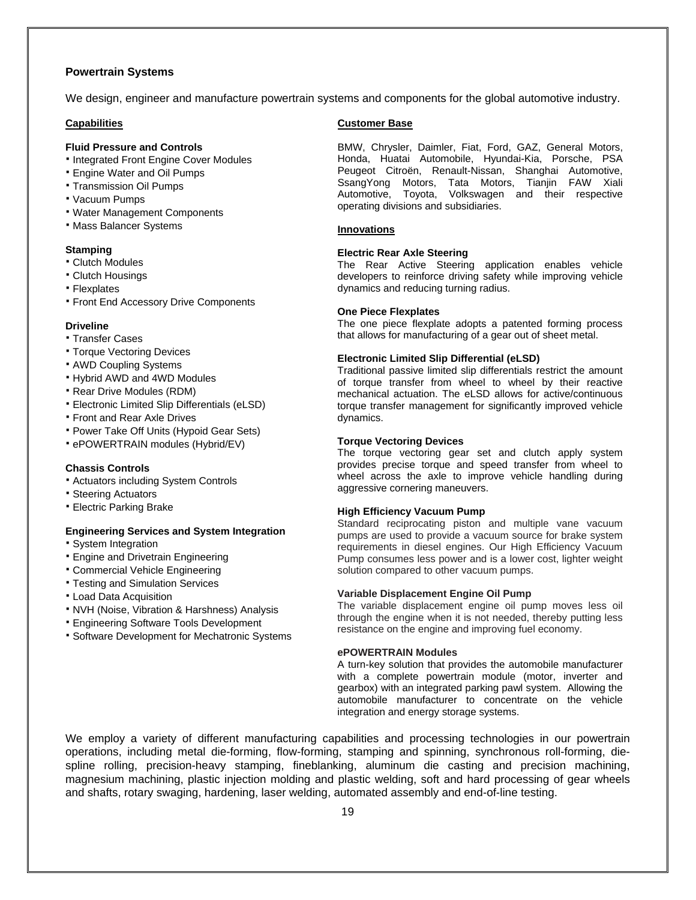## Powertrain Systems

We design, engineer and manufacture powertrain systems and components for the global automotive industry.

### Capabilities

**Fluid Pressure and Controls**
- Integrated Front Engine Cover Modules
- Engine Water and Oil Pumps
- Transmission Oil Pumps
- Vacuum Pumps
- Water Management Components
- Mass Balancer Systems

**Stamping**
- Clutch Modules
- Clutch Housings
- Flexplates
- Front End Accessory Drive Components

**Driveline**
- Transfer Cases
- Torque Vectoring Devices
- AWD Coupling Systems
- Hybrid AWD and 4WD Modules
- Rear Drive Modules (RDM)
- Electronic Limited Slip Differentials (eLSD)
- Front and Rear Axle Drives
- Power Take Off Units (Hypoid Gear Sets)
- ePOWERTRAIN modules (Hybrid/EV)

**Chassis Controls**
- Actuators including System Controls
- Steering Actuators
- Electric Parking Brake

**Engineering Services and System Integration**
- System Integration
- Engine and Drivetrain Engineering
- Commercial Vehicle Engineering
- Testing and Simulation Services
- Load Data Acquisition
- NVH (Noise, Vibration & Harshness) Analysis
- Engineering Software Tools Development
- Software Development for Mechatronic Systems

### Customer Base

BMW, Chrysler, Daimler, Fiat, Ford, GAZ, General Motors, Honda, Huatai Automobile, Hyundai-Kia, Porsche, PSA Peugeot Citroën, Renault-Nissan, Shanghai Automotive, SsangYong Motors, Tata Motors, Tianjin FAW Xiali Automotive, Toyota, Volkswagen and their respective operating divisions and subsidiaries.

### Innovations

**Electric Rear Axle Steering**
The Rear Active Steering application enables vehicle developers to reinforce driving safety while improving vehicle dynamics and reducing turning radius.

**One Piece Flexplates**
The one piece flexplate adopts a patented forming process that allows for manufacturing of a gear out of sheet metal.

**Electronic Limited Slip Differential (eLSD)**
Traditional passive limited slip differentials restrict the amount of torque transfer from wheel to wheel by their reactive mechanical actuation. The eLSD allows for active/continuous torque transfer management for significantly improved vehicle dynamics.

**Torque Vectoring Devices**
The torque vectoring gear set and clutch apply system provides precise torque and speed transfer from wheel to wheel across the axle to improve vehicle handling during aggressive cornering maneuvers.

**High Efficiency Vacuum Pump**
Standard reciprocating piston and multiple vane vacuum pumps are used to provide a vacuum source for brake system requirements in diesel engines. Our High Efficiency Vacuum Pump consumes less power and is a lower cost, lighter weight solution compared to other vacuum pumps.

**Variable Displacement Engine Oil Pump**
The variable displacement engine oil pump moves less oil through the engine when it is not needed, thereby putting less resistance on the engine and improving fuel economy.

**ePOWERTRAIN Modules**
A turn-key solution that provides the automobile manufacturer with a complete powertrain module (motor, inverter and gearbox) with an integrated parking pawl system. Allowing the automobile manufacturer to concentrate on the vehicle integration and energy storage systems.

We employ a variety of different manufacturing capabilities and processing technologies in our powertrain operations, including metal die-forming, flow-forming, stamping and spinning, synchronous roll-forming, die-spline rolling, precision-heavy stamping, fineblanking, aluminum die casting and precision machining, magnesium machining, plastic injection molding and plastic welding, soft and hard processing of gear wheels and shafts, rotary swaging, hardening, laser welding, automated assembly and end-of-line testing.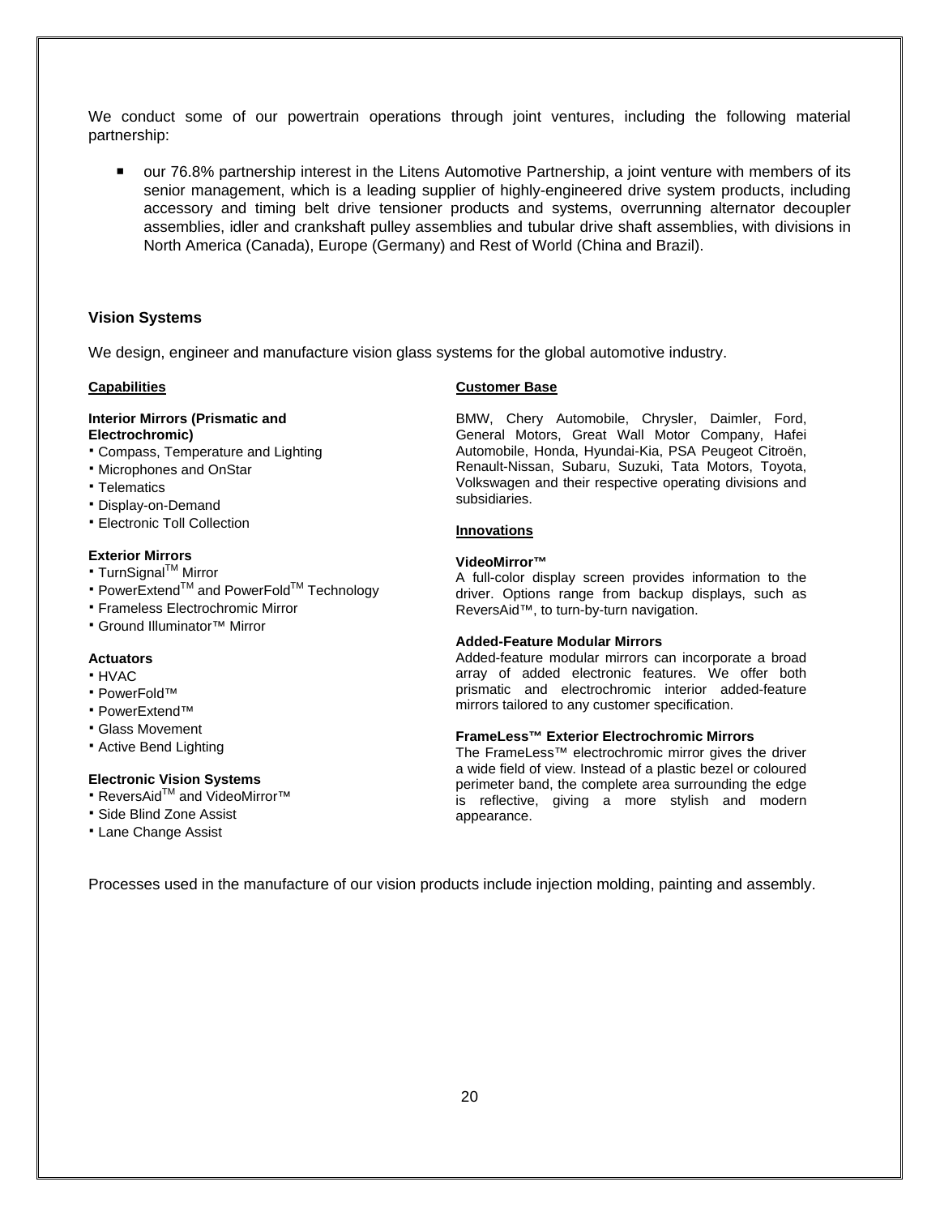We conduct some of our powertrain operations through joint ventures, including the following material partnership:

- our 76.8% partnership interest in the Litens Automotive Partnership, a joint venture with members of its senior management, which is a leading supplier of highly-engineered drive system products, including accessory and timing belt drive tensioner products and systems, overrunning alternator decoupler assemblies, idler and crankshaft pulley assemblies and tubular drive shaft assemblies, with divisions in North America (Canada), Europe (Germany) and Rest of World (China and Brazil).

### Vision Systems

We design, engineer and manufacture vision glass systems for the global automotive industry.

#### Capabilities

**Interior Mirrors (Prismatic and Electrochromic)**

- Compass, Temperature and Lighting
- Microphones and OnStar
- Telematics
- Display-on-Demand
- Electronic Toll Collection

**Exterior Mirrors**

- TurnSignal™ Mirror
- PowerExtend™ and PowerFold™ Technology
- Frameless Electrochromic Mirror
- Ground Illuminator™ Mirror

**Actuators**

- HVAC
- PowerFold™
- PowerExtend™
- Glass Movement
- Active Bend Lighting

**Electronic Vision Systems**

- ReversAid™ and VideoMirror™
- Side Blind Zone Assist
- Lane Change Assist

#### Customer Base

BMW, Chery Automobile, Chrysler, Daimler, Ford, General Motors, Great Wall Motor Company, Hafei Automobile, Honda, Hyundai-Kia, PSA Peugeot Citroën, Renault-Nissan, Subaru, Suzuki, Tata Motors, Toyota, Volkswagen and their respective operating divisions and subsidiaries.

#### Innovations

**VideoMirror™**
A full-color display screen provides information to the driver. Options range from backup displays, such as ReversAid™, to turn-by-turn navigation.

**Added-Feature Modular Mirrors**
Added-feature modular mirrors can incorporate a broad array of added electronic features. We offer both prismatic and electrochromic interior added-feature mirrors tailored to any customer specification.

**FrameLess™ Exterior Electrochromic Mirrors**
The FrameLess™ electrochromic mirror gives the driver a wide field of view. Instead of a plastic bezel or coloured perimeter band, the complete area surrounding the edge is reflective, giving a more stylish and modern appearance.

Processes used in the manufacture of our vision products include injection molding, painting and assembly.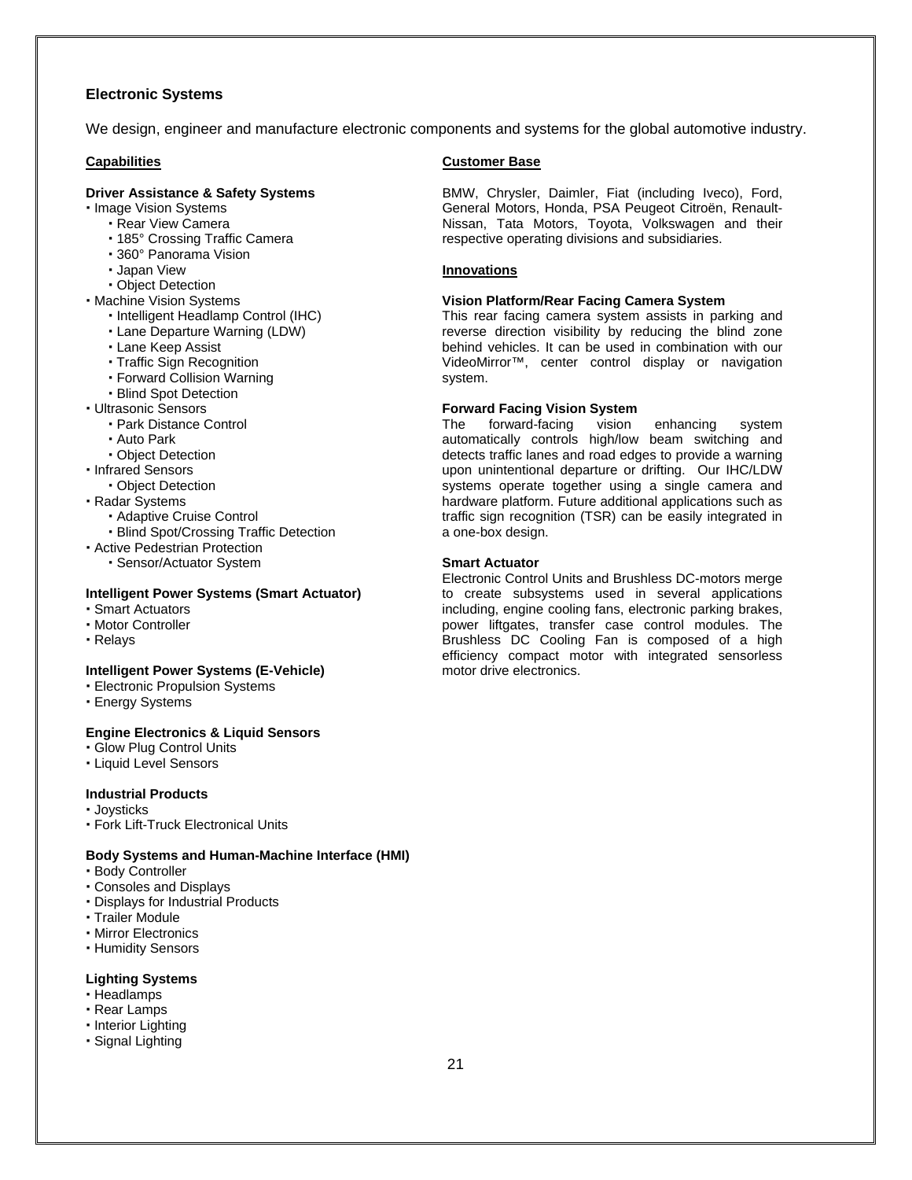## Electronic Systems

We design, engineer and manufacture electronic components and systems for the global automotive industry.

### Capabilities

**Driver Assistance & Safety Systems**

- Image Vision Systems
  - Rear View Camera
  - 185° Crossing Traffic Camera
  - 360° Panorama Vision
  - Japan View
  - Object Detection
- Machine Vision Systems
  - Intelligent Headlamp Control (IHC)
  - Lane Departure Warning (LDW)
  - Lane Keep Assist
  - Traffic Sign Recognition
  - Forward Collision Warning
  - Blind Spot Detection
- Ultrasonic Sensors
  - Park Distance Control
  - Auto Park
  - Object Detection
- Infrared Sensors
  - Object Detection
- Radar Systems
  - Adaptive Cruise Control
  - Blind Spot/Crossing Traffic Detection
- Active Pedestrian Protection
  - Sensor/Actuator System

**Intelligent Power Systems (Smart Actuator)**

- Smart Actuators
- Motor Controller
- Relays

**Intelligent Power Systems (E-Vehicle)**

- Electronic Propulsion Systems
- Energy Systems

**Engine Electronics & Liquid Sensors**

- Glow Plug Control Units
- Liquid Level Sensors

**Industrial Products**

- Joysticks
- Fork Lift-Truck Electronical Units

**Body Systems and Human-Machine Interface (HMI)**

- Body Controller
- Consoles and Displays
- Displays for Industrial Products
- Trailer Module
- Mirror Electronics
- Humidity Sensors

**Lighting Systems**

- Headlamps
- Rear Lamps
- Interior Lighting
- Signal Lighting

### Customer Base

BMW, Chrysler, Daimler, Fiat (including Iveco), Ford, General Motors, Honda, PSA Peugeot Citroën, Renault-Nissan, Tata Motors, Toyota, Volkswagen and their respective operating divisions and subsidiaries.

### Innovations

**Vision Platform/Rear Facing Camera System**

This rear facing camera system assists in parking and reverse direction visibility by reducing the blind zone behind vehicles. It can be used in combination with our VideoMirror™, center control display or navigation system.

**Forward Facing Vision System**

The forward-facing vision enhancing system automatically controls high/low beam switching and detects traffic lanes and road edges to provide a warning upon unintentional departure or drifting. Our IHC/LDW systems operate together using a single camera and hardware platform. Future additional applications such as traffic sign recognition (TSR) can be easily integrated in a one-box design.

**Smart Actuator**

Electronic Control Units and Brushless DC-motors merge to create subsystems used in several applications including, engine cooling fans, electronic parking brakes, power liftgates, transfer case control modules. The Brushless DC Cooling Fan is composed of a high efficiency compact motor with integrated sensorless motor drive electronics.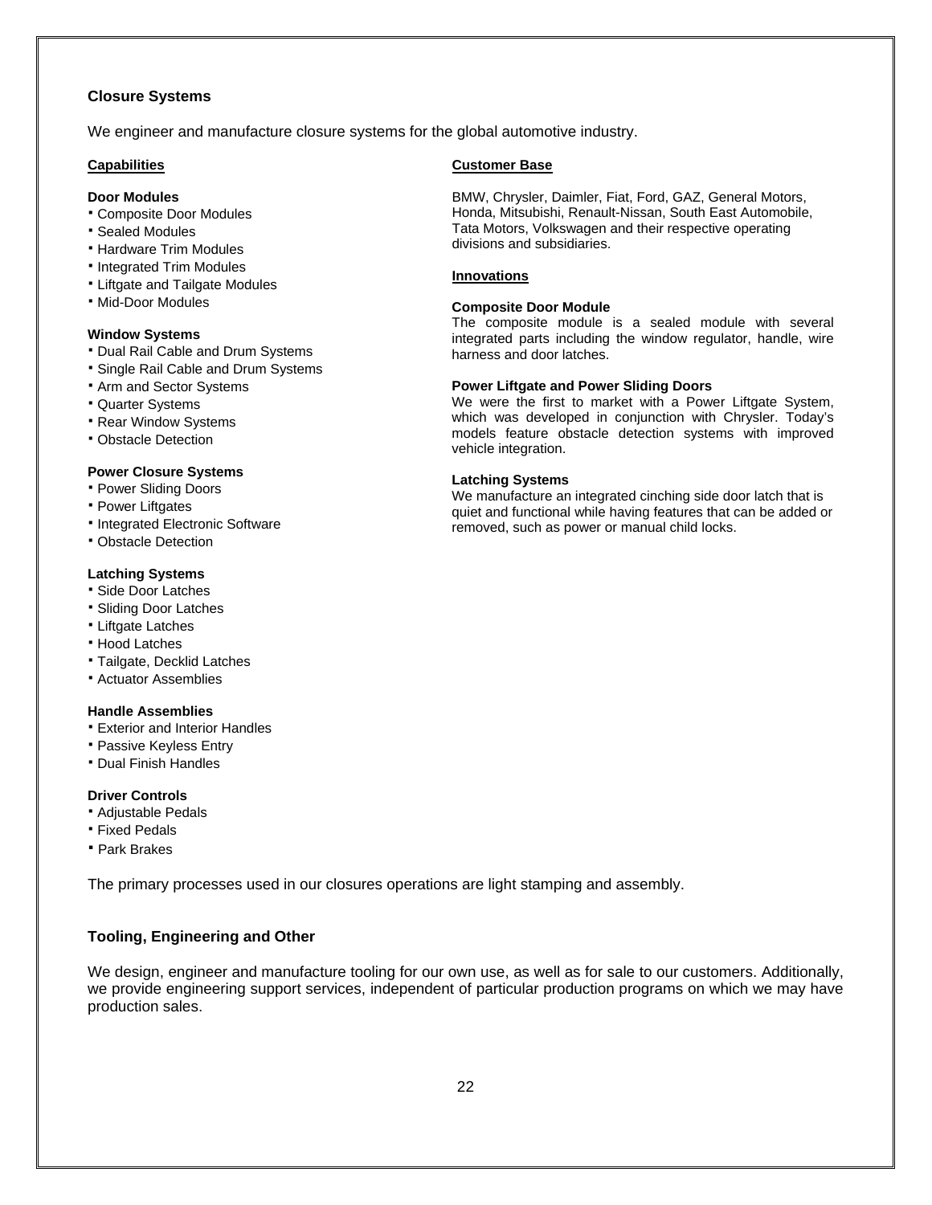## Closure Systems

We engineer and manufacture closure systems for the global automotive industry.

### Capabilities

**Door Modules**
- Composite Door Modules
- Sealed Modules
- Hardware Trim Modules
- Integrated Trim Modules
- Liftgate and Tailgate Modules
- Mid-Door Modules

**Window Systems**
- Dual Rail Cable and Drum Systems
- Single Rail Cable and Drum Systems
- Arm and Sector Systems
- Quarter Systems
- Rear Window Systems
- Obstacle Detection

**Power Closure Systems**
- Power Sliding Doors
- Power Liftgates
- Integrated Electronic Software
- Obstacle Detection

**Latching Systems**
- Side Door Latches
- Sliding Door Latches
- Liftgate Latches
- Hood Latches
- Tailgate, Decklid Latches
- Actuator Assemblies

**Handle Assemblies**
- Exterior and Interior Handles
- Passive Keyless Entry
- Dual Finish Handles

**Driver Controls**
- Adjustable Pedals
- Fixed Pedals
- Park Brakes

### Customer Base

BMW, Chrysler, Daimler, Fiat, Ford, GAZ, General Motors, Honda, Mitsubishi, Renault-Nissan, South East Automobile, Tata Motors, Volkswagen and their respective operating divisions and subsidiaries.

### Innovations

**Composite Door Module**
The composite module is a sealed module with several integrated parts including the window regulator, handle, wire harness and door latches.

**Power Liftgate and Power Sliding Doors**
We were the first to market with a Power Liftgate System, which was developed in conjunction with Chrysler. Today's models feature obstacle detection systems with improved vehicle integration.

**Latching Systems**
We manufacture an integrated cinching side door latch that is quiet and functional while having features that can be added or removed, such as power or manual child locks.

The primary processes used in our closures operations are light stamping and assembly.

## Tooling, Engineering and Other

We design, engineer and manufacture tooling for our own use, as well as for sale to our customers. Additionally, we provide engineering support services, independent of particular production programs on which we may have production sales.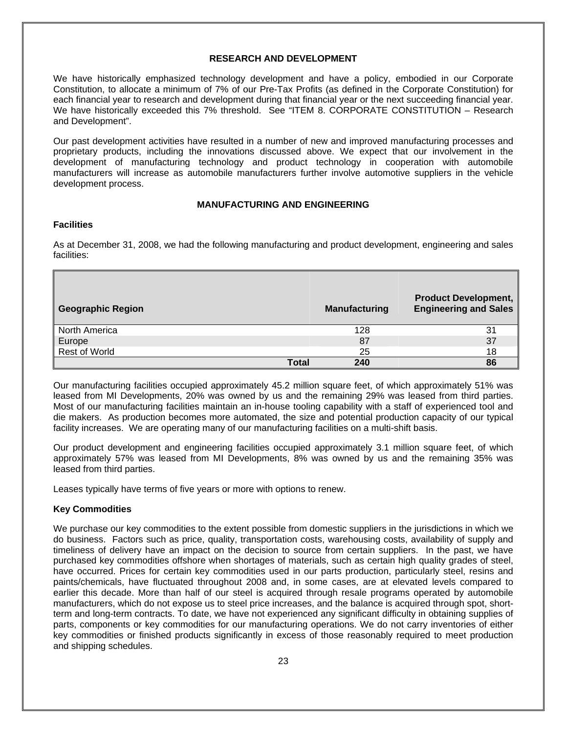## RESEARCH AND DEVELOPMENT

We have historically emphasized technology development and have a policy, embodied in our Corporate Constitution, to allocate a minimum of 7% of our Pre-Tax Profits (as defined in the Corporate Constitution) for each financial year to research and development during that financial year or the next succeeding financial year. We have historically exceeded this 7% threshold. See "ITEM 8. CORPORATE CONSTITUTION – Research and Development".

Our past development activities have resulted in a number of new and improved manufacturing processes and proprietary products, including the innovations discussed above. We expect that our involvement in the development of manufacturing technology and product technology in cooperation with automobile manufacturers will increase as automobile manufacturers further involve automotive suppliers in the vehicle development process.

## MANUFACTURING AND ENGINEERING

### Facilities

As at December 31, 2008, we had the following manufacturing and product development, engineering and sales facilities:

| Geographic Region | Manufacturing | Product Development, Engineering and Sales |
|---|---|---|
| North America | 128 | 31 |
| Europe | 87 | 37 |
| Rest of World | 25 | 18 |
| **Total** | **240** | **86** |

Our manufacturing facilities occupied approximately 45.2 million square feet, of which approximately 51% was leased from MI Developments, 20% was owned by us and the remaining 29% was leased from third parties. Most of our manufacturing facilities maintain an in-house tooling capability with a staff of experienced tool and die makers. As production becomes more automated, the size and potential production capacity of our typical facility increases. We are operating many of our manufacturing facilities on a multi-shift basis.

Our product development and engineering facilities occupied approximately 3.1 million square feet, of which approximately 57% was leased from MI Developments, 8% was owned by us and the remaining 35% was leased from third parties.

Leases typically have terms of five years or more with options to renew.

### Key Commodities

We purchase our key commodities to the extent possible from domestic suppliers in the jurisdictions in which we do business. Factors such as price, quality, transportation costs, warehousing costs, availability of supply and timeliness of delivery have an impact on the decision to source from certain suppliers. In the past, we have purchased key commodities offshore when shortages of materials, such as certain high quality grades of steel, have occurred. Prices for certain key commodities used in our parts production, particularly steel, resins and paints/chemicals, have fluctuated throughout 2008 and, in some cases, are at elevated levels compared to earlier this decade. More than half of our steel is acquired through resale programs operated by automobile manufacturers, which do not expose us to steel price increases, and the balance is acquired through spot, short-term and long-term contracts. To date, we have not experienced any significant difficulty in obtaining supplies of parts, components or key commodities for our manufacturing operations. We do not carry inventories of either key commodities or finished products significantly in excess of those reasonably required to meet production and shipping schedules.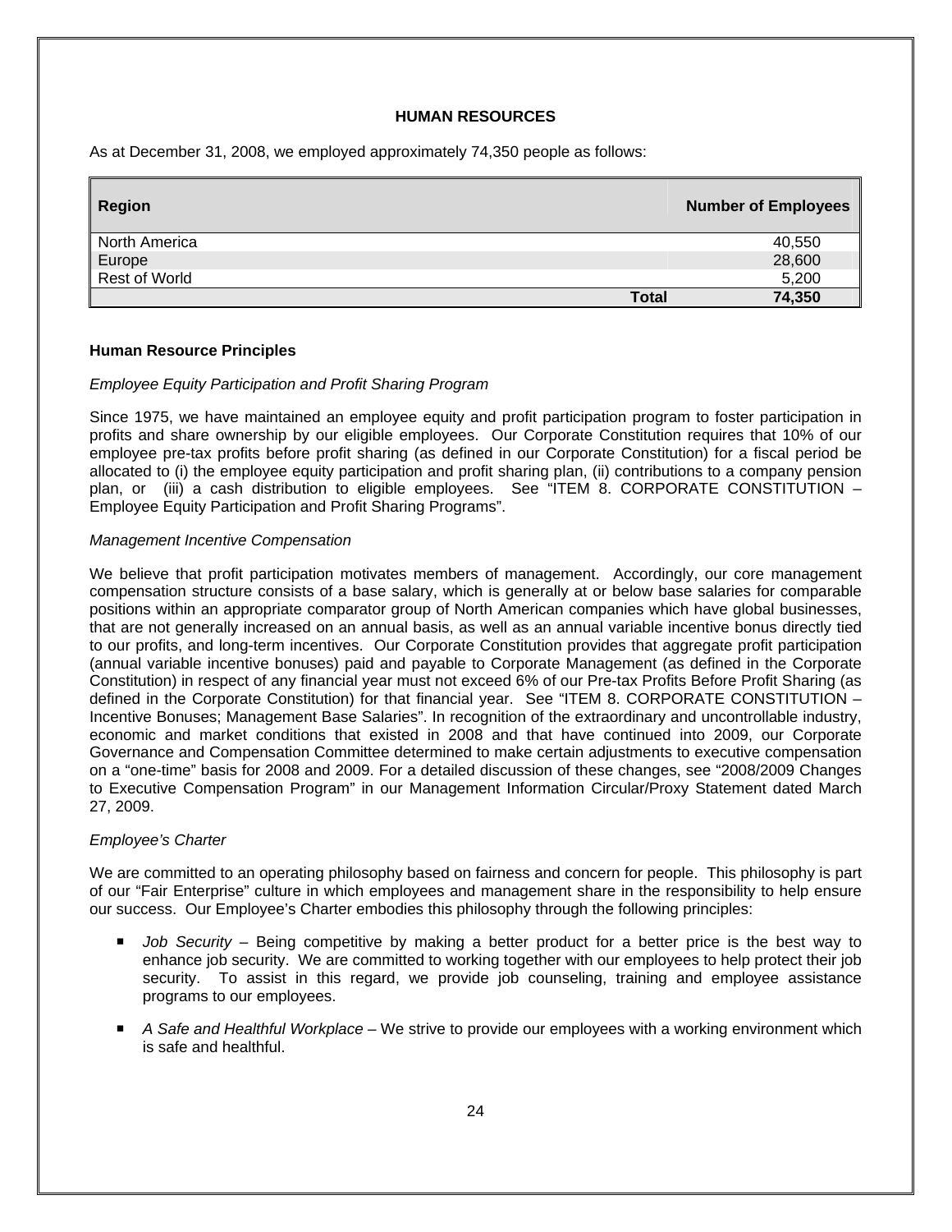## HUMAN RESOURCES

As at December 31, 2008, we employed approximately 74,350 people as follows:

| Region | Number of Employees |
|---|---|
| North America | 40,550 |
| Europe | 28,600 |
| Rest of World | 5,200 |
| **Total** | **74,350** |

### Human Resource Principles

*Employee Equity Participation and Profit Sharing Program*

Since 1975, we have maintained an employee equity and profit participation program to foster participation in profits and share ownership by our eligible employees. Our Corporate Constitution requires that 10% of our employee pre-tax profits before profit sharing (as defined in our Corporate Constitution) for a fiscal period be allocated to (i) the employee equity participation and profit sharing plan, (ii) contributions to a company pension plan, or (iii) a cash distribution to eligible employees. See "ITEM 8. CORPORATE CONSTITUTION – Employee Equity Participation and Profit Sharing Programs".

*Management Incentive Compensation*

We believe that profit participation motivates members of management. Accordingly, our core management compensation structure consists of a base salary, which is generally at or below base salaries for comparable positions within an appropriate comparator group of North American companies which have global businesses, that are not generally increased on an annual basis, as well as an annual variable incentive bonus directly tied to our profits, and long-term incentives. Our Corporate Constitution provides that aggregate profit participation (annual variable incentive bonuses) paid and payable to Corporate Management (as defined in the Corporate Constitution) in respect of any financial year must not exceed 6% of our Pre-tax Profits Before Profit Sharing (as defined in the Corporate Constitution) for that financial year. See "ITEM 8. CORPORATE CONSTITUTION – Incentive Bonuses; Management Base Salaries". In recognition of the extraordinary and uncontrollable industry, economic and market conditions that existed in 2008 and that have continued into 2009, our Corporate Governance and Compensation Committee determined to make certain adjustments to executive compensation on a "one-time" basis for 2008 and 2009. For a detailed discussion of these changes, see "2008/2009 Changes to Executive Compensation Program" in our Management Information Circular/Proxy Statement dated March 27, 2009.

*Employee's Charter*

We are committed to an operating philosophy based on fairness and concern for people. This philosophy is part of our "Fair Enterprise" culture in which employees and management share in the responsibility to help ensure our success. Our Employee's Charter embodies this philosophy through the following principles:

- *Job Security* – Being competitive by making a better product for a better price is the best way to enhance job security. We are committed to working together with our employees to help protect their job security. To assist in this regard, we provide job counseling, training and employee assistance programs to our employees.
- *A Safe and Healthful Workplace* – We strive to provide our employees with a working environment which is safe and healthful.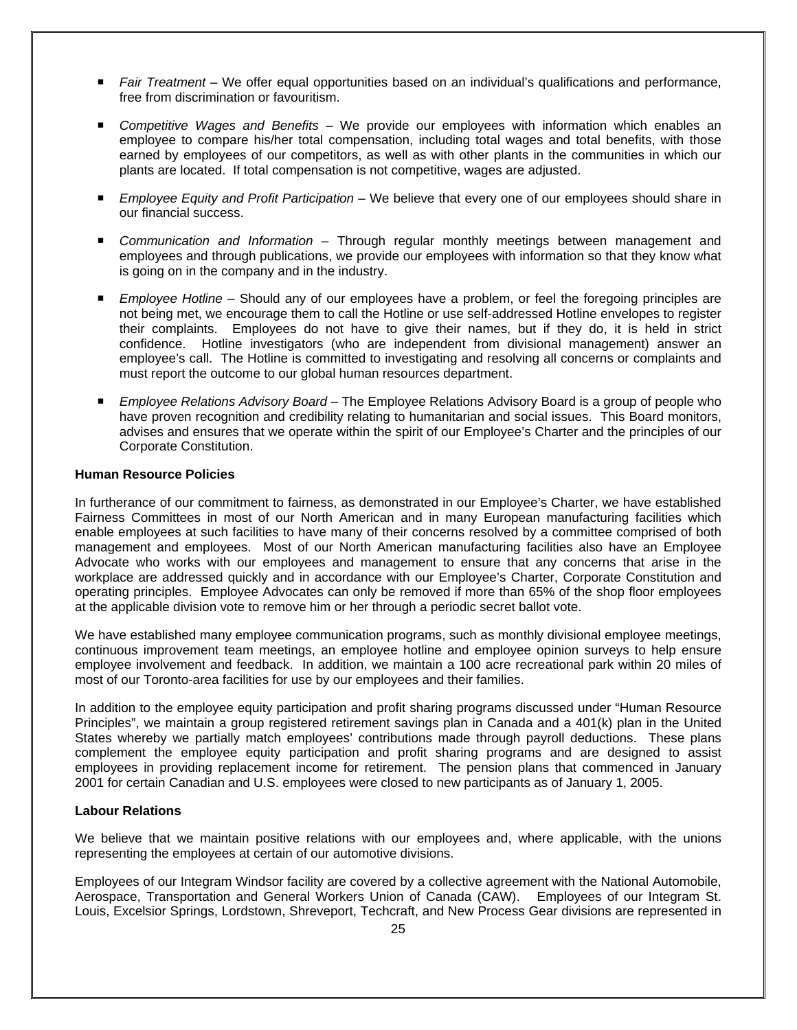- *Fair Treatment* – We offer equal opportunities based on an individual's qualifications and performance, free from discrimination or favouritism.

- *Competitive Wages and Benefits* – We provide our employees with information which enables an employee to compare his/her total compensation, including total wages and total benefits, with those earned by employees of our competitors, as well as with other plants in the communities in which our plants are located. If total compensation is not competitive, wages are adjusted.

- *Employee Equity and Profit Participation* – We believe that every one of our employees should share in our financial success.

- *Communication and Information* – Through regular monthly meetings between management and employees and through publications, we provide our employees with information so that they know what is going on in the company and in the industry.

- *Employee Hotline* – Should any of our employees have a problem, or feel the foregoing principles are not being met, we encourage them to call the Hotline or use self-addressed Hotline envelopes to register their complaints. Employees do not have to give their names, but if they do, it is held in strict confidence. Hotline investigators (who are independent from divisional management) answer an employee's call. The Hotline is committed to investigating and resolving all concerns or complaints and must report the outcome to our global human resources department.

- *Employee Relations Advisory Board* – The Employee Relations Advisory Board is a group of people who have proven recognition and credibility relating to humanitarian and social issues. This Board monitors, advises and ensures that we operate within the spirit of our Employee's Charter and the principles of our Corporate Constitution.

**Human Resource Policies**

In furtherance of our commitment to fairness, as demonstrated in our Employee's Charter, we have established Fairness Committees in most of our North American and in many European manufacturing facilities which enable employees at such facilities to have many of their concerns resolved by a committee comprised of both management and employees. Most of our North American manufacturing facilities also have an Employee Advocate who works with our employees and management to ensure that any concerns that arise in the workplace are addressed quickly and in accordance with our Employee's Charter, Corporate Constitution and operating principles. Employee Advocates can only be removed if more than 65% of the shop floor employees at the applicable division vote to remove him or her through a periodic secret ballot vote.

We have established many employee communication programs, such as monthly divisional employee meetings, continuous improvement team meetings, an employee hotline and employee opinion surveys to help ensure employee involvement and feedback. In addition, we maintain a 100 acre recreational park within 20 miles of most of our Toronto-area facilities for use by our employees and their families.

In addition to the employee equity participation and profit sharing programs discussed under "Human Resource Principles", we maintain a group registered retirement savings plan in Canada and a 401(k) plan in the United States whereby we partially match employees' contributions made through payroll deductions. These plans complement the employee equity participation and profit sharing programs and are designed to assist employees in providing replacement income for retirement. The pension plans that commenced in January 2001 for certain Canadian and U.S. employees were closed to new participants as of January 1, 2005.

**Labour Relations**

We believe that we maintain positive relations with our employees and, where applicable, with the unions representing the employees at certain of our automotive divisions.

Employees of our Integram Windsor facility are covered by a collective agreement with the National Automobile, Aerospace, Transportation and General Workers Union of Canada (CAW). Employees of our Integram St. Louis, Excelsior Springs, Lordstown, Shreveport, Techcraft, and New Process Gear divisions are represented in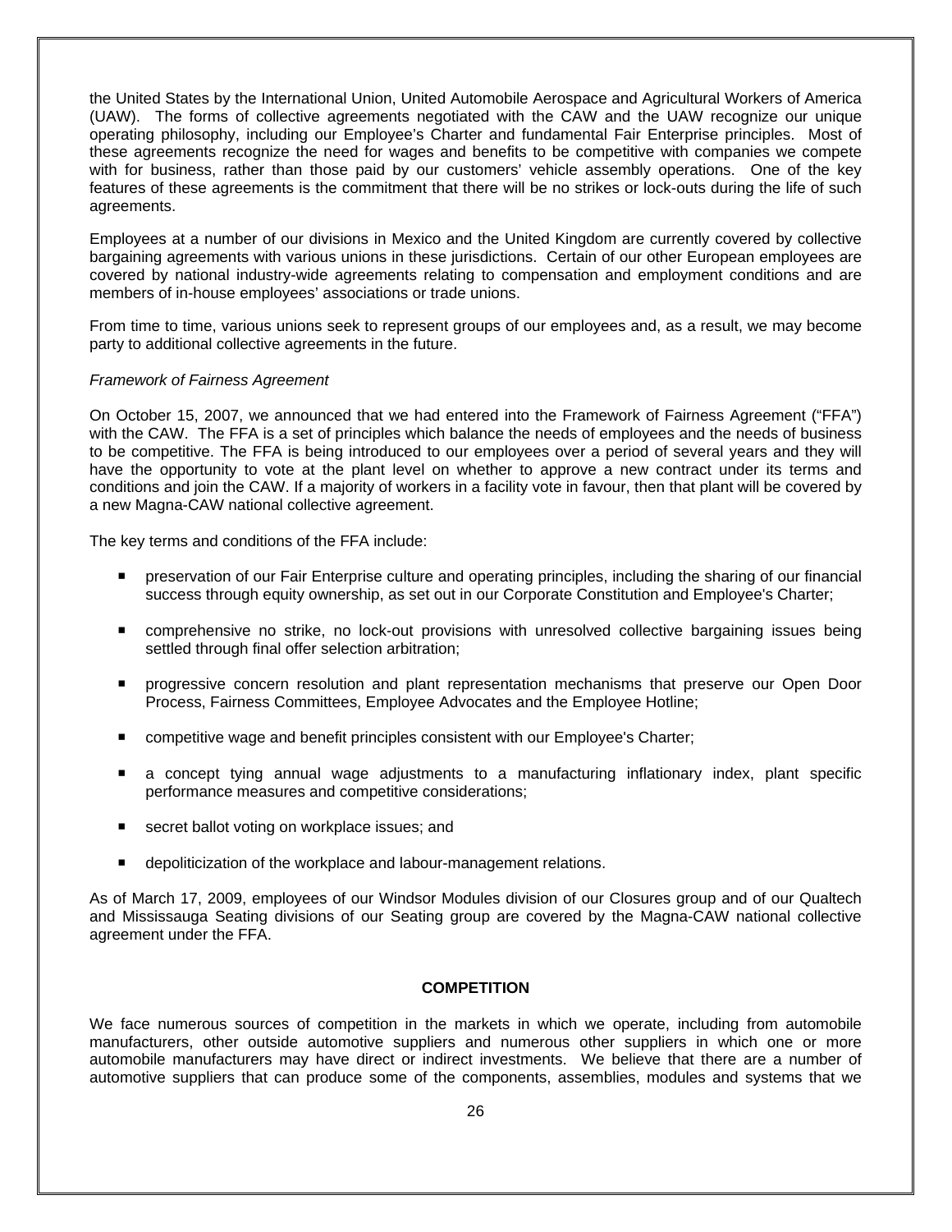the United States by the International Union, United Automobile Aerospace and Agricultural Workers of America (UAW). The forms of collective agreements negotiated with the CAW and the UAW recognize our unique operating philosophy, including our Employee's Charter and fundamental Fair Enterprise principles. Most of these agreements recognize the need for wages and benefits to be competitive with companies we compete with for business, rather than those paid by our customers' vehicle assembly operations. One of the key features of these agreements is the commitment that there will be no strikes or lock-outs during the life of such agreements.

Employees at a number of our divisions in Mexico and the United Kingdom are currently covered by collective bargaining agreements with various unions in these jurisdictions. Certain of our other European employees are covered by national industry-wide agreements relating to compensation and employment conditions and are members of in-house employees' associations or trade unions.

From time to time, various unions seek to represent groups of our employees and, as a result, we may become party to additional collective agreements in the future.

*Framework of Fairness Agreement*

On October 15, 2007, we announced that we had entered into the Framework of Fairness Agreement ("FFA") with the CAW. The FFA is a set of principles which balance the needs of employees and the needs of business to be competitive. The FFA is being introduced to our employees over a period of several years and they will have the opportunity to vote at the plant level on whether to approve a new contract under its terms and conditions and join the CAW. If a majority of workers in a facility vote in favour, then that plant will be covered by a new Magna-CAW national collective agreement.

The key terms and conditions of the FFA include:

- preservation of our Fair Enterprise culture and operating principles, including the sharing of our financial success through equity ownership, as set out in our Corporate Constitution and Employee's Charter;
- comprehensive no strike, no lock-out provisions with unresolved collective bargaining issues being settled through final offer selection arbitration;
- progressive concern resolution and plant representation mechanisms that preserve our Open Door Process, Fairness Committees, Employee Advocates and the Employee Hotline;
- competitive wage and benefit principles consistent with our Employee's Charter;
- a concept tying annual wage adjustments to a manufacturing inflationary index, plant specific performance measures and competitive considerations;
- secret ballot voting on workplace issues; and
- depoliticization of the workplace and labour-management relations.

As of March 17, 2009, employees of our Windsor Modules division of our Closures group and of our Qualtech and Mississauga Seating divisions of our Seating group are covered by the Magna-CAW national collective agreement under the FFA.

## COMPETITION

We face numerous sources of competition in the markets in which we operate, including from automobile manufacturers, other outside automotive suppliers and numerous other suppliers in which one or more automobile manufacturers may have direct or indirect investments. We believe that there are a number of automotive suppliers that can produce some of the components, assemblies, modules and systems that we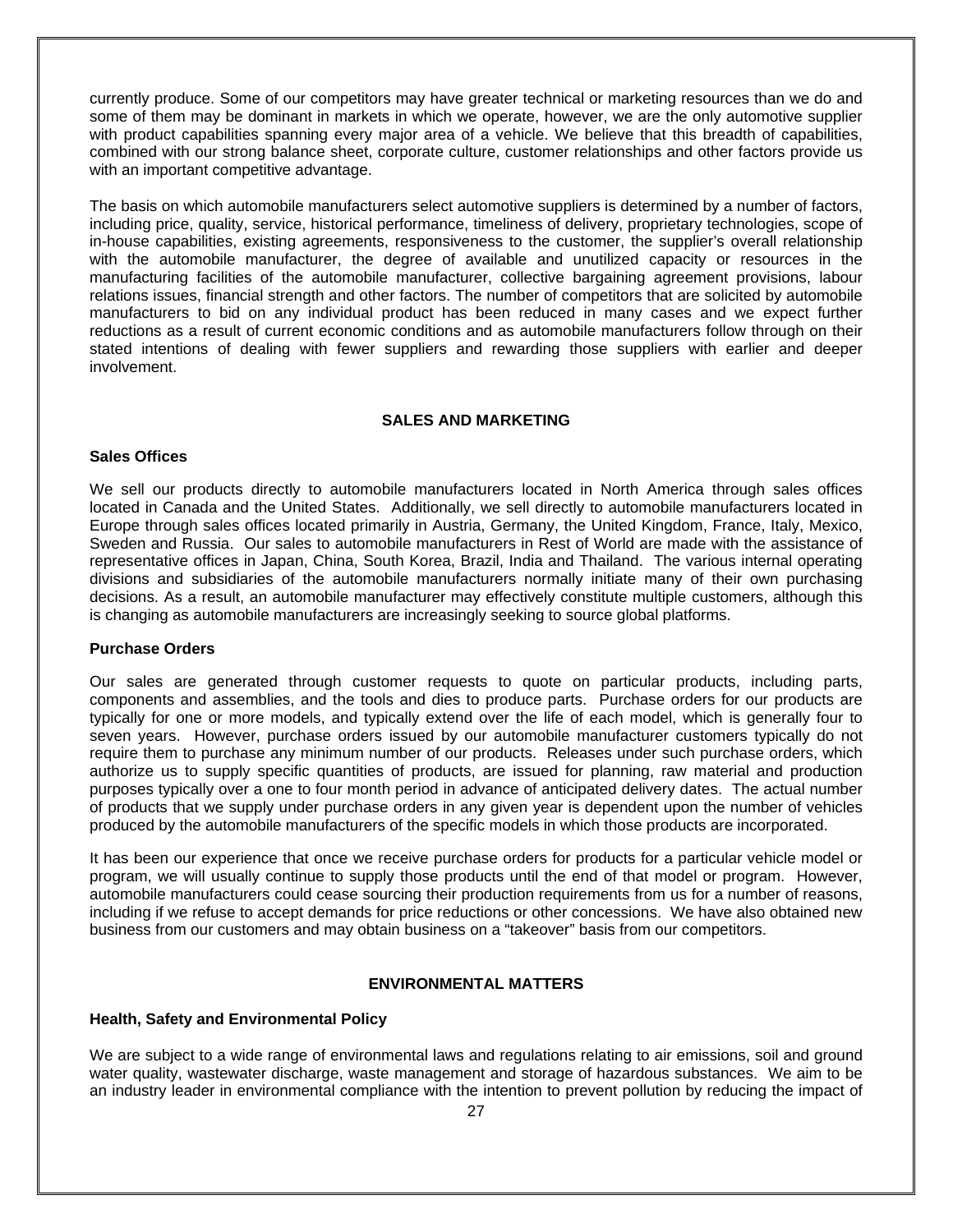currently produce. Some of our competitors may have greater technical or marketing resources than we do and some of them may be dominant in markets in which we operate, however, we are the only automotive supplier with product capabilities spanning every major area of a vehicle. We believe that this breadth of capabilities, combined with our strong balance sheet, corporate culture, customer relationships and other factors provide us with an important competitive advantage.

The basis on which automobile manufacturers select automotive suppliers is determined by a number of factors, including price, quality, service, historical performance, timeliness of delivery, proprietary technologies, scope of in-house capabilities, existing agreements, responsiveness to the customer, the supplier's overall relationship with the automobile manufacturer, the degree of available and unutilized capacity or resources in the manufacturing facilities of the automobile manufacturer, collective bargaining agreement provisions, labour relations issues, financial strength and other factors. The number of competitors that are solicited by automobile manufacturers to bid on any individual product has been reduced in many cases and we expect further reductions as a result of current economic conditions and as automobile manufacturers follow through on their stated intentions of dealing with fewer suppliers and rewarding those suppliers with earlier and deeper involvement.

## SALES AND MARKETING

### Sales Offices

We sell our products directly to automobile manufacturers located in North America through sales offices located in Canada and the United States. Additionally, we sell directly to automobile manufacturers located in Europe through sales offices located primarily in Austria, Germany, the United Kingdom, France, Italy, Mexico, Sweden and Russia. Our sales to automobile manufacturers in Rest of World are made with the assistance of representative offices in Japan, China, South Korea, Brazil, India and Thailand. The various internal operating divisions and subsidiaries of the automobile manufacturers normally initiate many of their own purchasing decisions. As a result, an automobile manufacturer may effectively constitute multiple customers, although this is changing as automobile manufacturers are increasingly seeking to source global platforms.

### Purchase Orders

Our sales are generated through customer requests to quote on particular products, including parts, components and assemblies, and the tools and dies to produce parts. Purchase orders for our products are typically for one or more models, and typically extend over the life of each model, which is generally four to seven years. However, purchase orders issued by our automobile manufacturer customers typically do not require them to purchase any minimum number of our products. Releases under such purchase orders, which authorize us to supply specific quantities of products, are issued for planning, raw material and production purposes typically over a one to four month period in advance of anticipated delivery dates. The actual number of products that we supply under purchase orders in any given year is dependent upon the number of vehicles produced by the automobile manufacturers of the specific models in which those products are incorporated.

It has been our experience that once we receive purchase orders for products for a particular vehicle model or program, we will usually continue to supply those products until the end of that model or program. However, automobile manufacturers could cease sourcing their production requirements from us for a number of reasons, including if we refuse to accept demands for price reductions or other concessions. We have also obtained new business from our customers and may obtain business on a "takeover" basis from our competitors.

## ENVIRONMENTAL MATTERS

### Health, Safety and Environmental Policy

We are subject to a wide range of environmental laws and regulations relating to air emissions, soil and ground water quality, wastewater discharge, waste management and storage of hazardous substances. We aim to be an industry leader in environmental compliance with the intention to prevent pollution by reducing the impact of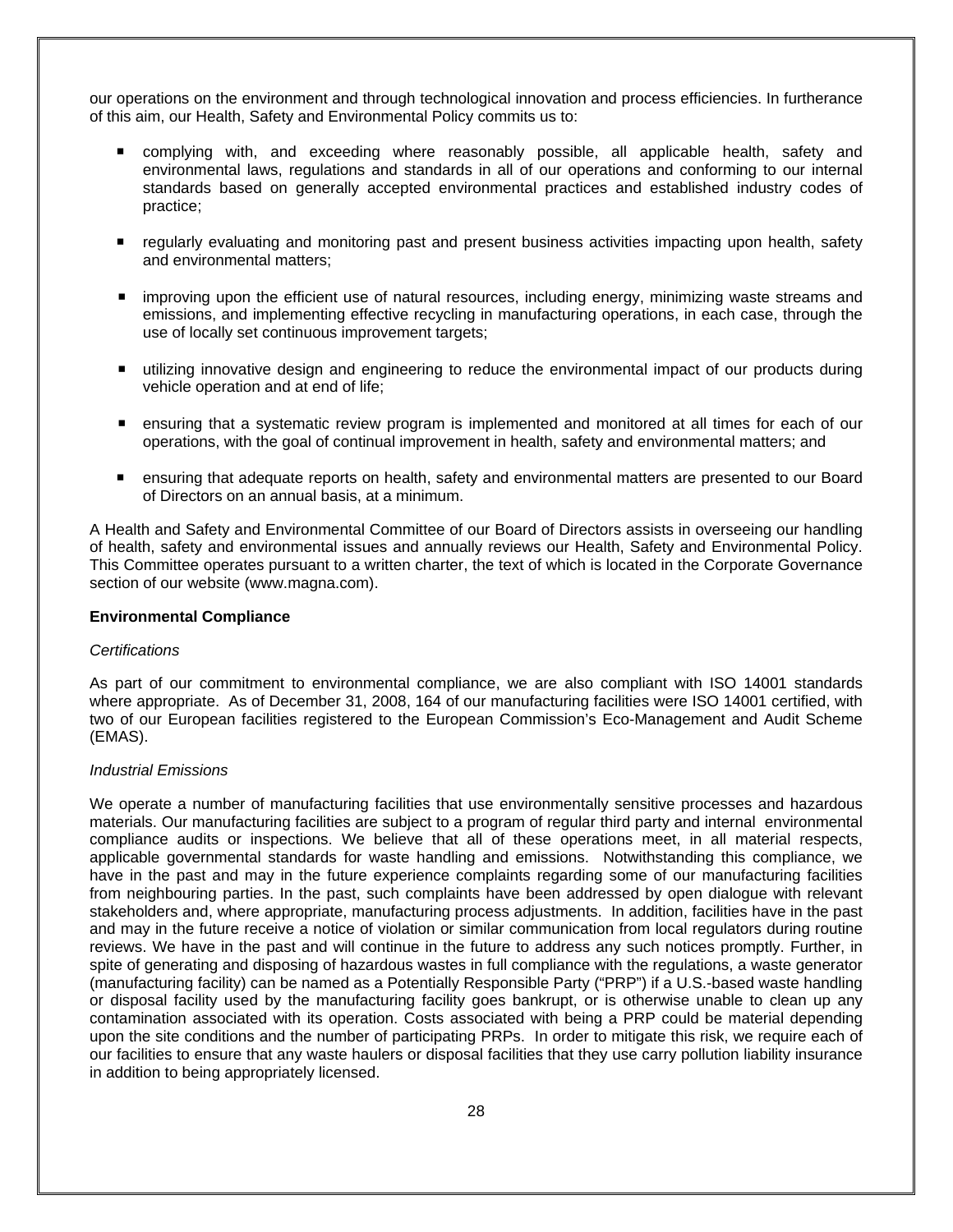our operations on the environment and through technological innovation and process efficiencies. In furtherance of this aim, our Health, Safety and Environmental Policy commits us to:

- complying with, and exceeding where reasonably possible, all applicable health, safety and environmental laws, regulations and standards in all of our operations and conforming to our internal standards based on generally accepted environmental practices and established industry codes of practice;
- regularly evaluating and monitoring past and present business activities impacting upon health, safety and environmental matters;
- improving upon the efficient use of natural resources, including energy, minimizing waste streams and emissions, and implementing effective recycling in manufacturing operations, in each case, through the use of locally set continuous improvement targets;
- utilizing innovative design and engineering to reduce the environmental impact of our products during vehicle operation and at end of life;
- ensuring that a systematic review program is implemented and monitored at all times for each of our operations, with the goal of continual improvement in health, safety and environmental matters; and
- ensuring that adequate reports on health, safety and environmental matters are presented to our Board of Directors on an annual basis, at a minimum.

A Health and Safety and Environmental Committee of our Board of Directors assists in overseeing our handling of health, safety and environmental issues and annually reviews our Health, Safety and Environmental Policy. This Committee operates pursuant to a written charter, the text of which is located in the Corporate Governance section of our website (www.magna.com).

**Environmental Compliance**

*Certifications*

As part of our commitment to environmental compliance, we are also compliant with ISO 14001 standards where appropriate. As of December 31, 2008, 164 of our manufacturing facilities were ISO 14001 certified, with two of our European facilities registered to the European Commission's Eco-Management and Audit Scheme (EMAS).

*Industrial Emissions*

We operate a number of manufacturing facilities that use environmentally sensitive processes and hazardous materials. Our manufacturing facilities are subject to a program of regular third party and internal environmental compliance audits or inspections. We believe that all of these operations meet, in all material respects, applicable governmental standards for waste handling and emissions. Notwithstanding this compliance, we have in the past and may in the future experience complaints regarding some of our manufacturing facilities from neighbouring parties. In the past, such complaints have been addressed by open dialogue with relevant stakeholders and, where appropriate, manufacturing process adjustments. In addition, facilities have in the past and may in the future receive a notice of violation or similar communication from local regulators during routine reviews. We have in the past and will continue in the future to address any such notices promptly. Further, in spite of generating and disposing of hazardous wastes in full compliance with the regulations, a waste generator (manufacturing facility) can be named as a Potentially Responsible Party ("PRP") if a U.S.-based waste handling or disposal facility used by the manufacturing facility goes bankrupt, or is otherwise unable to clean up any contamination associated with its operation. Costs associated with being a PRP could be material depending upon the site conditions and the number of participating PRPs. In order to mitigate this risk, we require each of our facilities to ensure that any waste haulers or disposal facilities that they use carry pollution liability insurance in addition to being appropriately licensed.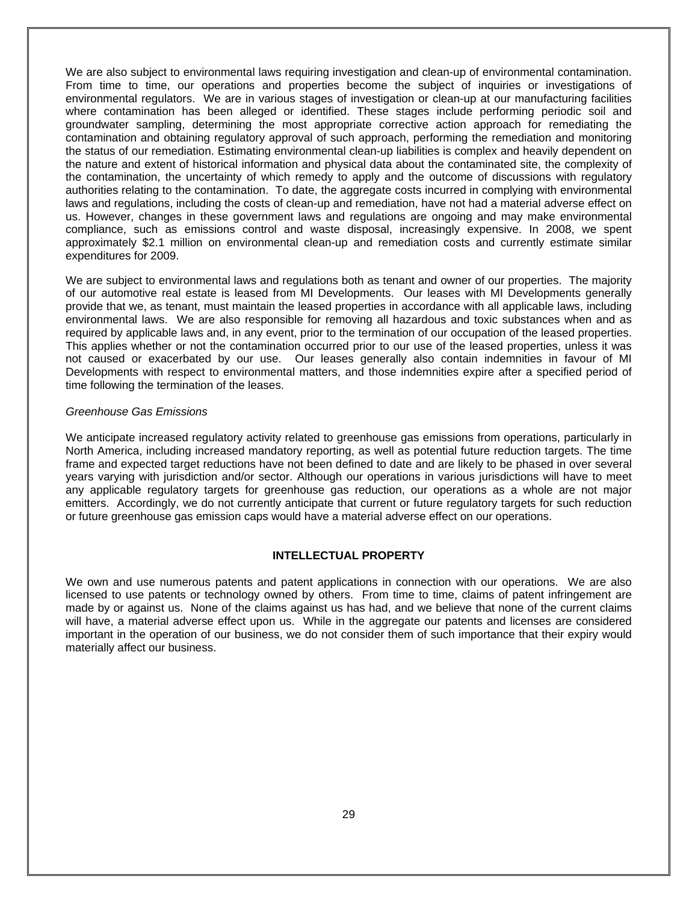We are also subject to environmental laws requiring investigation and clean-up of environmental contamination. From time to time, our operations and properties become the subject of inquiries or investigations of environmental regulators. We are in various stages of investigation or clean-up at our manufacturing facilities where contamination has been alleged or identified. These stages include performing periodic soil and groundwater sampling, determining the most appropriate corrective action approach for remediating the contamination and obtaining regulatory approval of such approach, performing the remediation and monitoring the status of our remediation. Estimating environmental clean-up liabilities is complex and heavily dependent on the nature and extent of historical information and physical data about the contaminated site, the complexity of the contamination, the uncertainty of which remedy to apply and the outcome of discussions with regulatory authorities relating to the contamination. To date, the aggregate costs incurred in complying with environmental laws and regulations, including the costs of clean-up and remediation, have not had a material adverse effect on us. However, changes in these government laws and regulations are ongoing and may make environmental compliance, such as emissions control and waste disposal, increasingly expensive. In 2008, we spent approximately $2.1 million on environmental clean-up and remediation costs and currently estimate similar expenditures for 2009.

We are subject to environmental laws and regulations both as tenant and owner of our properties. The majority of our automotive real estate is leased from MI Developments. Our leases with MI Developments generally provide that we, as tenant, must maintain the leased properties in accordance with all applicable laws, including environmental laws. We are also responsible for removing all hazardous and toxic substances when and as required by applicable laws and, in any event, prior to the termination of our occupation of the leased properties. This applies whether or not the contamination occurred prior to our use of the leased properties, unless it was not caused or exacerbated by our use. Our leases generally also contain indemnities in favour of MI Developments with respect to environmental matters, and those indemnities expire after a specified period of time following the termination of the leases.

*Greenhouse Gas Emissions*

We anticipate increased regulatory activity related to greenhouse gas emissions from operations, particularly in North America, including increased mandatory reporting, as well as potential future reduction targets. The time frame and expected target reductions have not been defined to date and are likely to be phased in over several years varying with jurisdiction and/or sector. Although our operations in various jurisdictions will have to meet any applicable regulatory targets for greenhouse gas reduction, our operations as a whole are not major emitters. Accordingly, we do not currently anticipate that current or future regulatory targets for such reduction or future greenhouse gas emission caps would have a material adverse effect on our operations.

## INTELLECTUAL PROPERTY

We own and use numerous patents and patent applications in connection with our operations. We are also licensed to use patents or technology owned by others. From time to time, claims of patent infringement are made by or against us. None of the claims against us has had, and we believe that none of the current claims will have, a material adverse effect upon us. While in the aggregate our patents and licenses are considered important in the operation of our business, we do not consider them of such importance that their expiry would materially affect our business.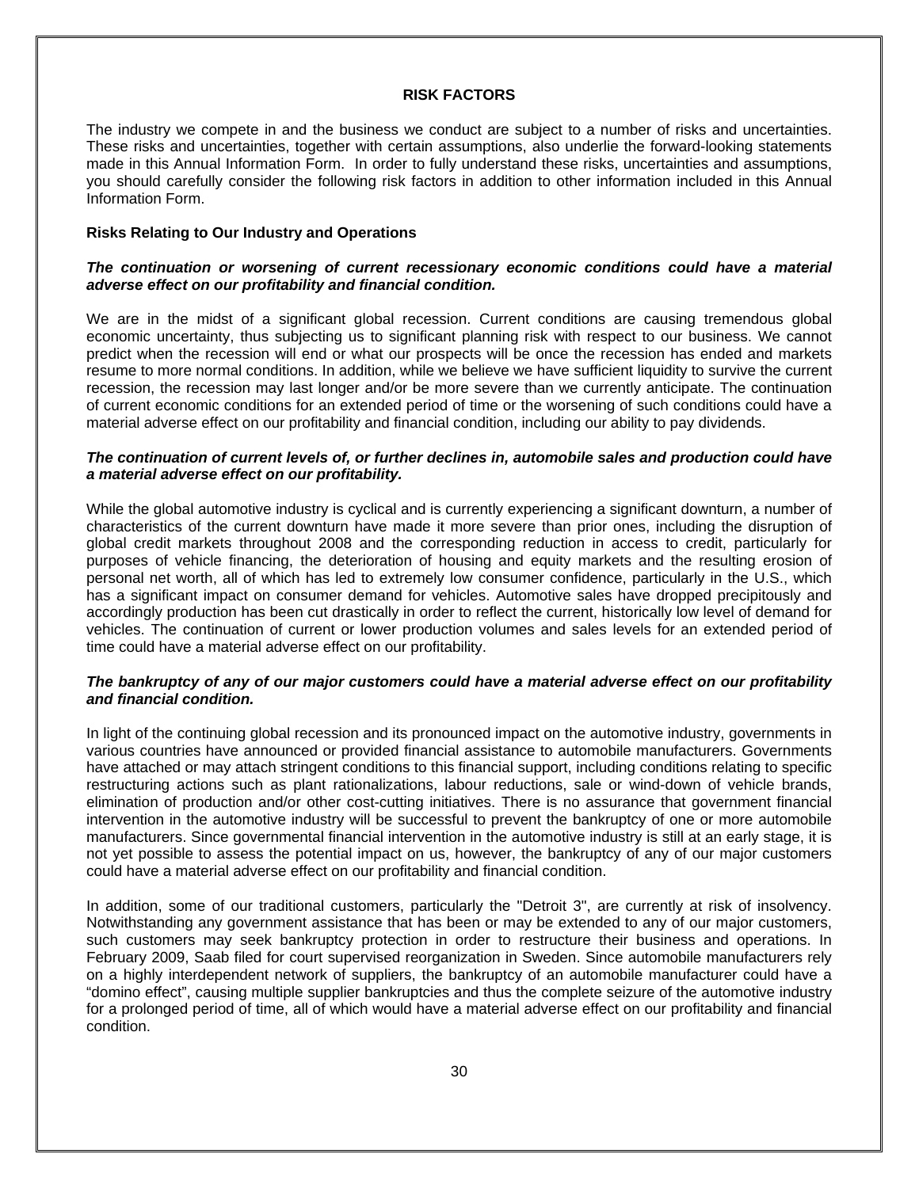## RISK FACTORS

The industry we compete in and the business we conduct are subject to a number of risks and uncertainties. These risks and uncertainties, together with certain assumptions, also underlie the forward-looking statements made in this Annual Information Form. In order to fully understand these risks, uncertainties and assumptions, you should carefully consider the following risk factors in addition to other information included in this Annual Information Form.

### Risks Relating to Our Industry and Operations

***The continuation or worsening of current recessionary economic conditions could have a material adverse effect on our profitability and financial condition.***

We are in the midst of a significant global recession. Current conditions are causing tremendous global economic uncertainty, thus subjecting us to significant planning risk with respect to our business. We cannot predict when the recession will end or what our prospects will be once the recession has ended and markets resume to more normal conditions. In addition, while we believe we have sufficient liquidity to survive the current recession, the recession may last longer and/or be more severe than we currently anticipate. The continuation of current economic conditions for an extended period of time or the worsening of such conditions could have a material adverse effect on our profitability and financial condition, including our ability to pay dividends.

***The continuation of current levels of, or further declines in, automobile sales and production could have a material adverse effect on our profitability.***

While the global automotive industry is cyclical and is currently experiencing a significant downturn, a number of characteristics of the current downturn have made it more severe than prior ones, including the disruption of global credit markets throughout 2008 and the corresponding reduction in access to credit, particularly for purposes of vehicle financing, the deterioration of housing and equity markets and the resulting erosion of personal net worth, all of which has led to extremely low consumer confidence, particularly in the U.S., which has a significant impact on consumer demand for vehicles. Automotive sales have dropped precipitously and accordingly production has been cut drastically in order to reflect the current, historically low level of demand for vehicles. The continuation of current or lower production volumes and sales levels for an extended period of time could have a material adverse effect on our profitability.

***The bankruptcy of any of our major customers could have a material adverse effect on our profitability and financial condition.***

In light of the continuing global recession and its pronounced impact on the automotive industry, governments in various countries have announced or provided financial assistance to automobile manufacturers. Governments have attached or may attach stringent conditions to this financial support, including conditions relating to specific restructuring actions such as plant rationalizations, labour reductions, sale or wind-down of vehicle brands, elimination of production and/or other cost-cutting initiatives. There is no assurance that government financial intervention in the automotive industry will be successful to prevent the bankruptcy of one or more automobile manufacturers. Since governmental financial intervention in the automotive industry is still at an early stage, it is not yet possible to assess the potential impact on us, however, the bankruptcy of any of our major customers could have a material adverse effect on our profitability and financial condition.

In addition, some of our traditional customers, particularly the "Detroit 3", are currently at risk of insolvency. Notwithstanding any government assistance that has been or may be extended to any of our major customers, such customers may seek bankruptcy protection in order to restructure their business and operations. In February 2009, Saab filed for court supervised reorganization in Sweden. Since automobile manufacturers rely on a highly interdependent network of suppliers, the bankruptcy of an automobile manufacturer could have a "domino effect", causing multiple supplier bankruptcies and thus the complete seizure of the automotive industry for a prolonged period of time, all of which would have a material adverse effect on our profitability and financial condition.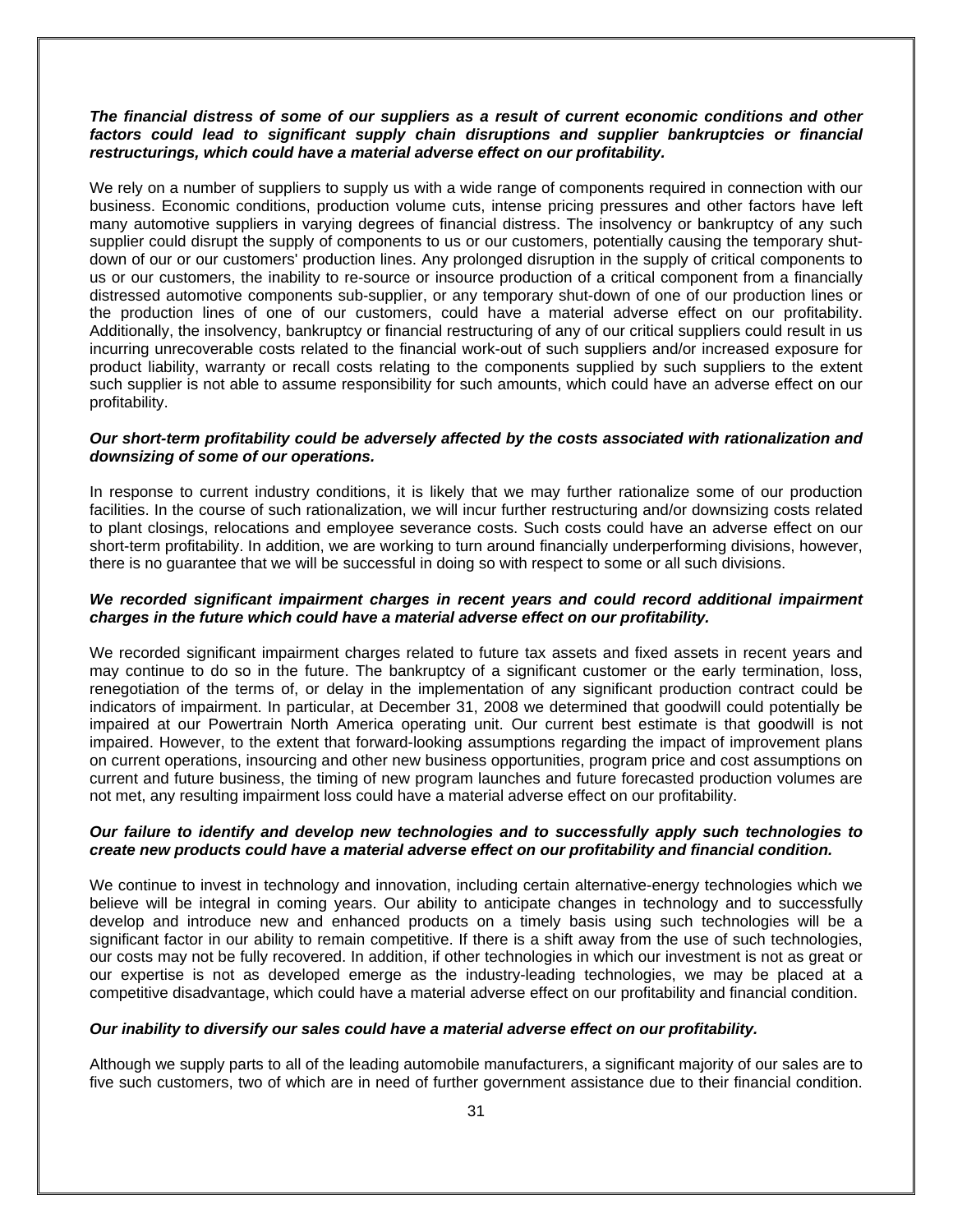***The financial distress of some of our suppliers as a result of current economic conditions and other factors could lead to significant supply chain disruptions and supplier bankruptcies or financial restructurings, which could have a material adverse effect on our profitability.***

We rely on a number of suppliers to supply us with a wide range of components required in connection with our business. Economic conditions, production volume cuts, intense pricing pressures and other factors have left many automotive suppliers in varying degrees of financial distress. The insolvency or bankruptcy of any such supplier could disrupt the supply of components to us or our customers, potentially causing the temporary shut-down of our or our customers' production lines. Any prolonged disruption in the supply of critical components to us or our customers, the inability to re-source or insource production of a critical component from a financially distressed automotive components sub-supplier, or any temporary shut-down of one of our production lines or the production lines of one of our customers, could have a material adverse effect on our profitability. Additionally, the insolvency, bankruptcy or financial restructuring of any of our critical suppliers could result in us incurring unrecoverable costs related to the financial work-out of such suppliers and/or increased exposure for product liability, warranty or recall costs relating to the components supplied by such suppliers to the extent such supplier is not able to assume responsibility for such amounts, which could have an adverse effect on our profitability.

***Our short-term profitability could be adversely affected by the costs associated with rationalization and downsizing of some of our operations.***

In response to current industry conditions, it is likely that we may further rationalize some of our production facilities. In the course of such rationalization, we will incur further restructuring and/or downsizing costs related to plant closings, relocations and employee severance costs. Such costs could have an adverse effect on our short-term profitability. In addition, we are working to turn around financially underperforming divisions, however, there is no guarantee that we will be successful in doing so with respect to some or all such divisions.

***We recorded significant impairment charges in recent years and could record additional impairment charges in the future which could have a material adverse effect on our profitability.***

We recorded significant impairment charges related to future tax assets and fixed assets in recent years and may continue to do so in the future. The bankruptcy of a significant customer or the early termination, loss, renegotiation of the terms of, or delay in the implementation of any significant production contract could be indicators of impairment. In particular, at December 31, 2008 we determined that goodwill could potentially be impaired at our Powertrain North America operating unit. Our current best estimate is that goodwill is not impaired. However, to the extent that forward-looking assumptions regarding the impact of improvement plans on current operations, insourcing and other new business opportunities, program price and cost assumptions on current and future business, the timing of new program launches and future forecasted production volumes are not met, any resulting impairment loss could have a material adverse effect on our profitability.

***Our failure to identify and develop new technologies and to successfully apply such technologies to create new products could have a material adverse effect on our profitability and financial condition.***

We continue to invest in technology and innovation, including certain alternative-energy technologies which we believe will be integral in coming years. Our ability to anticipate changes in technology and to successfully develop and introduce new and enhanced products on a timely basis using such technologies will be a significant factor in our ability to remain competitive. If there is a shift away from the use of such technologies, our costs may not be fully recovered. In addition, if other technologies in which our investment is not as great or our expertise is not as developed emerge as the industry-leading technologies, we may be placed at a competitive disadvantage, which could have a material adverse effect on our profitability and financial condition.

***Our inability to diversify our sales could have a material adverse effect on our profitability.***

Although we supply parts to all of the leading automobile manufacturers, a significant majority of our sales are to five such customers, two of which are in need of further government assistance due to their financial condition.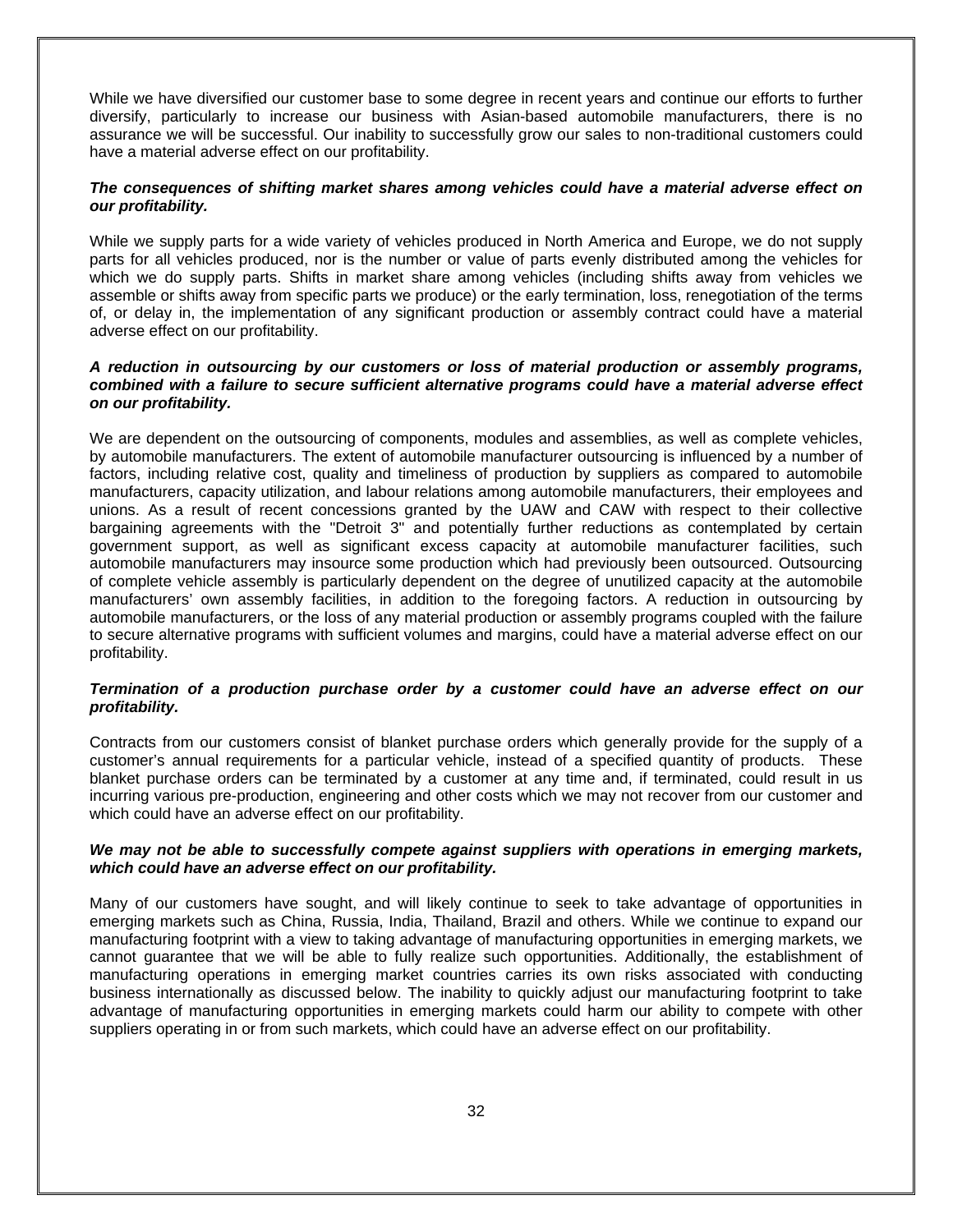While we have diversified our customer base to some degree in recent years and continue our efforts to further diversify, particularly to increase our business with Asian-based automobile manufacturers, there is no assurance we will be successful. Our inability to successfully grow our sales to non-traditional customers could have a material adverse effect on our profitability.

***The consequences of shifting market shares among vehicles could have a material adverse effect on our profitability.***

While we supply parts for a wide variety of vehicles produced in North America and Europe, we do not supply parts for all vehicles produced, nor is the number or value of parts evenly distributed among the vehicles for which we do supply parts. Shifts in market share among vehicles (including shifts away from vehicles we assemble or shifts away from specific parts we produce) or the early termination, loss, renegotiation of the terms of, or delay in, the implementation of any significant production or assembly contract could have a material adverse effect on our profitability.

***A reduction in outsourcing by our customers or loss of material production or assembly programs, combined with a failure to secure sufficient alternative programs could have a material adverse effect on our profitability.***

We are dependent on the outsourcing of components, modules and assemblies, as well as complete vehicles, by automobile manufacturers. The extent of automobile manufacturer outsourcing is influenced by a number of factors, including relative cost, quality and timeliness of production by suppliers as compared to automobile manufacturers, capacity utilization, and labour relations among automobile manufacturers, their employees and unions. As a result of recent concessions granted by the UAW and CAW with respect to their collective bargaining agreements with the "Detroit 3" and potentially further reductions as contemplated by certain government support, as well as significant excess capacity at automobile manufacturer facilities, such automobile manufacturers may insource some production which had previously been outsourced. Outsourcing of complete vehicle assembly is particularly dependent on the degree of unutilized capacity at the automobile manufacturers' own assembly facilities, in addition to the foregoing factors. A reduction in outsourcing by automobile manufacturers, or the loss of any material production or assembly programs coupled with the failure to secure alternative programs with sufficient volumes and margins, could have a material adverse effect on our profitability.

***Termination of a production purchase order by a customer could have an adverse effect on our profitability.***

Contracts from our customers consist of blanket purchase orders which generally provide for the supply of a customer's annual requirements for a particular vehicle, instead of a specified quantity of products. These blanket purchase orders can be terminated by a customer at any time and, if terminated, could result in us incurring various pre-production, engineering and other costs which we may not recover from our customer and which could have an adverse effect on our profitability.

***We may not be able to successfully compete against suppliers with operations in emerging markets, which could have an adverse effect on our profitability.***

Many of our customers have sought, and will likely continue to seek to take advantage of opportunities in emerging markets such as China, Russia, India, Thailand, Brazil and others. While we continue to expand our manufacturing footprint with a view to taking advantage of manufacturing opportunities in emerging markets, we cannot guarantee that we will be able to fully realize such opportunities. Additionally, the establishment of manufacturing operations in emerging market countries carries its own risks associated with conducting business internationally as discussed below. The inability to quickly adjust our manufacturing footprint to take advantage of manufacturing opportunities in emerging markets could harm our ability to compete with other suppliers operating in or from such markets, which could have an adverse effect on our profitability.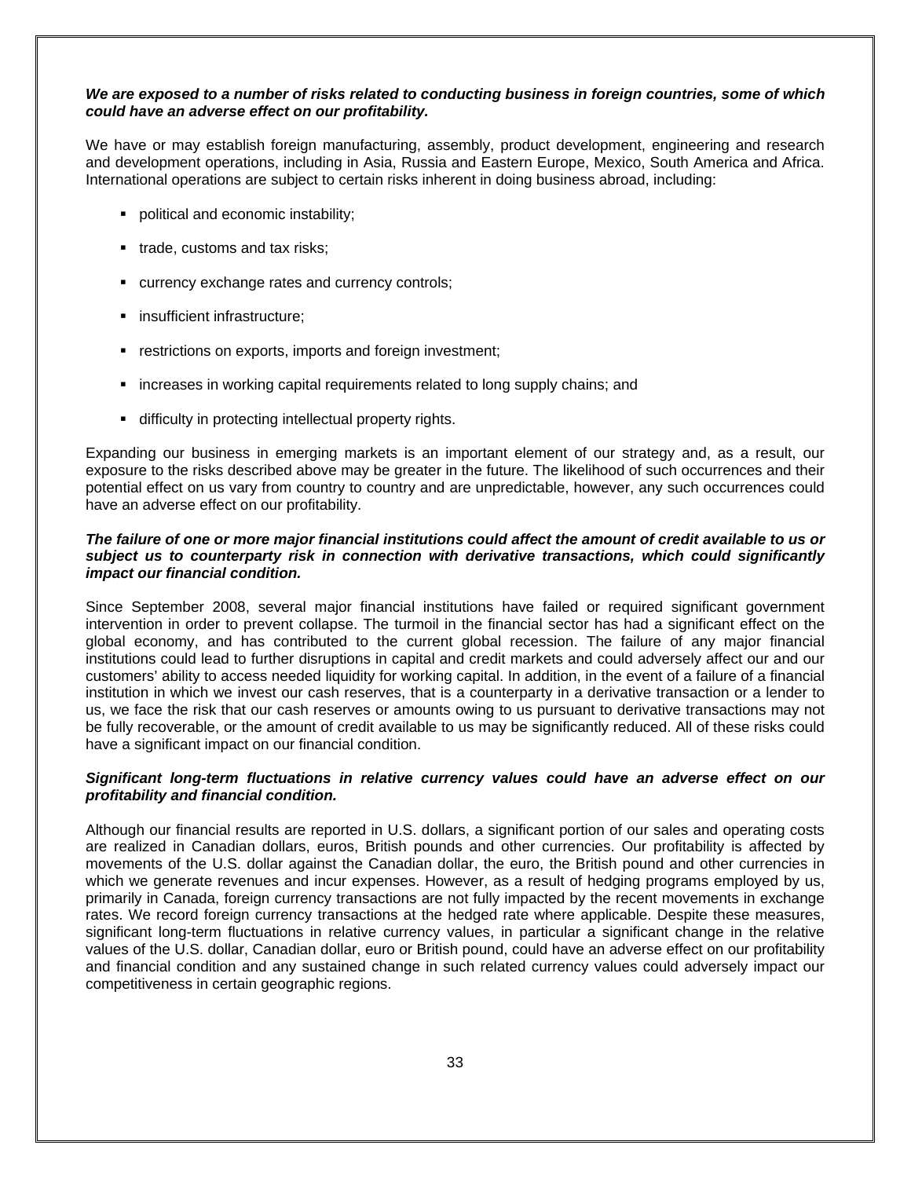***We are exposed to a number of risks related to conducting business in foreign countries, some of which could have an adverse effect on our profitability.***

We have or may establish foreign manufacturing, assembly, product development, engineering and research and development operations, including in Asia, Russia and Eastern Europe, Mexico, South America and Africa. International operations are subject to certain risks inherent in doing business abroad, including:

- political and economic instability;
- trade, customs and tax risks;
- currency exchange rates and currency controls;
- insufficient infrastructure;
- restrictions on exports, imports and foreign investment;
- increases in working capital requirements related to long supply chains; and
- difficulty in protecting intellectual property rights.

Expanding our business in emerging markets is an important element of our strategy and, as a result, our exposure to the risks described above may be greater in the future. The likelihood of such occurrences and their potential effect on us vary from country to country and are unpredictable, however, any such occurrences could have an adverse effect on our profitability.

***The failure of one or more major financial institutions could affect the amount of credit available to us or subject us to counterparty risk in connection with derivative transactions, which could significantly impact our financial condition.***

Since September 2008, several major financial institutions have failed or required significant government intervention in order to prevent collapse. The turmoil in the financial sector has had a significant effect on the global economy, and has contributed to the current global recession. The failure of any major financial institutions could lead to further disruptions in capital and credit markets and could adversely affect our and our customers' ability to access needed liquidity for working capital. In addition, in the event of a failure of a financial institution in which we invest our cash reserves, that is a counterparty in a derivative transaction or a lender to us, we face the risk that our cash reserves or amounts owing to us pursuant to derivative transactions may not be fully recoverable, or the amount of credit available to us may be significantly reduced. All of these risks could have a significant impact on our financial condition.

***Significant long-term fluctuations in relative currency values could have an adverse effect on our profitability and financial condition.***

Although our financial results are reported in U.S. dollars, a significant portion of our sales and operating costs are realized in Canadian dollars, euros, British pounds and other currencies. Our profitability is affected by movements of the U.S. dollar against the Canadian dollar, the euro, the British pound and other currencies in which we generate revenues and incur expenses. However, as a result of hedging programs employed by us, primarily in Canada, foreign currency transactions are not fully impacted by the recent movements in exchange rates. We record foreign currency transactions at the hedged rate where applicable. Despite these measures, significant long-term fluctuations in relative currency values, in particular a significant change in the relative values of the U.S. dollar, Canadian dollar, euro or British pound, could have an adverse effect on our profitability and financial condition and any sustained change in such related currency values could adversely impact our competitiveness in certain geographic regions.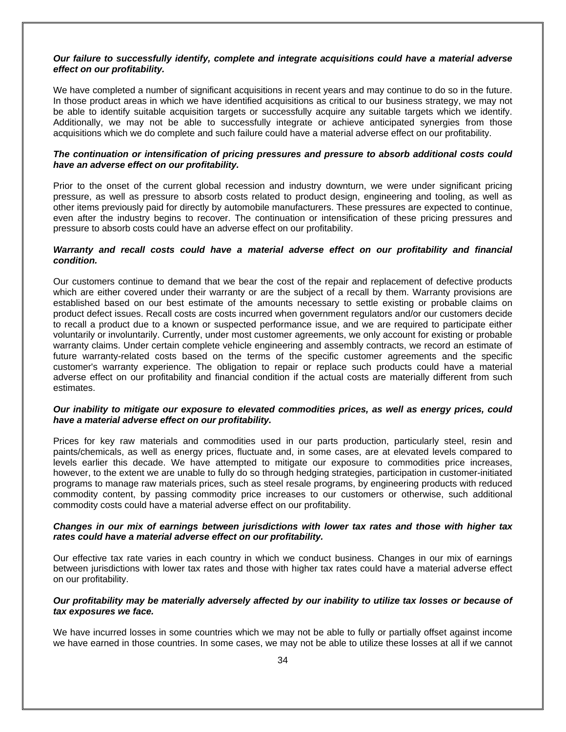***Our failure to successfully identify, complete and integrate acquisitions could have a material adverse effect on our profitability.***

We have completed a number of significant acquisitions in recent years and may continue to do so in the future. In those product areas in which we have identified acquisitions as critical to our business strategy, we may not be able to identify suitable acquisition targets or successfully acquire any suitable targets which we identify. Additionally, we may not be able to successfully integrate or achieve anticipated synergies from those acquisitions which we do complete and such failure could have a material adverse effect on our profitability.

***The continuation or intensification of pricing pressures and pressure to absorb additional costs could have an adverse effect on our profitability.***

Prior to the onset of the current global recession and industry downturn, we were under significant pricing pressure, as well as pressure to absorb costs related to product design, engineering and tooling, as well as other items previously paid for directly by automobile manufacturers. These pressures are expected to continue, even after the industry begins to recover. The continuation or intensification of these pricing pressures and pressure to absorb costs could have an adverse effect on our profitability.

***Warranty and recall costs could have a material adverse effect on our profitability and financial condition.***

Our customers continue to demand that we bear the cost of the repair and replacement of defective products which are either covered under their warranty or are the subject of a recall by them. Warranty provisions are established based on our best estimate of the amounts necessary to settle existing or probable claims on product defect issues. Recall costs are costs incurred when government regulators and/or our customers decide to recall a product due to a known or suspected performance issue, and we are required to participate either voluntarily or involuntarily. Currently, under most customer agreements, we only account for existing or probable warranty claims. Under certain complete vehicle engineering and assembly contracts, we record an estimate of future warranty-related costs based on the terms of the specific customer agreements and the specific customer's warranty experience. The obligation to repair or replace such products could have a material adverse effect on our profitability and financial condition if the actual costs are materially different from such estimates.

***Our inability to mitigate our exposure to elevated commodities prices, as well as energy prices, could have a material adverse effect on our profitability.***

Prices for key raw materials and commodities used in our parts production, particularly steel, resin and paints/chemicals, as well as energy prices, fluctuate and, in some cases, are at elevated levels compared to levels earlier this decade. We have attempted to mitigate our exposure to commodities price increases, however, to the extent we are unable to fully do so through hedging strategies, participation in customer-initiated programs to manage raw materials prices, such as steel resale programs, by engineering products with reduced commodity content, by passing commodity price increases to our customers or otherwise, such additional commodity costs could have a material adverse effect on our profitability.

***Changes in our mix of earnings between jurisdictions with lower tax rates and those with higher tax rates could have a material adverse effect on our profitability.***

Our effective tax rate varies in each country in which we conduct business. Changes in our mix of earnings between jurisdictions with lower tax rates and those with higher tax rates could have a material adverse effect on our profitability.

***Our profitability may be materially adversely affected by our inability to utilize tax losses or because of tax exposures we face.***

We have incurred losses in some countries which we may not be able to fully or partially offset against income we have earned in those countries. In some cases, we may not be able to utilize these losses at all if we cannot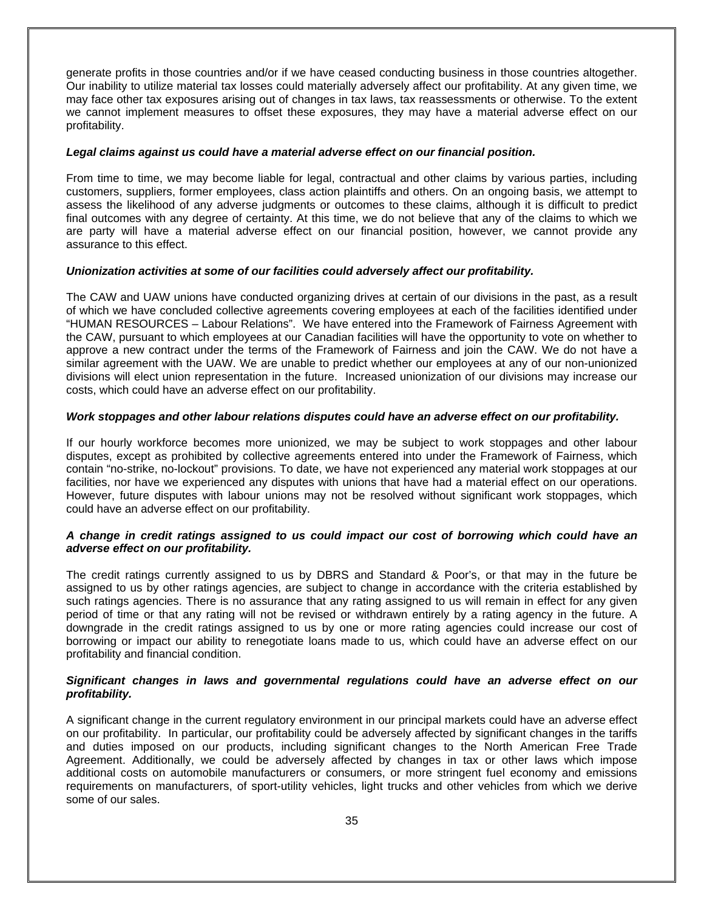generate profits in those countries and/or if we have ceased conducting business in those countries altogether. Our inability to utilize material tax losses could materially adversely affect our profitability. At any given time, we may face other tax exposures arising out of changes in tax laws, tax reassessments or otherwise. To the extent we cannot implement measures to offset these exposures, they may have a material adverse effect on our profitability.

***Legal claims against us could have a material adverse effect on our financial position.***

From time to time, we may become liable for legal, contractual and other claims by various parties, including customers, suppliers, former employees, class action plaintiffs and others. On an ongoing basis, we attempt to assess the likelihood of any adverse judgments or outcomes to these claims, although it is difficult to predict final outcomes with any degree of certainty. At this time, we do not believe that any of the claims to which we are party will have a material adverse effect on our financial position, however, we cannot provide any assurance to this effect.

***Unionization activities at some of our facilities could adversely affect our profitability.***

The CAW and UAW unions have conducted organizing drives at certain of our divisions in the past, as a result of which we have concluded collective agreements covering employees at each of the facilities identified under "HUMAN RESOURCES – Labour Relations". We have entered into the Framework of Fairness Agreement with the CAW, pursuant to which employees at our Canadian facilities will have the opportunity to vote on whether to approve a new contract under the terms of the Framework of Fairness and join the CAW. We do not have a similar agreement with the UAW. We are unable to predict whether our employees at any of our non-unionized divisions will elect union representation in the future. Increased unionization of our divisions may increase our costs, which could have an adverse effect on our profitability.

***Work stoppages and other labour relations disputes could have an adverse effect on our profitability.***

If our hourly workforce becomes more unionized, we may be subject to work stoppages and other labour disputes, except as prohibited by collective agreements entered into under the Framework of Fairness, which contain "no-strike, no-lockout" provisions. To date, we have not experienced any material work stoppages at our facilities, nor have we experienced any disputes with unions that have had a material effect on our operations. However, future disputes with labour unions may not be resolved without significant work stoppages, which could have an adverse effect on our profitability.

***A change in credit ratings assigned to us could impact our cost of borrowing which could have an adverse effect on our profitability.***

The credit ratings currently assigned to us by DBRS and Standard & Poor's, or that may in the future be assigned to us by other ratings agencies, are subject to change in accordance with the criteria established by such ratings agencies. There is no assurance that any rating assigned to us will remain in effect for any given period of time or that any rating will not be revised or withdrawn entirely by a rating agency in the future. A downgrade in the credit ratings assigned to us by one or more rating agencies could increase our cost of borrowing or impact our ability to renegotiate loans made to us, which could have an adverse effect on our profitability and financial condition.

***Significant changes in laws and governmental regulations could have an adverse effect on our profitability.***

A significant change in the current regulatory environment in our principal markets could have an adverse effect on our profitability. In particular, our profitability could be adversely affected by significant changes in the tariffs and duties imposed on our products, including significant changes to the North American Free Trade Agreement. Additionally, we could be adversely affected by changes in tax or other laws which impose additional costs on automobile manufacturers or consumers, or more stringent fuel economy and emissions requirements on manufacturers, of sport-utility vehicles, light trucks and other vehicles from which we derive some of our sales.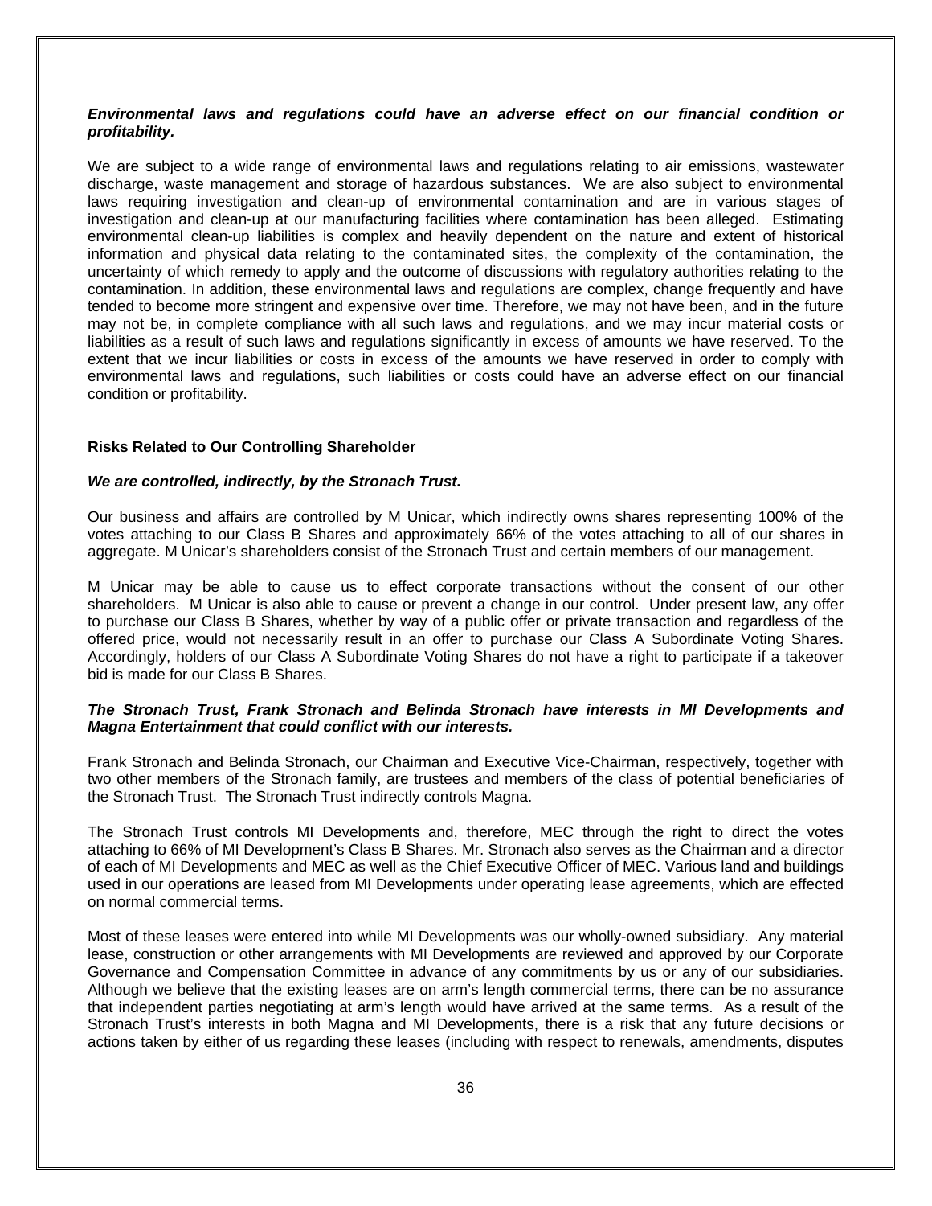***Environmental laws and regulations could have an adverse effect on our financial condition or profitability.***

We are subject to a wide range of environmental laws and regulations relating to air emissions, wastewater discharge, waste management and storage of hazardous substances. We are also subject to environmental laws requiring investigation and clean-up of environmental contamination and are in various stages of investigation and clean-up at our manufacturing facilities where contamination has been alleged. Estimating environmental clean-up liabilities is complex and heavily dependent on the nature and extent of historical information and physical data relating to the contaminated sites, the complexity of the contamination, the uncertainty of which remedy to apply and the outcome of discussions with regulatory authorities relating to the contamination. In addition, these environmental laws and regulations are complex, change frequently and have tended to become more stringent and expensive over time. Therefore, we may not have been, and in the future may not be, in complete compliance with all such laws and regulations, and we may incur material costs or liabilities as a result of such laws and regulations significantly in excess of amounts we have reserved. To the extent that we incur liabilities or costs in excess of the amounts we have reserved in order to comply with environmental laws and regulations, such liabilities or costs could have an adverse effect on our financial condition or profitability.

**Risks Related to Our Controlling Shareholder**

***We are controlled, indirectly, by the Stronach Trust.***

Our business and affairs are controlled by M Unicar, which indirectly owns shares representing 100% of the votes attaching to our Class B Shares and approximately 66% of the votes attaching to all of our shares in aggregate. M Unicar's shareholders consist of the Stronach Trust and certain members of our management.

M Unicar may be able to cause us to effect corporate transactions without the consent of our other shareholders. M Unicar is also able to cause or prevent a change in our control. Under present law, any offer to purchase our Class B Shares, whether by way of a public offer or private transaction and regardless of the offered price, would not necessarily result in an offer to purchase our Class A Subordinate Voting Shares. Accordingly, holders of our Class A Subordinate Voting Shares do not have a right to participate if a takeover bid is made for our Class B Shares.

***The Stronach Trust, Frank Stronach and Belinda Stronach have interests in MI Developments and Magna Entertainment that could conflict with our interests.***

Frank Stronach and Belinda Stronach, our Chairman and Executive Vice-Chairman, respectively, together with two other members of the Stronach family, are trustees and members of the class of potential beneficiaries of the Stronach Trust. The Stronach Trust indirectly controls Magna.

The Stronach Trust controls MI Developments and, therefore, MEC through the right to direct the votes attaching to 66% of MI Development's Class B Shares. Mr. Stronach also serves as the Chairman and a director of each of MI Developments and MEC as well as the Chief Executive Officer of MEC. Various land and buildings used in our operations are leased from MI Developments under operating lease agreements, which are effected on normal commercial terms.

Most of these leases were entered into while MI Developments was our wholly-owned subsidiary. Any material lease, construction or other arrangements with MI Developments are reviewed and approved by our Corporate Governance and Compensation Committee in advance of any commitments by us or any of our subsidiaries. Although we believe that the existing leases are on arm's length commercial terms, there can be no assurance that independent parties negotiating at arm's length would have arrived at the same terms. As a result of the Stronach Trust's interests in both Magna and MI Developments, there is a risk that any future decisions or actions taken by either of us regarding these leases (including with respect to renewals, amendments, disputes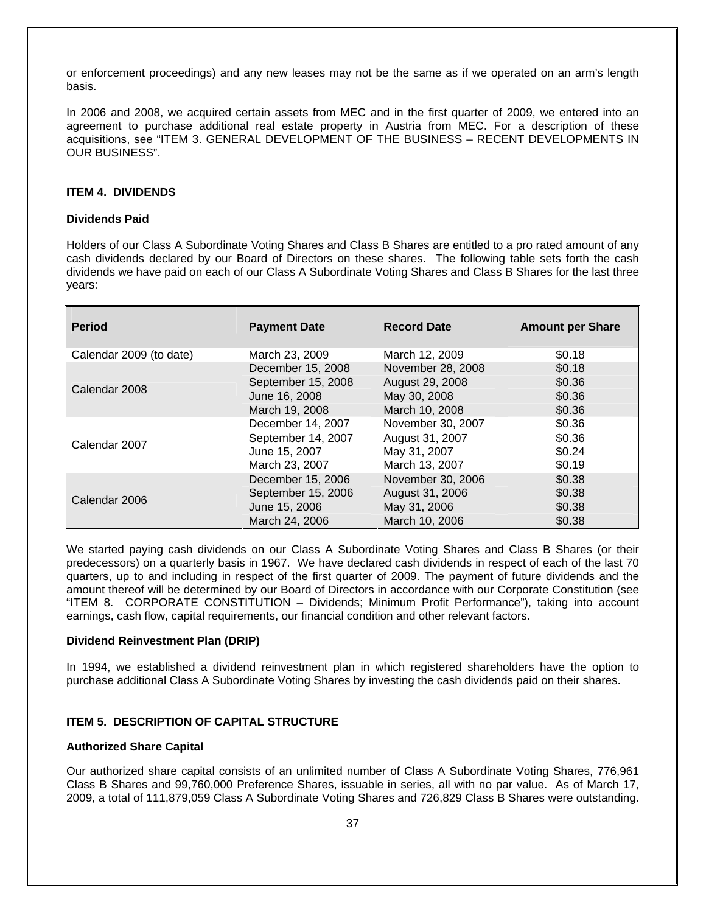or enforcement proceedings) and any new leases may not be the same as if we operated on an arm's length basis.

In 2006 and 2008, we acquired certain assets from MEC and in the first quarter of 2009, we entered into an agreement to purchase additional real estate property in Austria from MEC. For a description of these acquisitions, see "ITEM 3. GENERAL DEVELOPMENT OF THE BUSINESS – RECENT DEVELOPMENTS IN OUR BUSINESS".

## ITEM 4. DIVIDENDS

### Dividends Paid

Holders of our Class A Subordinate Voting Shares and Class B Shares are entitled to a pro rated amount of any cash dividends declared by our Board of Directors on these shares. The following table sets forth the cash dividends we have paid on each of our Class A Subordinate Voting Shares and Class B Shares for the last three years:

| Period | Payment Date | Record Date | Amount per Share |
|---|---|---|---|
| Calendar 2009 (to date) | March 23, 2009 | March 12, 2009 | $0.18 |
| Calendar 2008 | December 15, 2008 | November 28, 2008 | $0.18 |
| | September 15, 2008 | August 29, 2008 | $0.36 |
| | June 16, 2008 | May 30, 2008 | $0.36 |
| | March 19, 2008 | March 10, 2008 | $0.36 |
| Calendar 2007 | December 14, 2007 | November 30, 2007 | $0.36 |
| | September 14, 2007 | August 31, 2007 | $0.36 |
| | June 15, 2007 | May 31, 2007 | $0.24 |
| | March 23, 2007 | March 13, 2007 | $0.19 |
| Calendar 2006 | December 15, 2006 | November 30, 2006 | $0.38 |
| | September 15, 2006 | August 31, 2006 | $0.38 |
| | June 15, 2006 | May 31, 2006 | $0.38 |
| | March 24, 2006 | March 10, 2006 | $0.38 |

We started paying cash dividends on our Class A Subordinate Voting Shares and Class B Shares (or their predecessors) on a quarterly basis in 1967. We have declared cash dividends in respect of each of the last 70 quarters, up to and including in respect of the first quarter of 2009. The payment of future dividends and the amount thereof will be determined by our Board of Directors in accordance with our Corporate Constitution (see "ITEM 8. CORPORATE CONSTITUTION – Dividends; Minimum Profit Performance"), taking into account earnings, cash flow, capital requirements, our financial condition and other relevant factors.

### Dividend Reinvestment Plan (DRIP)

In 1994, we established a dividend reinvestment plan in which registered shareholders have the option to purchase additional Class A Subordinate Voting Shares by investing the cash dividends paid on their shares.

## ITEM 5. DESCRIPTION OF CAPITAL STRUCTURE

### Authorized Share Capital

Our authorized share capital consists of an unlimited number of Class A Subordinate Voting Shares, 776,961 Class B Shares and 99,760,000 Preference Shares, issuable in series, all with no par value. As of March 17, 2009, a total of 111,879,059 Class A Subordinate Voting Shares and 726,829 Class B Shares were outstanding.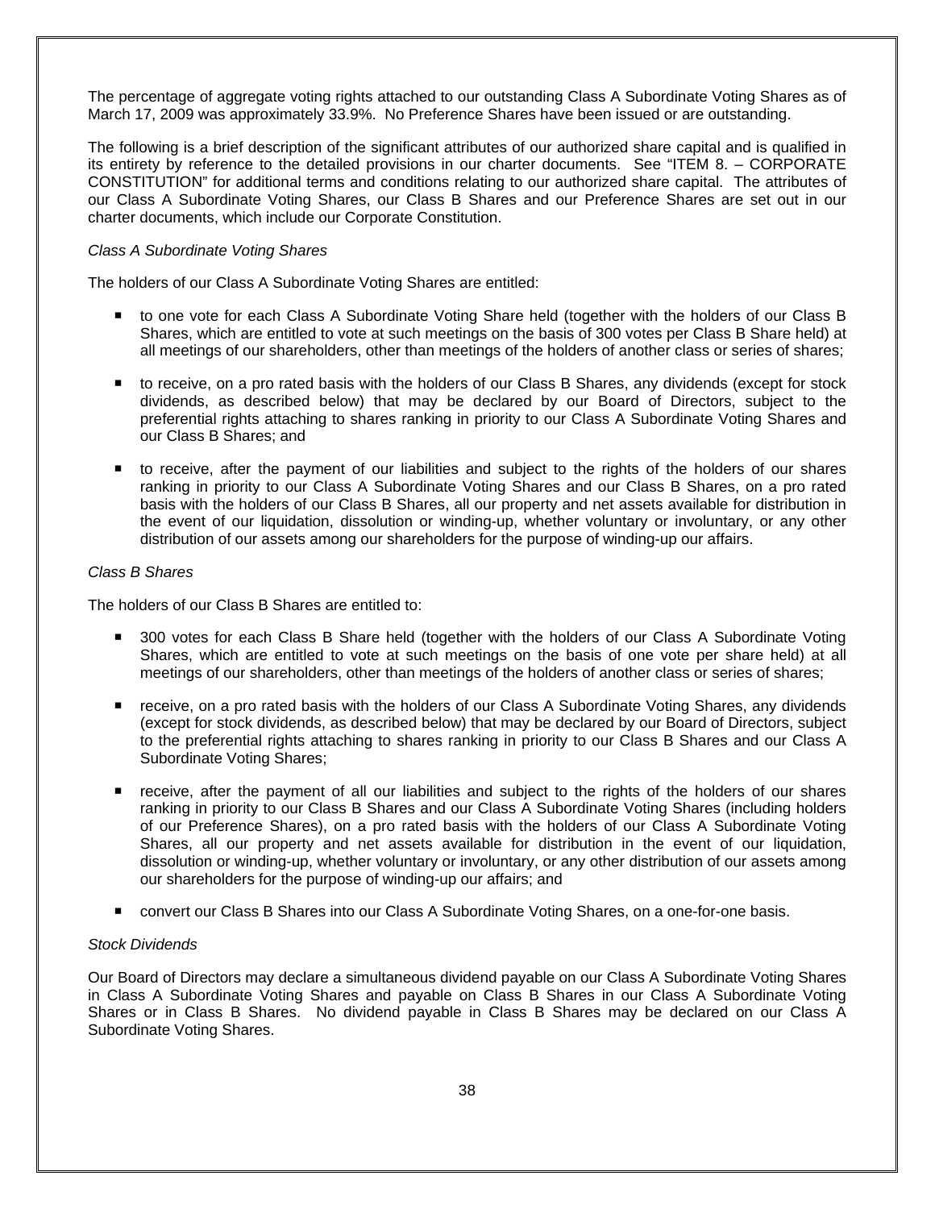The percentage of aggregate voting rights attached to our outstanding Class A Subordinate Voting Shares as of March 17, 2009 was approximately 33.9%. No Preference Shares have been issued or are outstanding.

The following is a brief description of the significant attributes of our authorized share capital and is qualified in its entirety by reference to the detailed provisions in our charter documents. See "ITEM 8. – CORPORATE CONSTITUTION" for additional terms and conditions relating to our authorized share capital. The attributes of our Class A Subordinate Voting Shares, our Class B Shares and our Preference Shares are set out in our charter documents, which include our Corporate Constitution.

*Class A Subordinate Voting Shares*

The holders of our Class A Subordinate Voting Shares are entitled:

- to one vote for each Class A Subordinate Voting Share held (together with the holders of our Class B Shares, which are entitled to vote at such meetings on the basis of 300 votes per Class B Share held) at all meetings of our shareholders, other than meetings of the holders of another class or series of shares;
- to receive, on a pro rated basis with the holders of our Class B Shares, any dividends (except for stock dividends, as described below) that may be declared by our Board of Directors, subject to the preferential rights attaching to shares ranking in priority to our Class A Subordinate Voting Shares and our Class B Shares; and
- to receive, after the payment of our liabilities and subject to the rights of the holders of our shares ranking in priority to our Class A Subordinate Voting Shares and our Class B Shares, on a pro rated basis with the holders of our Class B Shares, all our property and net assets available for distribution in the event of our liquidation, dissolution or winding-up, whether voluntary or involuntary, or any other distribution of our assets among our shareholders for the purpose of winding-up our affairs.

*Class B Shares*

The holders of our Class B Shares are entitled to:

- 300 votes for each Class B Share held (together with the holders of our Class A Subordinate Voting Shares, which are entitled to vote at such meetings on the basis of one vote per share held) at all meetings of our shareholders, other than meetings of the holders of another class or series of shares;
- receive, on a pro rated basis with the holders of our Class A Subordinate Voting Shares, any dividends (except for stock dividends, as described below) that may be declared by our Board of Directors, subject to the preferential rights attaching to shares ranking in priority to our Class B Shares and our Class A Subordinate Voting Shares;
- receive, after the payment of all our liabilities and subject to the rights of the holders of our shares ranking in priority to our Class B Shares and our Class A Subordinate Voting Shares (including holders of our Preference Shares), on a pro rated basis with the holders of our Class A Subordinate Voting Shares, all our property and net assets available for distribution in the event of our liquidation, dissolution or winding-up, whether voluntary or involuntary, or any other distribution of our assets among our shareholders for the purpose of winding-up our affairs; and
- convert our Class B Shares into our Class A Subordinate Voting Shares, on a one-for-one basis.

*Stock Dividends*

Our Board of Directors may declare a simultaneous dividend payable on our Class A Subordinate Voting Shares in Class A Subordinate Voting Shares and payable on Class B Shares in our Class A Subordinate Voting Shares or in Class B Shares. No dividend payable in Class B Shares may be declared on our Class A Subordinate Voting Shares.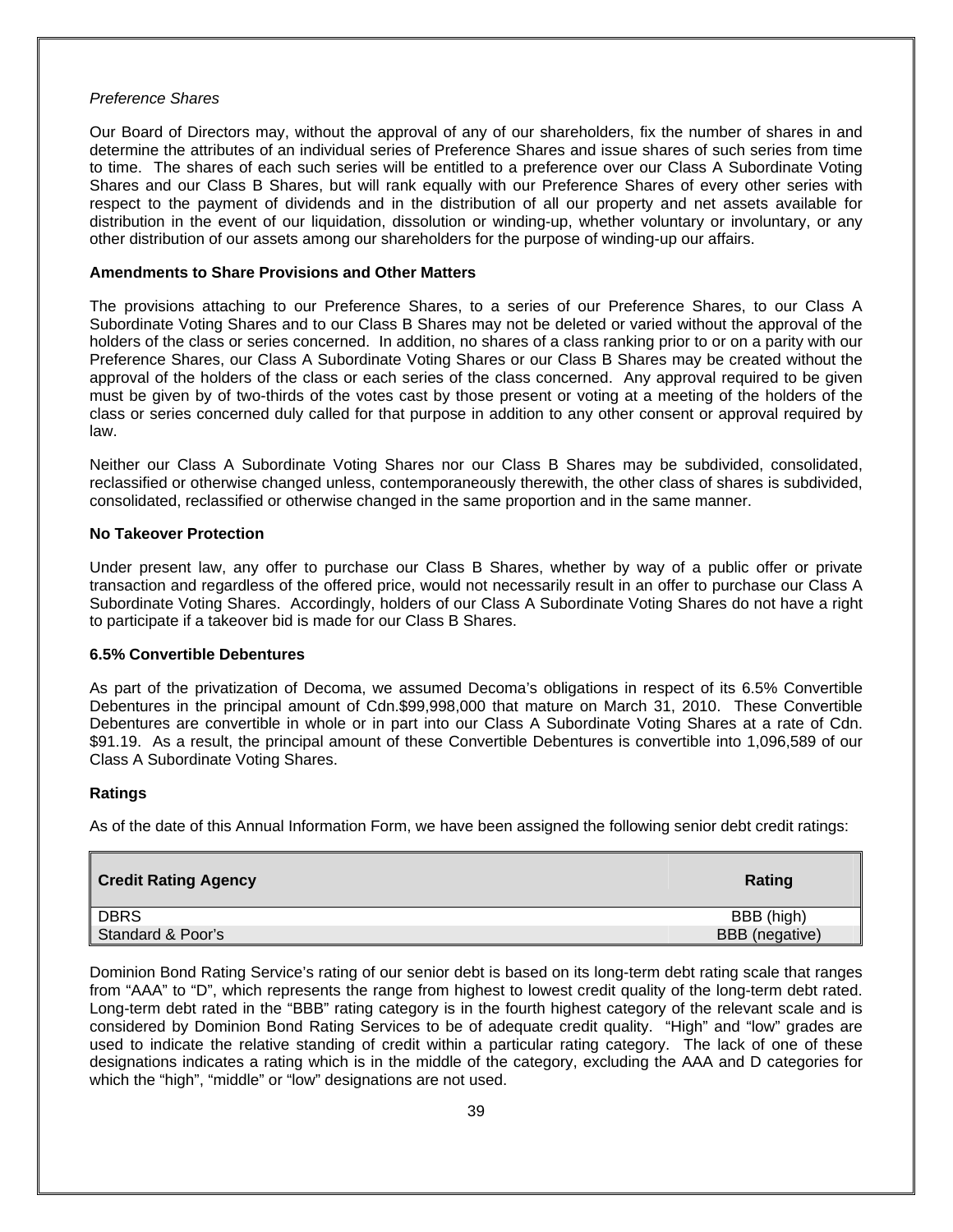*Preference Shares*

Our Board of Directors may, without the approval of any of our shareholders, fix the number of shares in and determine the attributes of an individual series of Preference Shares and issue shares of such series from time to time. The shares of each such series will be entitled to a preference over our Class A Subordinate Voting Shares and our Class B Shares, but will rank equally with our Preference Shares of every other series with respect to the payment of dividends and in the distribution of all our property and net assets available for distribution in the event of our liquidation, dissolution or winding-up, whether voluntary or involuntary, or any other distribution of our assets among our shareholders for the purpose of winding-up our affairs.

**Amendments to Share Provisions and Other Matters**

The provisions attaching to our Preference Shares, to a series of our Preference Shares, to our Class A Subordinate Voting Shares and to our Class B Shares may not be deleted or varied without the approval of the holders of the class or series concerned. In addition, no shares of a class ranking prior to or on a parity with our Preference Shares, our Class A Subordinate Voting Shares or our Class B Shares may be created without the approval of the holders of the class or each series of the class concerned. Any approval required to be given must be given by of two-thirds of the votes cast by those present or voting at a meeting of the holders of the class or series concerned duly called for that purpose in addition to any other consent or approval required by law.

Neither our Class A Subordinate Voting Shares nor our Class B Shares may be subdivided, consolidated, reclassified or otherwise changed unless, contemporaneously therewith, the other class of shares is subdivided, consolidated, reclassified or otherwise changed in the same proportion and in the same manner.

**No Takeover Protection**

Under present law, any offer to purchase our Class B Shares, whether by way of a public offer or private transaction and regardless of the offered price, would not necessarily result in an offer to purchase our Class A Subordinate Voting Shares. Accordingly, holders of our Class A Subordinate Voting Shares do not have a right to participate if a takeover bid is made for our Class B Shares.

**6.5% Convertible Debentures**

As part of the privatization of Decoma, we assumed Decoma's obligations in respect of its 6.5% Convertible Debentures in the principal amount of Cdn.$99,998,000 that mature on March 31, 2010. These Convertible Debentures are convertible in whole or in part into our Class A Subordinate Voting Shares at a rate of Cdn. $91.19. As a result, the principal amount of these Convertible Debentures is convertible into 1,096,589 of our Class A Subordinate Voting Shares.

**Ratings**

As of the date of this Annual Information Form, we have been assigned the following senior debt credit ratings:

| Credit Rating Agency | Rating |
|---|---|
| DBRS | BBB (high) |
| Standard & Poor's | BBB (negative) |

Dominion Bond Rating Service's rating of our senior debt is based on its long-term debt rating scale that ranges from "AAA" to "D", which represents the range from highest to lowest credit quality of the long-term debt rated. Long-term debt rated in the "BBB" rating category is in the fourth highest category of the relevant scale and is considered by Dominion Bond Rating Services to be of adequate credit quality. "High" and "low" grades are used to indicate the relative standing of credit within a particular rating category. The lack of one of these designations indicates a rating which is in the middle of the category, excluding the AAA and D categories for which the "high", "middle" or "low" designations are not used.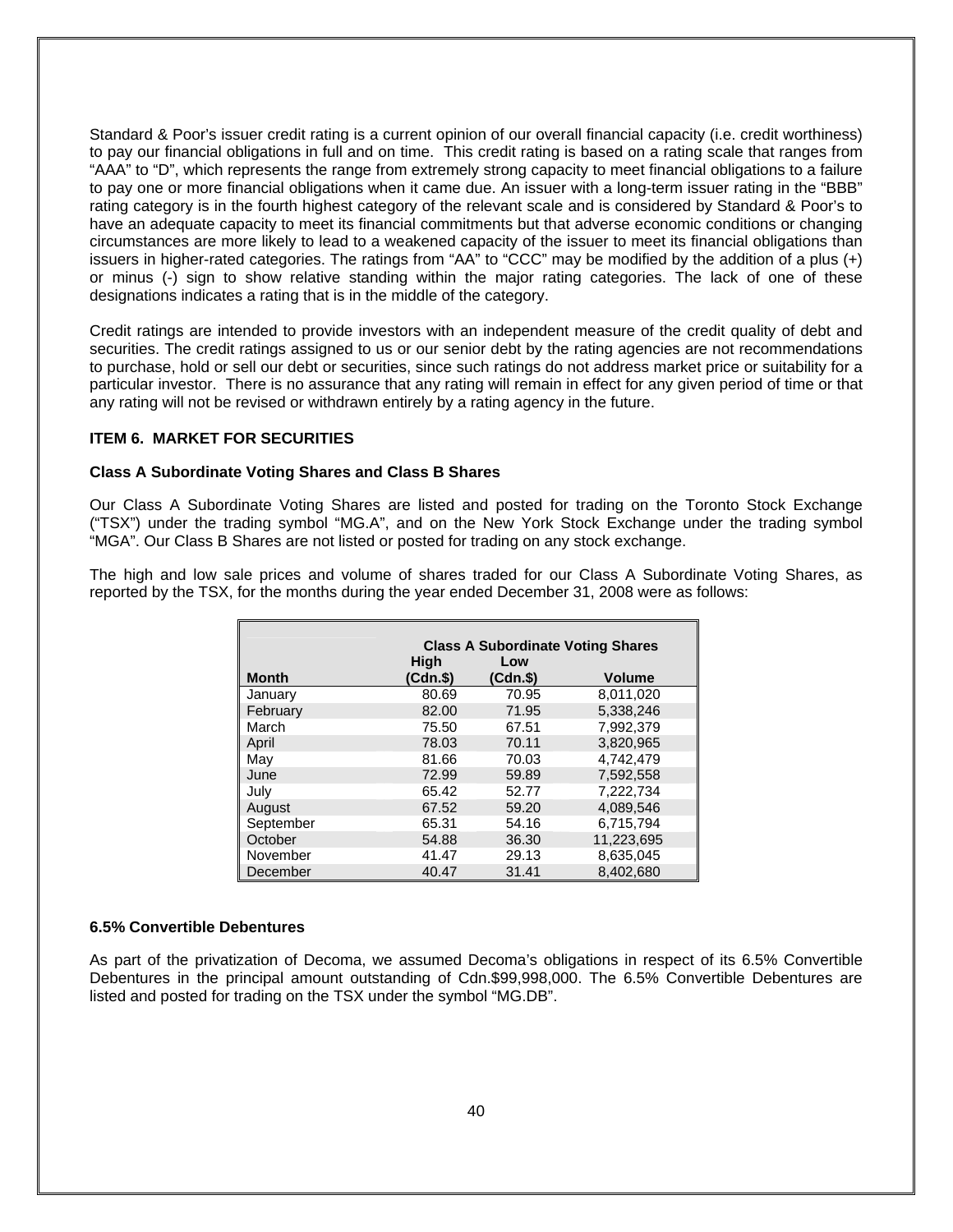Standard & Poor's issuer credit rating is a current opinion of our overall financial capacity (i.e. credit worthiness) to pay our financial obligations in full and on time. This credit rating is based on a rating scale that ranges from "AAA" to "D", which represents the range from extremely strong capacity to meet financial obligations to a failure to pay one or more financial obligations when it came due. An issuer with a long-term issuer rating in the "BBB" rating category is in the fourth highest category of the relevant scale and is considered by Standard & Poor's to have an adequate capacity to meet its financial commitments but that adverse economic conditions or changing circumstances are more likely to lead to a weakened capacity of the issuer to meet its financial obligations than issuers in higher-rated categories. The ratings from "AA" to "CCC" may be modified by the addition of a plus (+) or minus (-) sign to show relative standing within the major rating categories. The lack of one of these designations indicates a rating that is in the middle of the category.

Credit ratings are intended to provide investors with an independent measure of the credit quality of debt and securities. The credit ratings assigned to us or our senior debt by the rating agencies are not recommendations to purchase, hold or sell our debt or securities, since such ratings do not address market price or suitability for a particular investor. There is no assurance that any rating will remain in effect for any given period of time or that any rating will not be revised or withdrawn entirely by a rating agency in the future.

**ITEM 6. MARKET FOR SECURITIES**

**Class A Subordinate Voting Shares and Class B Shares**

Our Class A Subordinate Voting Shares are listed and posted for trading on the Toronto Stock Exchange ("TSX") under the trading symbol "MG.A", and on the New York Stock Exchange under the trading symbol "MGA". Our Class B Shares are not listed or posted for trading on any stock exchange.

The high and low sale prices and volume of shares traded for our Class A Subordinate Voting Shares, as reported by the TSX, for the months during the year ended December 31, 2008 were as follows:

| | Class A Subordinate Voting Shares | | |
|---|---|---|---|
| **Month** | **High (Cdn.$)** | **Low (Cdn.$)** | **Volume** |
| January | 80.69 | 70.95 | 8,011,020 |
| February | 82.00 | 71.95 | 5,338,246 |
| March | 75.50 | 67.51 | 7,992,379 |
| April | 78.03 | 70.11 | 3,820,965 |
| May | 81.66 | 70.03 | 4,742,479 |
| June | 72.99 | 59.89 | 7,592,558 |
| July | 65.42 | 52.77 | 7,222,734 |
| August | 67.52 | 59.20 | 4,089,546 |
| September | 65.31 | 54.16 | 6,715,794 |
| October | 54.88 | 36.30 | 11,223,695 |
| November | 41.47 | 29.13 | 8,635,045 |
| December | 40.47 | 31.41 | 8,402,680 |

**6.5% Convertible Debentures**

As part of the privatization of Decoma, we assumed Decoma's obligations in respect of its 6.5% Convertible Debentures in the principal amount outstanding of Cdn.$99,998,000. The 6.5% Convertible Debentures are listed and posted for trading on the TSX under the symbol "MG.DB".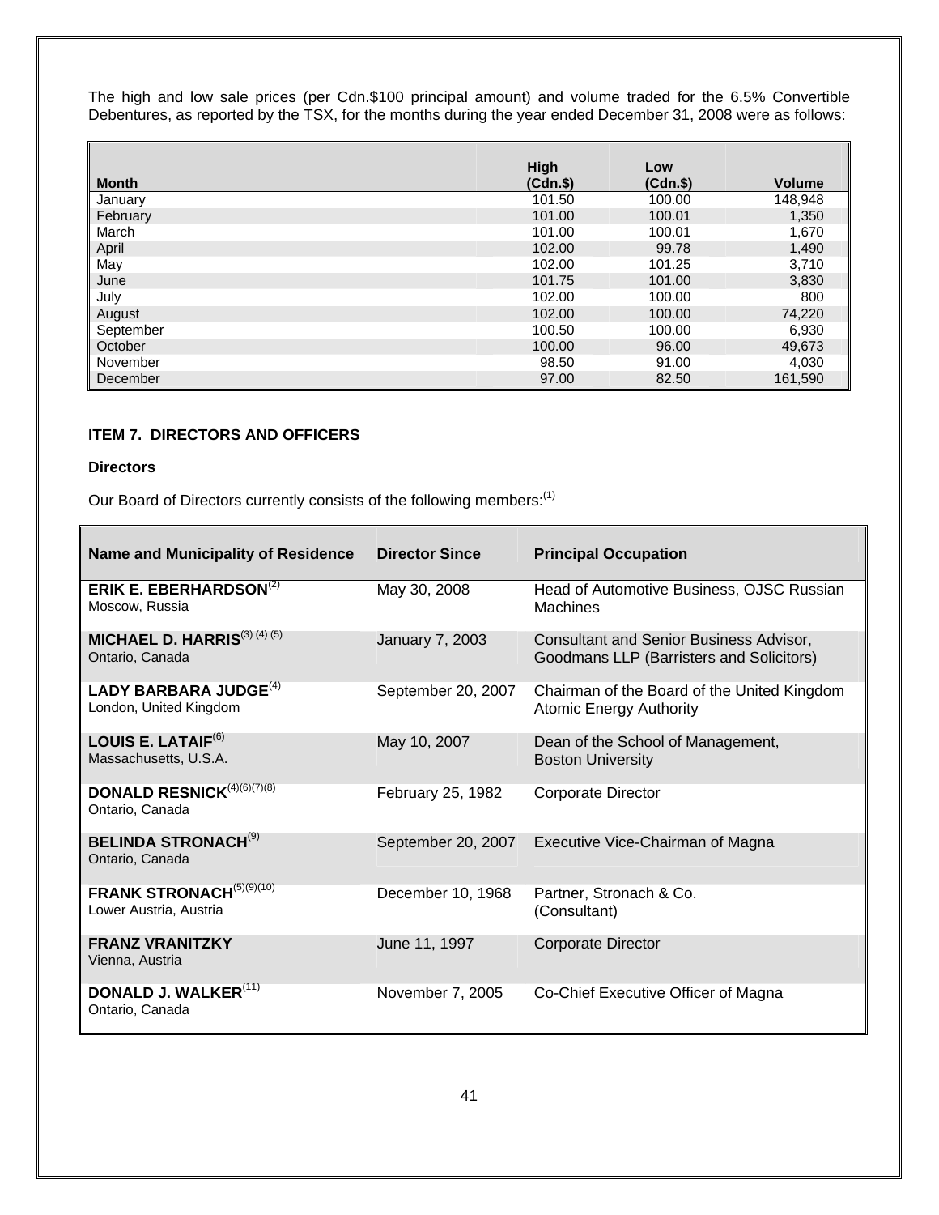The high and low sale prices (per Cdn.$100 principal amount) and volume traded for the 6.5% Convertible Debentures, as reported by the TSX, for the months during the year ended December 31, 2008 were as follows:

| Month | High (Cdn.$) | Low (Cdn.$) | Volume |
|---|---|---|---|
| January | 101.50 | 100.00 | 148,948 |
| February | 101.00 | 100.01 | 1,350 |
| March | 101.00 | 100.01 | 1,670 |
| April | 102.00 | 99.78 | 1,490 |
| May | 102.00 | 101.25 | 3,710 |
| June | 101.75 | 101.00 | 3,830 |
| July | 102.00 | 100.00 | 800 |
| August | 102.00 | 100.00 | 74,220 |
| September | 100.50 | 100.00 | 6,930 |
| October | 100.00 | 96.00 | 49,673 |
| November | 98.50 | 91.00 | 4,030 |
| December | 97.00 | 82.50 | 161,590 |

## ITEM 7. DIRECTORS AND OFFICERS

### Directors

Our Board of Directors currently consists of the following members:(1)

| Name and Municipality of Residence | Director Since | Principal Occupation |
|---|---|---|
| **ERIK E. EBERHARDSON**(2) Moscow, Russia | May 30, 2008 | Head of Automotive Business, OJSC Russian Machines |
| **MICHAEL D. HARRIS**(3) (4) (5) Ontario, Canada | January 7, 2003 | Consultant and Senior Business Advisor, Goodmans LLP (Barristers and Solicitors) |
| **LADY BARBARA JUDGE**(4) London, United Kingdom | September 20, 2007 | Chairman of the Board of the United Kingdom Atomic Energy Authority |
| **LOUIS E. LATAIF**(6) Massachusetts, U.S.A. | May 10, 2007 | Dean of the School of Management, Boston University |
| **DONALD RESNICK**(4)(6)(7)(8) Ontario, Canada | February 25, 1982 | Corporate Director |
| **BELINDA STRONACH**(9) Ontario, Canada | September 20, 2007 | Executive Vice-Chairman of Magna |
| **FRANK STRONACH**(5)(9)(10) Lower Austria, Austria | December 10, 1968 | Partner, Stronach & Co. (Consultant) |
| **FRANZ VRANITZKY** Vienna, Austria | June 11, 1997 | Corporate Director |
| **DONALD J. WALKER**(11) Ontario, Canada | November 7, 2005 | Co-Chief Executive Officer of Magna |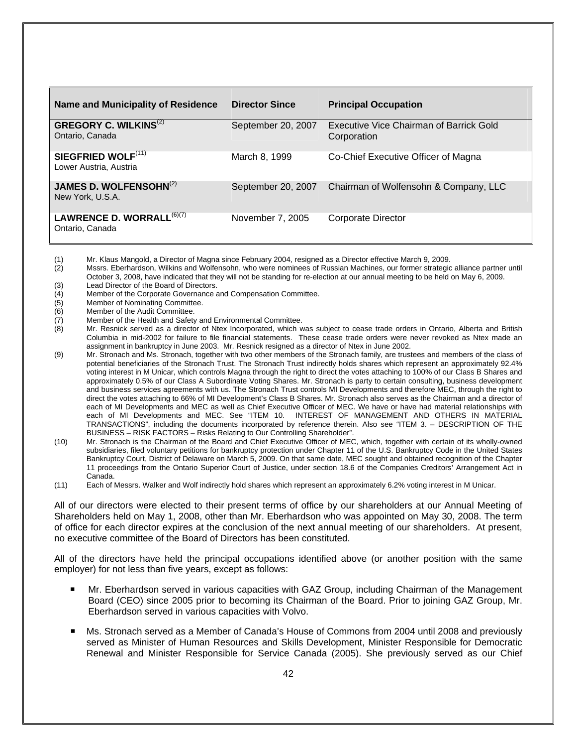| Name and Municipality of Residence | Director Since | Principal Occupation |
|---|---|---|
| **GREGORY C. WILKINS**(2)<br>Ontario, Canada | September 20, 2007 | Executive Vice Chairman of Barrick Gold Corporation |
| **SIEGFRIED WOLF**(11)<br>Lower Austria, Austria | March 8, 1999 | Co-Chief Executive Officer of Magna |
| **JAMES D. WOLFENSOHN**(2)<br>New York, U.S.A. | September 20, 2007 | Chairman of Wolfensohn & Company, LLC |
| **LAWRENCE D. WORRALL**(6)(7)<br>Ontario, Canada | November 7, 2005 | Corporate Director |

(1) Mr. Klaus Mangold, a Director of Magna since February 2004, resigned as a Director effective March 9, 2009.

(2) Mssrs. Eberhardson, Wilkins and Wolfensohn, who were nominees of Russian Machines, our former strategic alliance partner until October 3, 2008, have indicated that they will not be standing for re-election at our annual meeting to be held on May 6, 2009.

(3) Lead Director of the Board of Directors.

(4) Member of the Corporate Governance and Compensation Committee.

(5) Member of Nominating Committee.

(6) Member of the Audit Committee.

(7) Member of the Health and Safety and Environmental Committee.

(8) Mr. Resnick served as a director of Ntex Incorporated, which was subject to cease trade orders in Ontario, Alberta and British Columbia in mid-2002 for failure to file financial statements. These cease trade orders were never revoked as Ntex made an assignment in bankruptcy in June 2003. Mr. Resnick resigned as a director of Ntex in June 2002.

(9) Mr. Stronach and Ms. Stronach, together with two other members of the Stronach family, are trustees and members of the class of potential beneficiaries of the Stronach Trust. The Stronach Trust indirectly holds shares which represent an approximately 92.4% voting interest in M Unicar, which controls Magna through the right to direct the votes attaching to 100% of our Class B Shares and approximately 0.5% of our Class A Subordinate Voting Shares. Mr. Stronach is party to certain consulting, business development and business services agreements with us. The Stronach Trust controls MI Developments and therefore MEC, through the right to direct the votes attaching to 66% of MI Development's Class B Shares. Mr. Stronach also serves as the Chairman and a director of each of MI Developments and MEC as well as Chief Executive Officer of MEC. We have or have had material relationships with each of MI Developments and MEC. See "ITEM 10. INTEREST OF MANAGEMENT AND OTHERS IN MATERIAL TRANSACTIONS", including the documents incorporated by reference therein. Also see "ITEM 3. – DESCRIPTION OF THE BUSINESS – RISK FACTORS – Risks Relating to Our Controlling Shareholder".

(10) Mr. Stronach is the Chairman of the Board and Chief Executive Officer of MEC, which, together with certain of its wholly-owned subsidiaries, filed voluntary petitions for bankruptcy protection under Chapter 11 of the U.S. Bankruptcy Code in the United States Bankruptcy Court, District of Delaware on March 5, 2009. On that same date, MEC sought and obtained recognition of the Chapter 11 proceedings from the Ontario Superior Court of Justice, under section 18.6 of the Companies Creditors' Arrangement Act in Canada.

(11) Each of Messrs. Walker and Wolf indirectly hold shares which represent an approximately 6.2% voting interest in M Unicar.

All of our directors were elected to their present terms of office by our shareholders at our Annual Meeting of Shareholders held on May 1, 2008, other than Mr. Eberhardson who was appointed on May 30, 2008. The term of office for each director expires at the conclusion of the next annual meeting of our shareholders. At present, no executive committee of the Board of Directors has been constituted.

All of the directors have held the principal occupations identified above (or another position with the same employer) for not less than five years, except as follows:

- Mr. Eberhardson served in various capacities with GAZ Group, including Chairman of the Management Board (CEO) since 2005 prior to becoming its Chairman of the Board. Prior to joining GAZ Group, Mr. Eberhardson served in various capacities with Volvo.

- Ms. Stronach served as a Member of Canada's House of Commons from 2004 until 2008 and previously served as Minister of Human Resources and Skills Development, Minister Responsible for Democratic Renewal and Minister Responsible for Service Canada (2005). She previously served as our Chief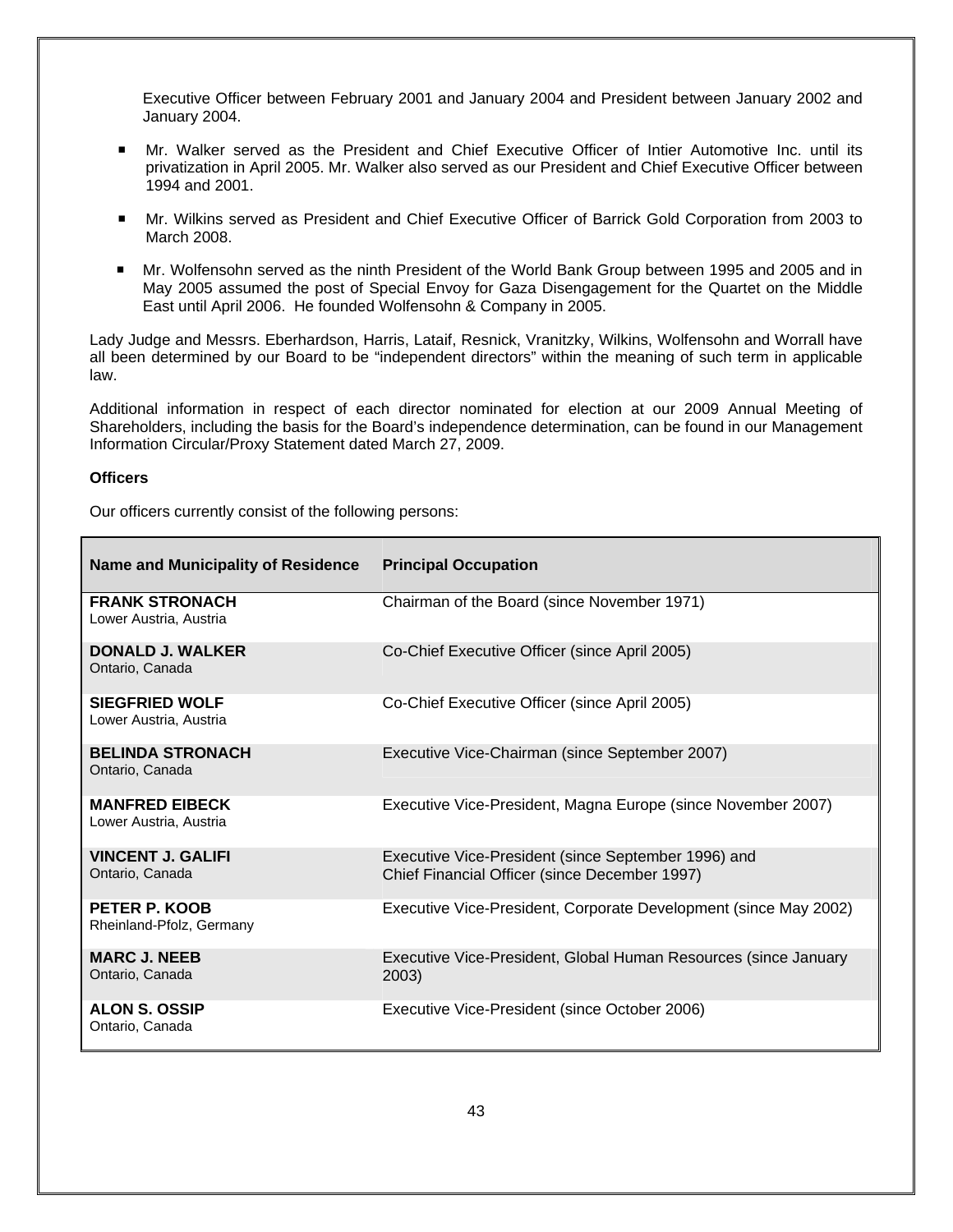Executive Officer between February 2001 and January 2004 and President between January 2002 and January 2004.

- Mr. Walker served as the President and Chief Executive Officer of Intier Automotive Inc. until its privatization in April 2005. Mr. Walker also served as our President and Chief Executive Officer between 1994 and 2001.
- Mr. Wilkins served as President and Chief Executive Officer of Barrick Gold Corporation from 2003 to March 2008.
- Mr. Wolfensohn served as the ninth President of the World Bank Group between 1995 and 2005 and in May 2005 assumed the post of Special Envoy for Gaza Disengagement for the Quartet on the Middle East until April 2006. He founded Wolfensohn & Company in 2005.

Lady Judge and Messrs. Eberhardson, Harris, Lataif, Resnick, Vranitzky, Wilkins, Wolfensohn and Worrall have all been determined by our Board to be "independent directors" within the meaning of such term in applicable law.

Additional information in respect of each director nominated for election at our 2009 Annual Meeting of Shareholders, including the basis for the Board's independence determination, can be found in our Management Information Circular/Proxy Statement dated March 27, 2009.

**Officers**

Our officers currently consist of the following persons:

| Name and Municipality of Residence | Principal Occupation |
|---|---|
| **FRANK STRONACH**<br>Lower Austria, Austria | Chairman of the Board (since November 1971) |
| **DONALD J. WALKER**<br>Ontario, Canada | Co-Chief Executive Officer (since April 2005) |
| **SIEGFRIED WOLF**<br>Lower Austria, Austria | Co-Chief Executive Officer (since April 2005) |
| **BELINDA STRONACH**<br>Ontario, Canada | Executive Vice-Chairman (since September 2007) |
| **MANFRED EIBECK**<br>Lower Austria, Austria | Executive Vice-President, Magna Europe (since November 2007) |
| **VINCENT J. GALIFI**<br>Ontario, Canada | Executive Vice-President (since September 1996) and Chief Financial Officer (since December 1997) |
| **PETER P. KOOB**<br>Rheinland-Pfolz, Germany | Executive Vice-President, Corporate Development (since May 2002) |
| **MARC J. NEEB**<br>Ontario, Canada | Executive Vice-President, Global Human Resources (since January 2003) |
| **ALON S. OSSIP**<br>Ontario, Canada | Executive Vice-President (since October 2006) |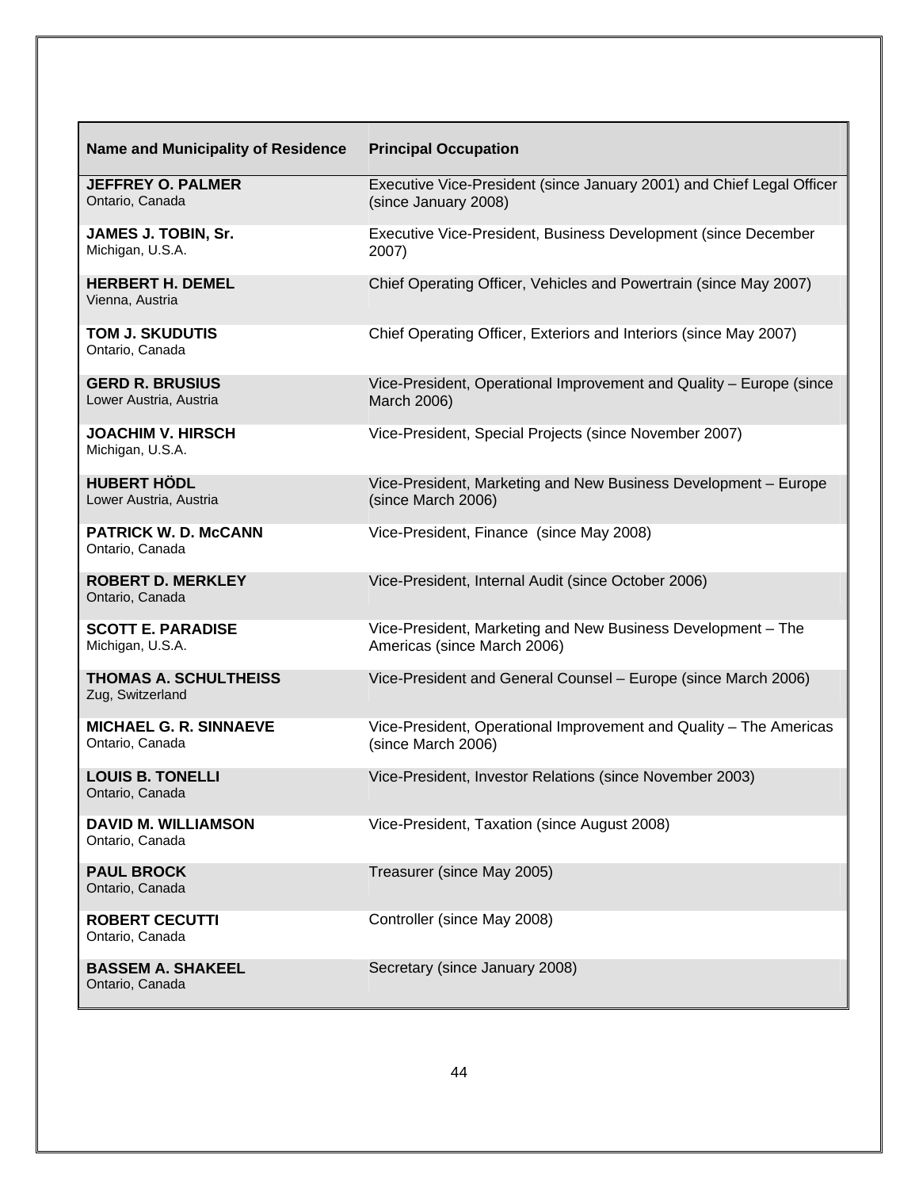| Name and Municipality of Residence | Principal Occupation |
| --- | --- |
| **JEFFREY O. PALMER**<br>Ontario, Canada | Executive Vice-President (since January 2001) and Chief Legal Officer (since January 2008) |
| **JAMES J. TOBIN, Sr.**<br>Michigan, U.S.A. | Executive Vice-President, Business Development (since December 2007) |
| **HERBERT H. DEMEL**<br>Vienna, Austria | Chief Operating Officer, Vehicles and Powertrain (since May 2007) |
| **TOM J. SKUDUTIS**<br>Ontario, Canada | Chief Operating Officer, Exteriors and Interiors (since May 2007) |
| **GERD R. BRUSIUS**<br>Lower Austria, Austria | Vice-President, Operational Improvement and Quality – Europe (since March 2006) |
| **JOACHIM V. HIRSCH**<br>Michigan, U.S.A. | Vice-President, Special Projects (since November 2007) |
| **HUBERT HÖDL**<br>Lower Austria, Austria | Vice-President, Marketing and New Business Development – Europe (since March 2006) |
| **PATRICK W. D. McCANN**<br>Ontario, Canada | Vice-President, Finance (since May 2008) |
| **ROBERT D. MERKLEY**<br>Ontario, Canada | Vice-President, Internal Audit (since October 2006) |
| **SCOTT E. PARADISE**<br>Michigan, U.S.A. | Vice-President, Marketing and New Business Development – The Americas (since March 2006) |
| **THOMAS A. SCHULTHEISS**<br>Zug, Switzerland | Vice-President and General Counsel – Europe (since March 2006) |
| **MICHAEL G. R. SINNAEVE**<br>Ontario, Canada | Vice-President, Operational Improvement and Quality – The Americas (since March 2006) |
| **LOUIS B. TONELLI**<br>Ontario, Canada | Vice-President, Investor Relations (since November 2003) |
| **DAVID M. WILLIAMSON**<br>Ontario, Canada | Vice-President, Taxation (since August 2008) |
| **PAUL BROCK**<br>Ontario, Canada | Treasurer (since May 2005) |
| **ROBERT CECUTTI**<br>Ontario, Canada | Controller (since May 2008) |
| **BASSEM A. SHAKEEL**<br>Ontario, Canada | Secretary (since January 2008) |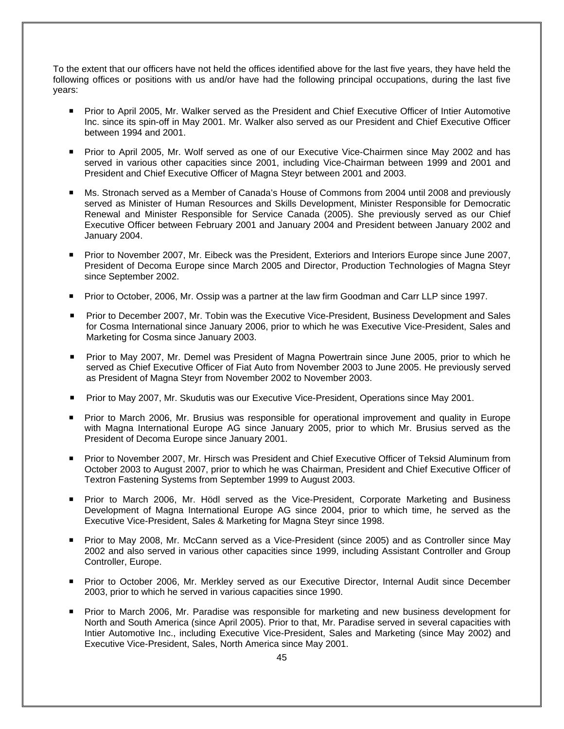To the extent that our officers have not held the offices identified above for the last five years, they have held the following offices or positions with us and/or have had the following principal occupations, during the last five years:

- Prior to April 2005, Mr. Walker served as the President and Chief Executive Officer of Intier Automotive Inc. since its spin-off in May 2001. Mr. Walker also served as our President and Chief Executive Officer between 1994 and 2001.
- Prior to April 2005, Mr. Wolf served as one of our Executive Vice-Chairmen since May 2002 and has served in various other capacities since 2001, including Vice-Chairman between 1999 and 2001 and President and Chief Executive Officer of Magna Steyr between 2001 and 2003.
- Ms. Stronach served as a Member of Canada's House of Commons from 2004 until 2008 and previously served as Minister of Human Resources and Skills Development, Minister Responsible for Democratic Renewal and Minister Responsible for Service Canada (2005). She previously served as our Chief Executive Officer between February 2001 and January 2004 and President between January 2002 and January 2004.
- Prior to November 2007, Mr. Eibeck was the President, Exteriors and Interiors Europe since June 2007, President of Decoma Europe since March 2005 and Director, Production Technologies of Magna Steyr since September 2002.
- Prior to October, 2006, Mr. Ossip was a partner at the law firm Goodman and Carr LLP since 1997.
- Prior to December 2007, Mr. Tobin was the Executive Vice-President, Business Development and Sales for Cosma International since January 2006, prior to which he was Executive Vice-President, Sales and Marketing for Cosma since January 2003.
- Prior to May 2007, Mr. Demel was President of Magna Powertrain since June 2005, prior to which he served as Chief Executive Officer of Fiat Auto from November 2003 to June 2005. He previously served as President of Magna Steyr from November 2002 to November 2003.
- Prior to May 2007, Mr. Skudutis was our Executive Vice-President, Operations since May 2001.
- Prior to March 2006, Mr. Brusius was responsible for operational improvement and quality in Europe with Magna International Europe AG since January 2005, prior to which Mr. Brusius served as the President of Decoma Europe since January 2001.
- Prior to November 2007, Mr. Hirsch was President and Chief Executive Officer of Teksid Aluminum from October 2003 to August 2007, prior to which he was Chairman, President and Chief Executive Officer of Textron Fastening Systems from September 1999 to August 2003.
- Prior to March 2006, Mr. Hödl served as the Vice-President, Corporate Marketing and Business Development of Magna International Europe AG since 2004, prior to which time, he served as the Executive Vice-President, Sales & Marketing for Magna Steyr since 1998.
- Prior to May 2008, Mr. McCann served as a Vice-President (since 2005) and as Controller since May 2002 and also served in various other capacities since 1999, including Assistant Controller and Group Controller, Europe.
- Prior to October 2006, Mr. Merkley served as our Executive Director, Internal Audit since December 2003, prior to which he served in various capacities since 1990.
- Prior to March 2006, Mr. Paradise was responsible for marketing and new business development for North and South America (since April 2005). Prior to that, Mr. Paradise served in several capacities with Intier Automotive Inc., including Executive Vice-President, Sales and Marketing (since May 2002) and Executive Vice-President, Sales, North America since May 2001.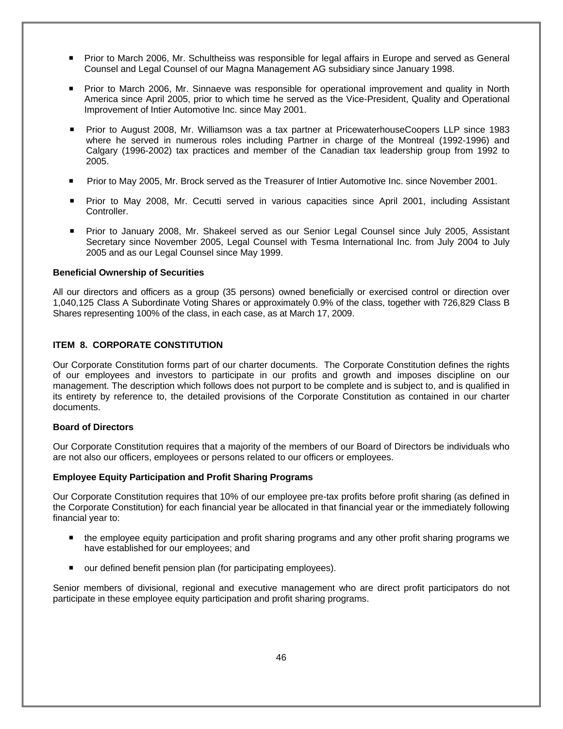- Prior to March 2006, Mr. Schultheiss was responsible for legal affairs in Europe and served as General Counsel and Legal Counsel of our Magna Management AG subsidiary since January 1998.
- Prior to March 2006, Mr. Sinnaeve was responsible for operational improvement and quality in North America since April 2005, prior to which time he served as the Vice-President, Quality and Operational Improvement of Intier Automotive Inc. since May 2001.
- Prior to August 2008, Mr. Williamson was a tax partner at PricewaterhouseCoopers LLP since 1983 where he served in numerous roles including Partner in charge of the Montreal (1992-1996) and Calgary (1996-2002) tax practices and member of the Canadian tax leadership group from 1992 to 2005.
- Prior to May 2005, Mr. Brock served as the Treasurer of Intier Automotive Inc. since November 2001.
- Prior to May 2008, Mr. Cecutti served in various capacities since April 2001, including Assistant Controller.
- Prior to January 2008, Mr. Shakeel served as our Senior Legal Counsel since July 2005, Assistant Secretary since November 2005, Legal Counsel with Tesma International Inc. from July 2004 to July 2005 and as our Legal Counsel since May 1999.

**Beneficial Ownership of Securities**

All our directors and officers as a group (35 persons) owned beneficially or exercised control or direction over 1,040,125 Class A Subordinate Voting Shares or approximately 0.9% of the class, together with 726,829 Class B Shares representing 100% of the class, in each case, as at March 17, 2009.

## ITEM 8. CORPORATE CONSTITUTION

Our Corporate Constitution forms part of our charter documents. The Corporate Constitution defines the rights of our employees and investors to participate in our profits and growth and imposes discipline on our management. The description which follows does not purport to be complete and is subject to, and is qualified in its entirety by reference to, the detailed provisions of the Corporate Constitution as contained in our charter documents.

**Board of Directors**

Our Corporate Constitution requires that a majority of the members of our Board of Directors be individuals who are not also our officers, employees or persons related to our officers or employees.

**Employee Equity Participation and Profit Sharing Programs**

Our Corporate Constitution requires that 10% of our employee pre-tax profits before profit sharing (as defined in the Corporate Constitution) for each financial year be allocated in that financial year or the immediately following financial year to:

- the employee equity participation and profit sharing programs and any other profit sharing programs we have established for our employees; and
- our defined benefit pension plan (for participating employees).

Senior members of divisional, regional and executive management who are direct profit participators do not participate in these employee equity participation and profit sharing programs.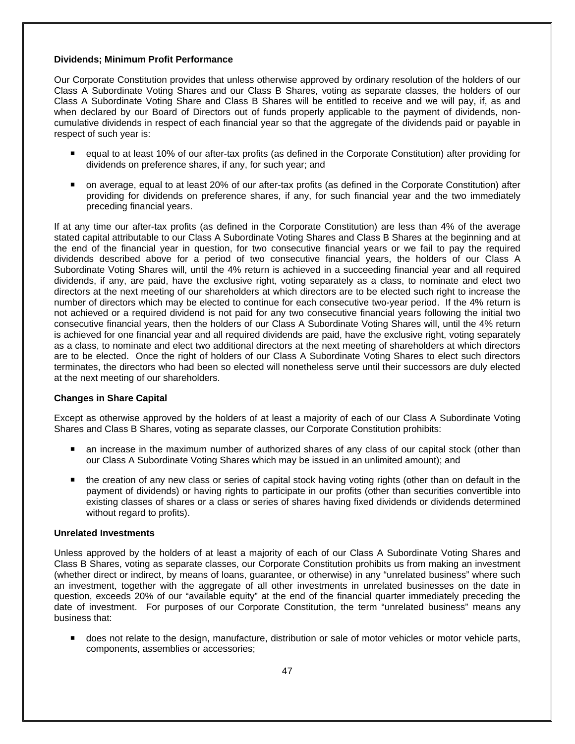**Dividends; Minimum Profit Performance**

Our Corporate Constitution provides that unless otherwise approved by ordinary resolution of the holders of our Class A Subordinate Voting Shares and our Class B Shares, voting as separate classes, the holders of our Class A Subordinate Voting Share and Class B Shares will be entitled to receive and we will pay, if, as and when declared by our Board of Directors out of funds properly applicable to the payment of dividends, non-cumulative dividends in respect of each financial year so that the aggregate of the dividends paid or payable in respect of such year is:

- equal to at least 10% of our after-tax profits (as defined in the Corporate Constitution) after providing for dividends on preference shares, if any, for such year; and
- on average, equal to at least 20% of our after-tax profits (as defined in the Corporate Constitution) after providing for dividends on preference shares, if any, for such financial year and the two immediately preceding financial years.

If at any time our after-tax profits (as defined in the Corporate Constitution) are less than 4% of the average stated capital attributable to our Class A Subordinate Voting Shares and Class B Shares at the beginning and at the end of the financial year in question, for two consecutive financial years or we fail to pay the required dividends described above for a period of two consecutive financial years, the holders of our Class A Subordinate Voting Shares will, until the 4% return is achieved in a succeeding financial year and all required dividends, if any, are paid, have the exclusive right, voting separately as a class, to nominate and elect two directors at the next meeting of our shareholders at which directors are to be elected such right to increase the number of directors which may be elected to continue for each consecutive two-year period. If the 4% return is not achieved or a required dividend is not paid for any two consecutive financial years following the initial two consecutive financial years, then the holders of our Class A Subordinate Voting Shares will, until the 4% return is achieved for one financial year and all required dividends are paid, have the exclusive right, voting separately as a class, to nominate and elect two additional directors at the next meeting of shareholders at which directors are to be elected. Once the right of holders of our Class A Subordinate Voting Shares to elect such directors terminates, the directors who had been so elected will nonetheless serve until their successors are duly elected at the next meeting of our shareholders.

**Changes in Share Capital**

Except as otherwise approved by the holders of at least a majority of each of our Class A Subordinate Voting Shares and Class B Shares, voting as separate classes, our Corporate Constitution prohibits:

- an increase in the maximum number of authorized shares of any class of our capital stock (other than our Class A Subordinate Voting Shares which may be issued in an unlimited amount); and
- the creation of any new class or series of capital stock having voting rights (other than on default in the payment of dividends) or having rights to participate in our profits (other than securities convertible into existing classes of shares or a class or series of shares having fixed dividends or dividends determined without regard to profits).

**Unrelated Investments**

Unless approved by the holders of at least a majority of each of our Class A Subordinate Voting Shares and Class B Shares, voting as separate classes, our Corporate Constitution prohibits us from making an investment (whether direct or indirect, by means of loans, guarantee, or otherwise) in any "unrelated business" where such an investment, together with the aggregate of all other investments in unrelated businesses on the date in question, exceeds 20% of our "available equity" at the end of the financial quarter immediately preceding the date of investment. For purposes of our Corporate Constitution, the term "unrelated business" means any business that:

- does not relate to the design, manufacture, distribution or sale of motor vehicles or motor vehicle parts, components, assemblies or accessories;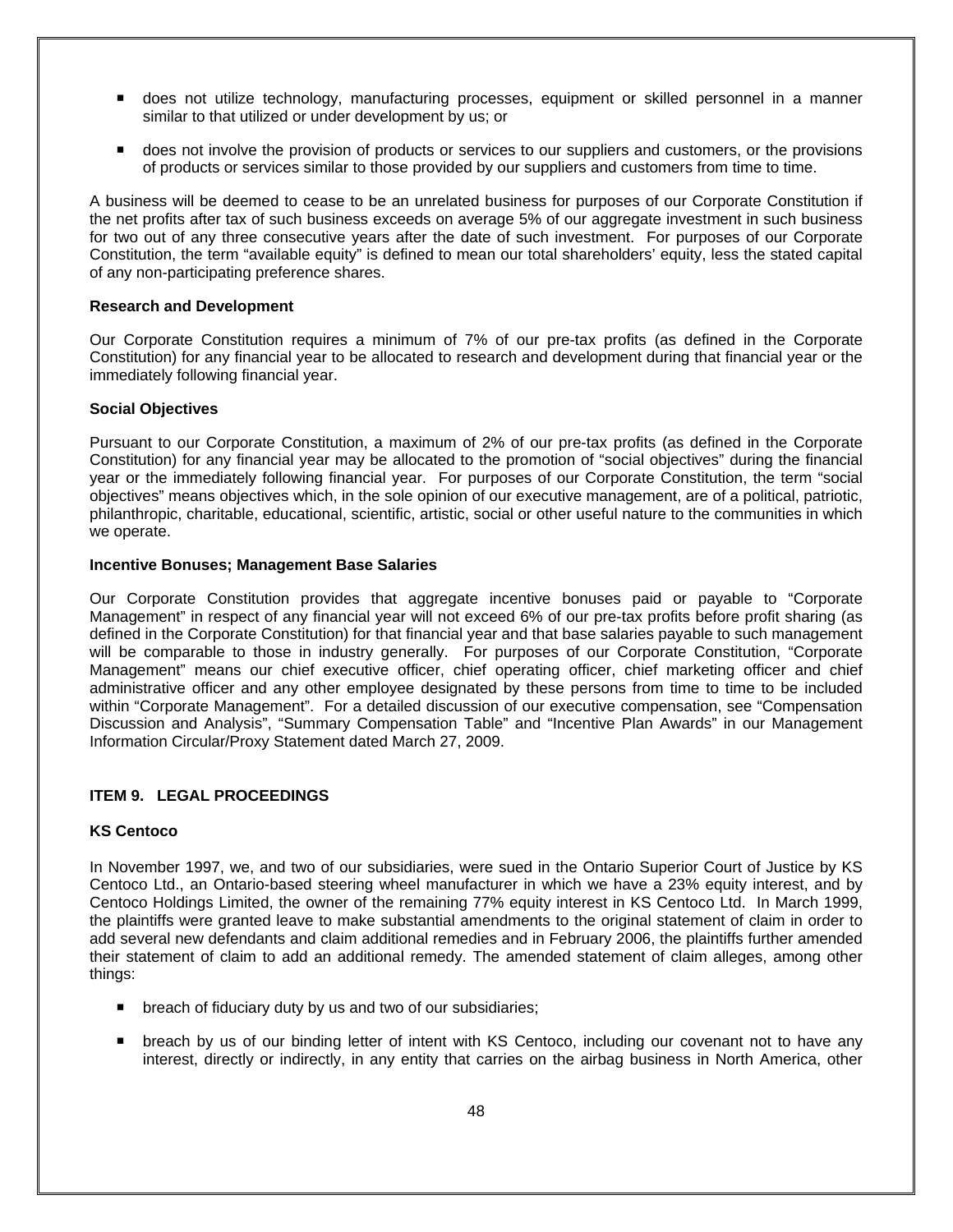- does not utilize technology, manufacturing processes, equipment or skilled personnel in a manner similar to that utilized or under development by us; or
- does not involve the provision of products or services to our suppliers and customers, or the provisions of products or services similar to those provided by our suppliers and customers from time to time.

A business will be deemed to cease to be an unrelated business for purposes of our Corporate Constitution if the net profits after tax of such business exceeds on average 5% of our aggregate investment in such business for two out of any three consecutive years after the date of such investment. For purposes of our Corporate Constitution, the term "available equity" is defined to mean our total shareholders' equity, less the stated capital of any non-participating preference shares.

**Research and Development**

Our Corporate Constitution requires a minimum of 7% of our pre-tax profits (as defined in the Corporate Constitution) for any financial year to be allocated to research and development during that financial year or the immediately following financial year.

**Social Objectives**

Pursuant to our Corporate Constitution, a maximum of 2% of our pre-tax profits (as defined in the Corporate Constitution) for any financial year may be allocated to the promotion of "social objectives" during the financial year or the immediately following financial year. For purposes of our Corporate Constitution, the term "social objectives" means objectives which, in the sole opinion of our executive management, are of a political, patriotic, philanthropic, charitable, educational, scientific, artistic, social or other useful nature to the communities in which we operate.

**Incentive Bonuses; Management Base Salaries**

Our Corporate Constitution provides that aggregate incentive bonuses paid or payable to "Corporate Management" in respect of any financial year will not exceed 6% of our pre-tax profits before profit sharing (as defined in the Corporate Constitution) for that financial year and that base salaries payable to such management will be comparable to those in industry generally. For purposes of our Corporate Constitution, "Corporate Management" means our chief executive officer, chief operating officer, chief marketing officer and chief administrative officer and any other employee designated by these persons from time to time to be included within "Corporate Management". For a detailed discussion of our executive compensation, see "Compensation Discussion and Analysis", "Summary Compensation Table" and "Incentive Plan Awards" in our Management Information Circular/Proxy Statement dated March 27, 2009.

## ITEM 9. LEGAL PROCEEDINGS

**KS Centoco**

In November 1997, we, and two of our subsidiaries, were sued in the Ontario Superior Court of Justice by KS Centoco Ltd., an Ontario-based steering wheel manufacturer in which we have a 23% equity interest, and by Centoco Holdings Limited, the owner of the remaining 77% equity interest in KS Centoco Ltd. In March 1999, the plaintiffs were granted leave to make substantial amendments to the original statement of claim in order to add several new defendants and claim additional remedies and in February 2006, the plaintiffs further amended their statement of claim to add an additional remedy. The amended statement of claim alleges, among other things:

- breach of fiduciary duty by us and two of our subsidiaries;
- breach by us of our binding letter of intent with KS Centoco, including our covenant not to have any interest, directly or indirectly, in any entity that carries on the airbag business in North America, other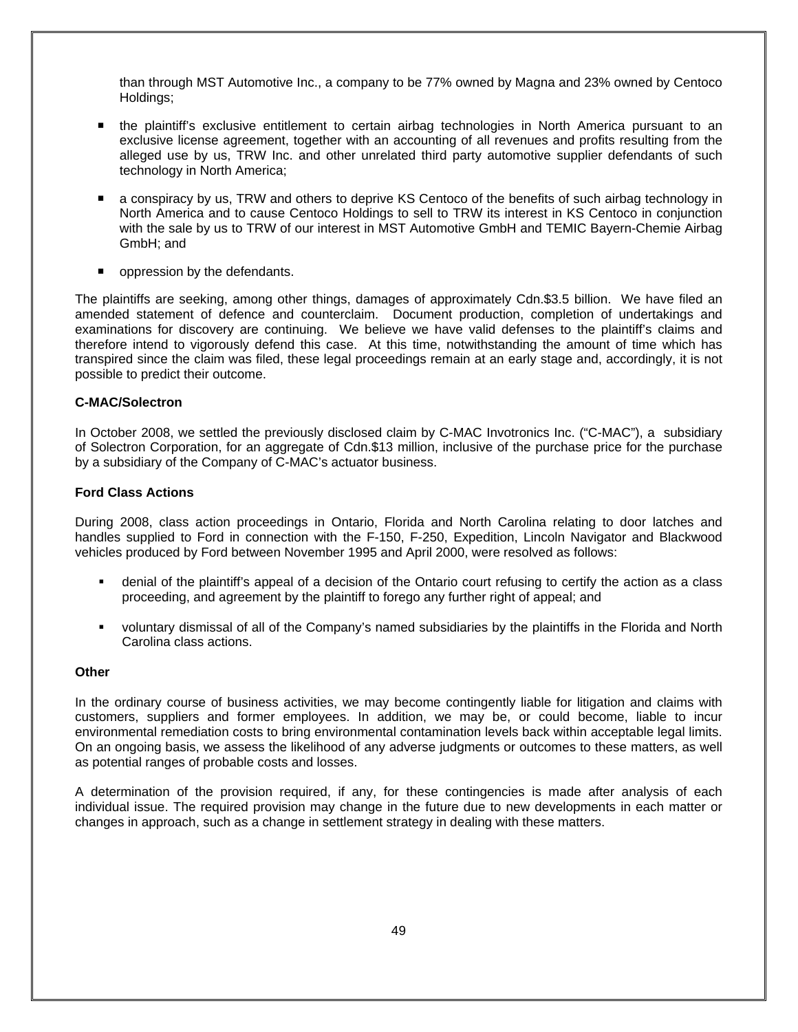than through MST Automotive Inc., a company to be 77% owned by Magna and 23% owned by Centoco Holdings;

- the plaintiff's exclusive entitlement to certain airbag technologies in North America pursuant to an exclusive license agreement, together with an accounting of all revenues and profits resulting from the alleged use by us, TRW Inc. and other unrelated third party automotive supplier defendants of such technology in North America;
- a conspiracy by us, TRW and others to deprive KS Centoco of the benefits of such airbag technology in North America and to cause Centoco Holdings to sell to TRW its interest in KS Centoco in conjunction with the sale by us to TRW of our interest in MST Automotive GmbH and TEMIC Bayern-Chemie Airbag GmbH; and
- oppression by the defendants.

The plaintiffs are seeking, among other things, damages of approximately Cdn.$3.5 billion. We have filed an amended statement of defence and counterclaim. Document production, completion of undertakings and examinations for discovery are continuing. We believe we have valid defenses to the plaintiff's claims and therefore intend to vigorously defend this case. At this time, notwithstanding the amount of time which has transpired since the claim was filed, these legal proceedings remain at an early stage and, accordingly, it is not possible to predict their outcome.

**C-MAC/Solectron**

In October 2008, we settled the previously disclosed claim by C-MAC Invotronics Inc. ("C-MAC"), a subsidiary of Solectron Corporation, for an aggregate of Cdn.$13 million, inclusive of the purchase price for the purchase by a subsidiary of the Company of C-MAC's actuator business.

**Ford Class Actions**

During 2008, class action proceedings in Ontario, Florida and North Carolina relating to door latches and handles supplied to Ford in connection with the F-150, F-250, Expedition, Lincoln Navigator and Blackwood vehicles produced by Ford between November 1995 and April 2000, were resolved as follows:

- denial of the plaintiff's appeal of a decision of the Ontario court refusing to certify the action as a class proceeding, and agreement by the plaintiff to forego any further right of appeal; and
- voluntary dismissal of all of the Company's named subsidiaries by the plaintiffs in the Florida and North Carolina class actions.

**Other**

In the ordinary course of business activities, we may become contingently liable for litigation and claims with customers, suppliers and former employees. In addition, we may be, or could become, liable to incur environmental remediation costs to bring environmental contamination levels back within acceptable legal limits. On an ongoing basis, we assess the likelihood of any adverse judgments or outcomes to these matters, as well as potential ranges of probable costs and losses.

A determination of the provision required, if any, for these contingencies is made after analysis of each individual issue. The required provision may change in the future due to new developments in each matter or changes in approach, such as a change in settlement strategy in dealing with these matters.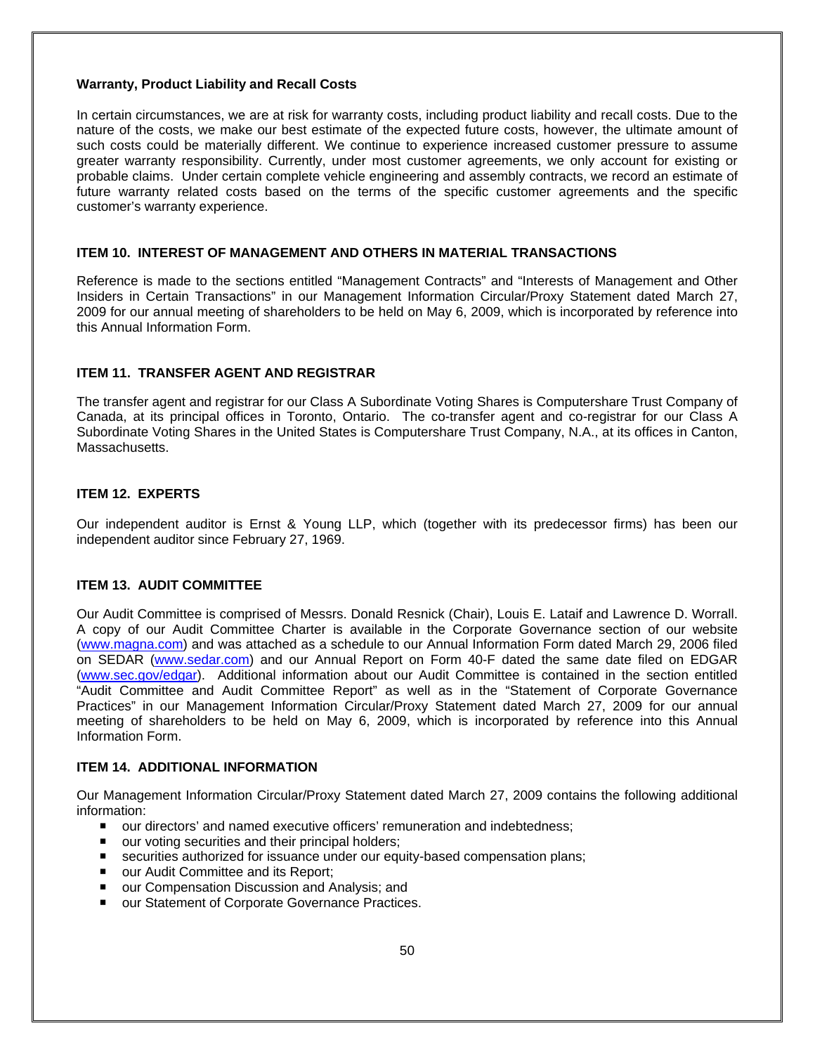**Warranty, Product Liability and Recall Costs**

In certain circumstances, we are at risk for warranty costs, including product liability and recall costs. Due to the nature of the costs, we make our best estimate of the expected future costs, however, the ultimate amount of such costs could be materially different. We continue to experience increased customer pressure to assume greater warranty responsibility. Currently, under most customer agreements, we only account for existing or probable claims. Under certain complete vehicle engineering and assembly contracts, we record an estimate of future warranty related costs based on the terms of the specific customer agreements and the specific customer's warranty experience.

## ITEM 10. INTEREST OF MANAGEMENT AND OTHERS IN MATERIAL TRANSACTIONS

Reference is made to the sections entitled "Management Contracts" and "Interests of Management and Other Insiders in Certain Transactions" in our Management Information Circular/Proxy Statement dated March 27, 2009 for our annual meeting of shareholders to be held on May 6, 2009, which is incorporated by reference into this Annual Information Form.

## ITEM 11. TRANSFER AGENT AND REGISTRAR

The transfer agent and registrar for our Class A Subordinate Voting Shares is Computershare Trust Company of Canada, at its principal offices in Toronto, Ontario. The co-transfer agent and co-registrar for our Class A Subordinate Voting Shares in the United States is Computershare Trust Company, N.A., at its offices in Canton, Massachusetts.

## ITEM 12. EXPERTS

Our independent auditor is Ernst & Young LLP, which (together with its predecessor firms) has been our independent auditor since February 27, 1969.

## ITEM 13. AUDIT COMMITTEE

Our Audit Committee is comprised of Messrs. Donald Resnick (Chair), Louis E. Lataif and Lawrence D. Worrall. A copy of our Audit Committee Charter is available in the Corporate Governance section of our website (www.magna.com) and was attached as a schedule to our Annual Information Form dated March 29, 2006 filed on SEDAR (www.sedar.com) and our Annual Report on Form 40-F dated the same date filed on EDGAR (www.sec.gov/edgar). Additional information about our Audit Committee is contained in the section entitled "Audit Committee and Audit Committee Report" as well as in the "Statement of Corporate Governance Practices" in our Management Information Circular/Proxy Statement dated March 27, 2009 for our annual meeting of shareholders to be held on May 6, 2009, which is incorporated by reference into this Annual Information Form.

## ITEM 14. ADDITIONAL INFORMATION

Our Management Information Circular/Proxy Statement dated March 27, 2009 contains the following additional information:

- our directors' and named executive officers' remuneration and indebtedness;
- our voting securities and their principal holders;
- securities authorized for issuance under our equity-based compensation plans;
- our Audit Committee and its Report;
- our Compensation Discussion and Analysis; and
- our Statement of Corporate Governance Practices.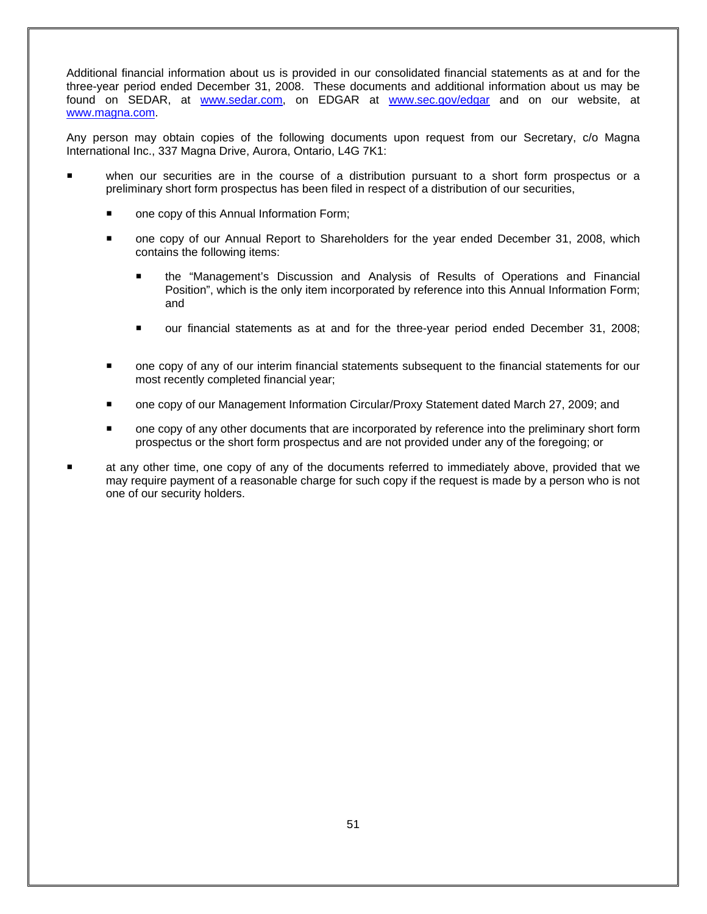Additional financial information about us is provided in our consolidated financial statements as at and for the three-year period ended December 31, 2008. These documents and additional information about us may be found on SEDAR, at www.sedar.com, on EDGAR at www.sec.gov/edgar and on our website, at www.magna.com.

Any person may obtain copies of the following documents upon request from our Secretary, c/o Magna International Inc., 337 Magna Drive, Aurora, Ontario, L4G 7K1:

- when our securities are in the course of a distribution pursuant to a short form prospectus or a preliminary short form prospectus has been filed in respect of a distribution of our securities,
  - one copy of this Annual Information Form;
  - one copy of our Annual Report to Shareholders for the year ended December 31, 2008, which contains the following items:
    - the "Management's Discussion and Analysis of Results of Operations and Financial Position", which is the only item incorporated by reference into this Annual Information Form; and
    - our financial statements as at and for the three-year period ended December 31, 2008;
  - one copy of any of our interim financial statements subsequent to the financial statements for our most recently completed financial year;
  - one copy of our Management Information Circular/Proxy Statement dated March 27, 2009; and
  - one copy of any other documents that are incorporated by reference into the preliminary short form prospectus or the short form prospectus and are not provided under any of the foregoing; or
- at any other time, one copy of any of the documents referred to immediately above, provided that we may require payment of a reasonable charge for such copy if the request is made by a person who is not one of our security holders.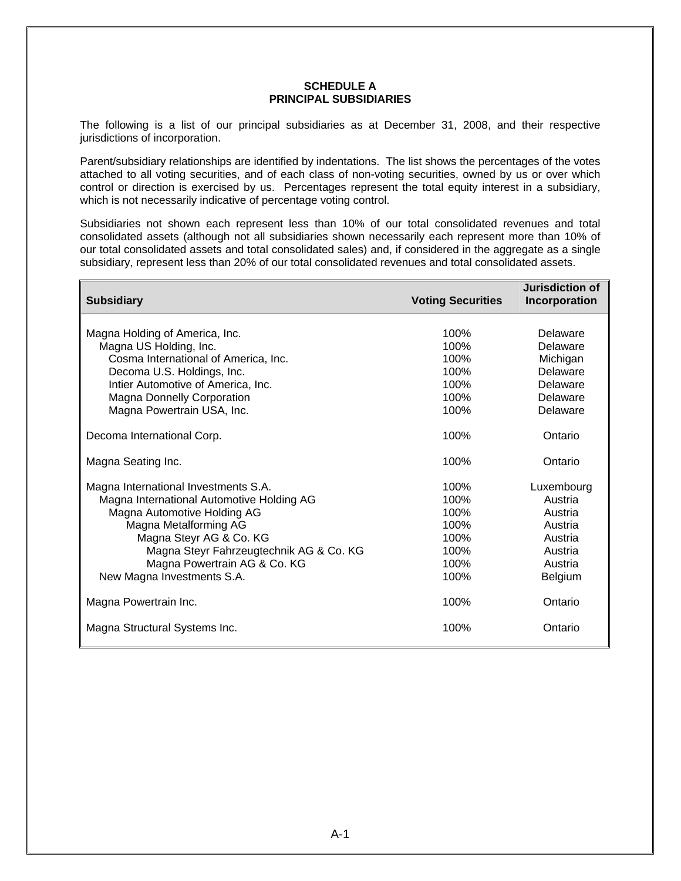# SCHEDULE A
## PRINCIPAL SUBSIDIARIES

The following is a list of our principal subsidiaries as at December 31, 2008, and their respective jurisdictions of incorporation.

Parent/subsidiary relationships are identified by indentations. The list shows the percentages of the votes attached to all voting securities, and of each class of non-voting securities, owned by us or over which control or direction is exercised by us. Percentages represent the total equity interest in a subsidiary, which is not necessarily indicative of percentage voting control.

Subsidiaries not shown each represent less than 10% of our total consolidated revenues and total consolidated assets (although not all subsidiaries shown necessarily each represent more than 10% of our total consolidated assets and total consolidated sales) and, if considered in the aggregate as a single subsidiary, represent less than 20% of our total consolidated revenues and total consolidated assets.

| Subsidiary | Voting Securities | Jurisdiction of Incorporation |
|---|---|---|
| Magna Holding of America, Inc. | 100% | Delaware |
| Magna US Holding, Inc. | 100% | Delaware |
| Cosma International of America, Inc. | 100% | Michigan |
| Decoma U.S. Holdings, Inc. | 100% | Delaware |
| Intier Automotive of America, Inc. | 100% | Delaware |
| Magna Donnelly Corporation | 100% | Delaware |
| Magna Powertrain USA, Inc. | 100% | Delaware |
| Decoma International Corp. | 100% | Ontario |
| Magna Seating Inc. | 100% | Ontario |
| Magna International Investments S.A. | 100% | Luxembourg |
| Magna International Automotive Holding AG | 100% | Austria |
| Magna Automotive Holding AG | 100% | Austria |
| Magna Metalforming AG | 100% | Austria |
| Magna Steyr AG & Co. KG | 100% | Austria |
| Magna Steyr Fahrzeugtechnik AG & Co. KG | 100% | Austria |
| Magna Powertrain AG & Co. KG | 100% | Austria |
| New Magna Investments S.A. | 100% | Belgium |
| Magna Powertrain Inc. | 100% | Ontario |
| Magna Structural Systems Inc. | 100% | Ontario |